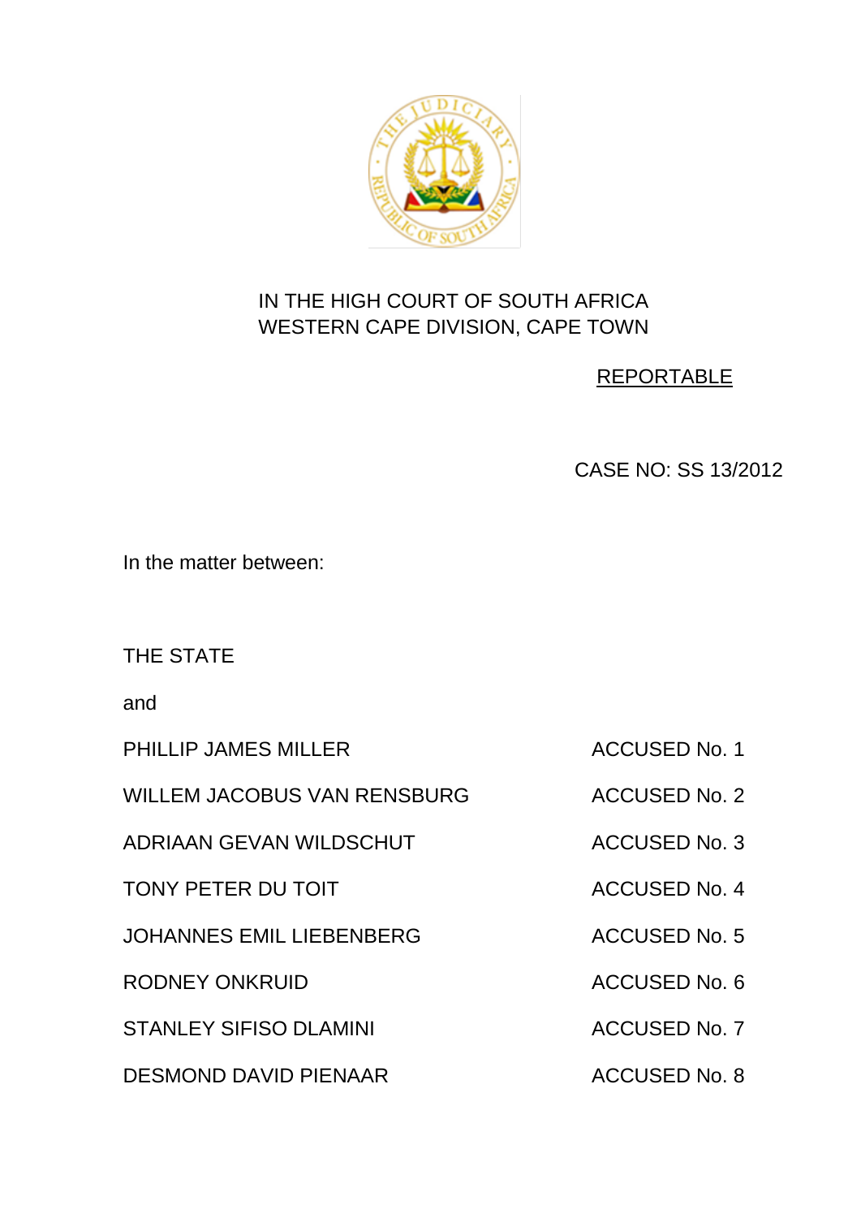IN THE HIGH COURT OF SOUTH AFRICA
WESTERN CAPE DIVISION, CAPE TOWN

REPORTABLE

CASE NO: SS 13/2012

In the matter between:

THE STATE

and

| | |
|---|---|
| PHILLIP JAMES MILLER | ACCUSED No. 1 |
| WILLEM JACOBUS VAN RENSBURG | ACCUSED No. 2 |
| ADRIAAN GEVAN WILDSCHUT | ACCUSED No. 3 |
| TONY PETER DU TOIT | ACCUSED No. 4 |
| JOHANNES EMIL LIEBENBERG | ACCUSED No. 5 |
| RODNEY ONKRUID | ACCUSED No. 6 |
| STANLEY SIFISO DLAMINI | ACCUSED No. 7 |
| DESMOND DAVID PIENAAR | ACCUSED No. 8 |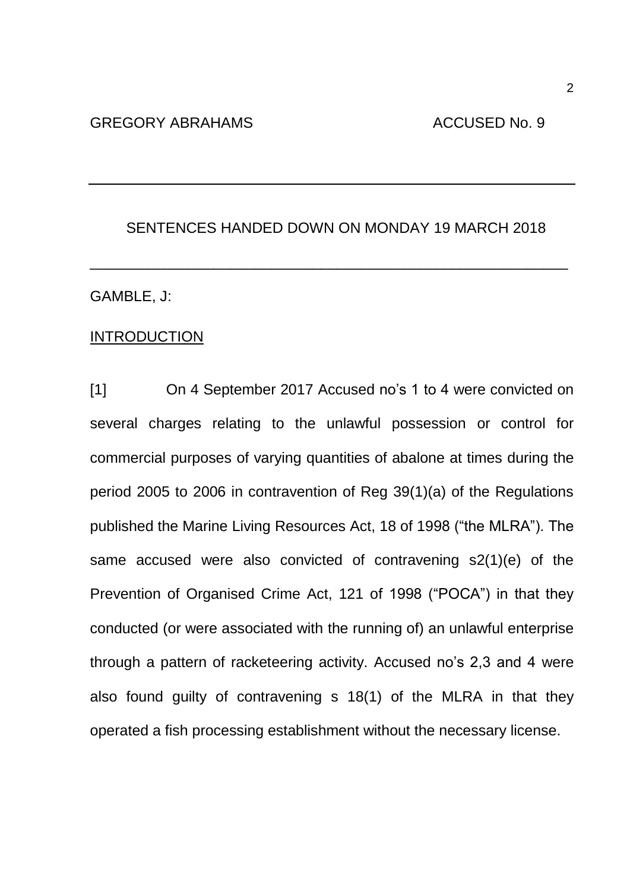GREGORY ABRAHAMS ACCUSED No. 9

---

SENTENCES HANDED DOWN ON MONDAY 19 MARCH 2018

---

GAMBLE, J:

INTRODUCTION

[1] On 4 September 2017 Accused no's 1 to 4 were convicted on several charges relating to the unlawful possession or control for commercial purposes of varying quantities of abalone at times during the period 2005 to 2006 in contravention of Reg 39(1)(a) of the Regulations published the Marine Living Resources Act, 18 of 1998 ("the MLRA"). The same accused were also convicted of contravening s2(1)(e) of the Prevention of Organised Crime Act, 121 of 1998 ("POCA") in that they conducted (or were associated with the running of) an unlawful enterprise through a pattern of racketeering activity. Accused no's 2,3 and 4 were also found guilty of contravening s 18(1) of the MLRA in that they operated a fish processing establishment without the necessary license.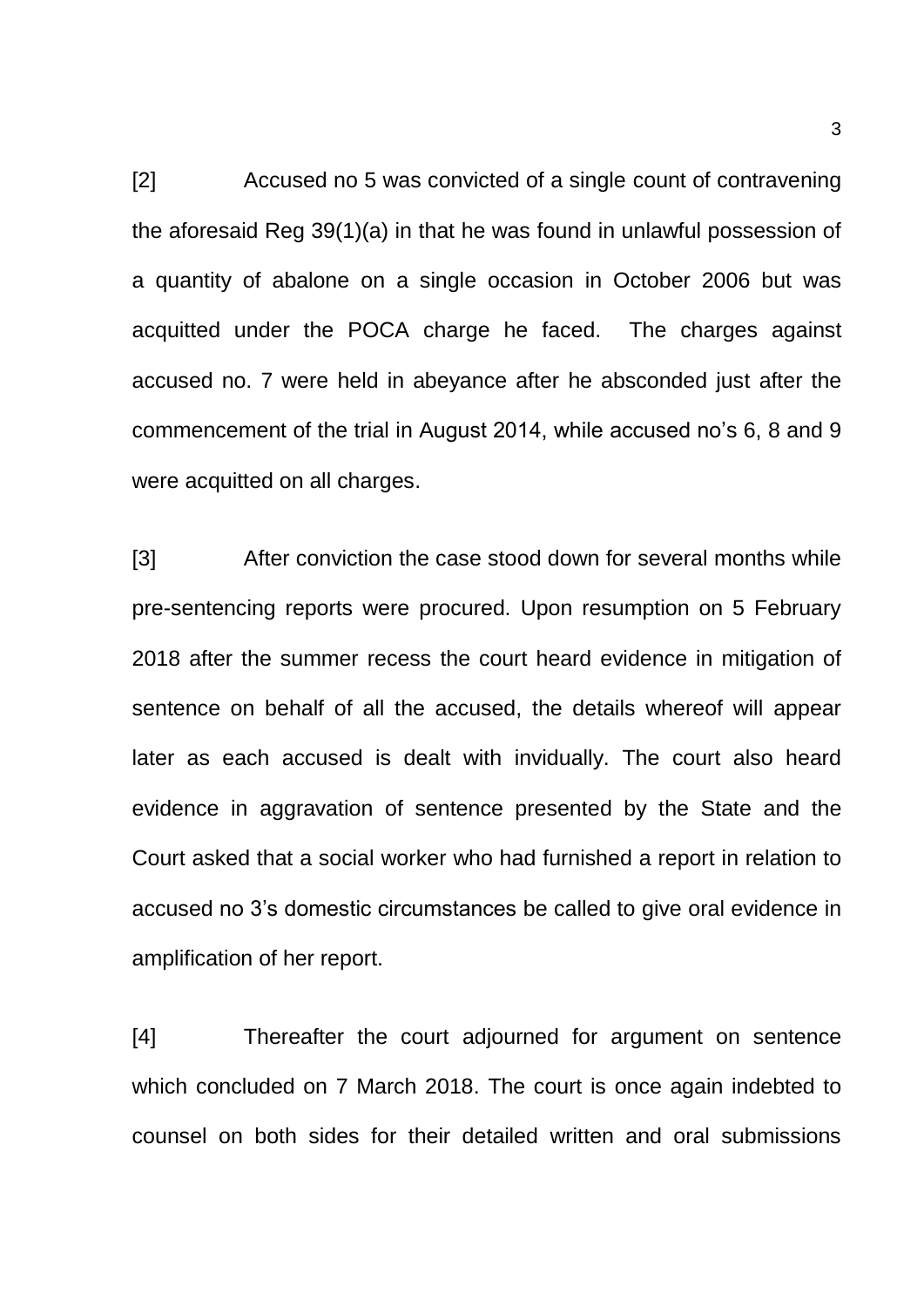[2] Accused no 5 was convicted of a single count of contravening the aforesaid Reg 39(1)(a) in that he was found in unlawful possession of a quantity of abalone on a single occasion in October 2006 but was acquitted under the POCA charge he faced. The charges against accused no. 7 were held in abeyance after he absconded just after the commencement of the trial in August 2014, while accused no's 6, 8 and 9 were acquitted on all charges.

[3] After conviction the case stood down for several months while pre-sentencing reports were procured. Upon resumption on 5 February 2018 after the summer recess the court heard evidence in mitigation of sentence on behalf of all the accused, the details whereof will appear later as each accused is dealt with invidually. The court also heard evidence in aggravation of sentence presented by the State and the Court asked that a social worker who had furnished a report in relation to accused no 3's domestic circumstances be called to give oral evidence in amplification of her report.

[4] Thereafter the court adjourned for argument on sentence which concluded on 7 March 2018. The court is once again indebted to counsel on both sides for their detailed written and oral submissions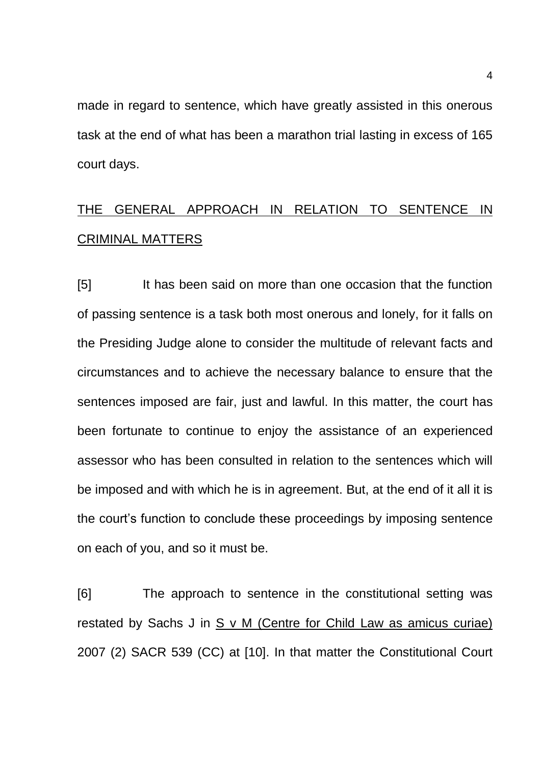made in regard to sentence, which have greatly assisted in this onerous task at the end of what has been a marathon trial lasting in excess of 165 court days.

## <u>THE GENERAL APPROACH IN RELATION TO SENTENCE IN CRIMINAL MATTERS</u>

[5] It has been said on more than one occasion that the function of passing sentence is a task both most onerous and lonely, for it falls on the Presiding Judge alone to consider the multitude of relevant facts and circumstances and to achieve the necessary balance to ensure that the sentences imposed are fair, just and lawful. In this matter, the court has been fortunate to continue to enjoy the assistance of an experienced assessor who has been consulted in relation to the sentences which will be imposed and with which he is in agreement. But, at the end of it all it is the court's function to conclude these proceedings by imposing sentence on each of you, and so it must be.

[6] The approach to sentence in the constitutional setting was restated by Sachs J in <u>S v M (Centre for Child Law as amicus curiae)</u> 2007 (2) SACR 539 (CC) at [10]. In that matter the Constitutional Court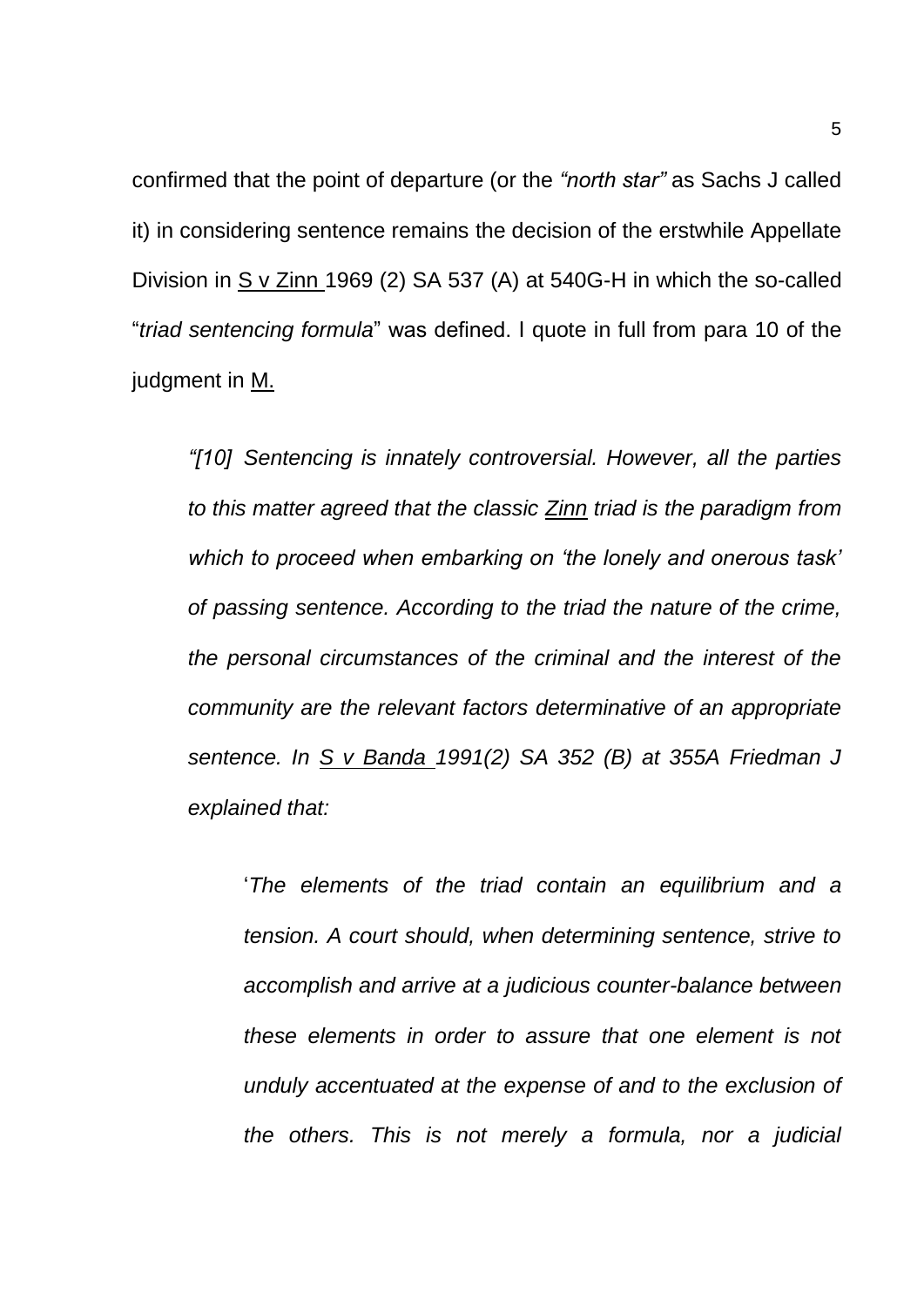confirmed that the point of departure (or the *"north star"* as Sachs J called it) in considering sentence remains the decision of the erstwhile Appellate Division in <u>S v Zinn</u> 1969 (2) SA 537 (A) at 540G-H in which the so-called "*triad sentencing formula*" was defined. I quote in full from para 10 of the judgment in <u>M.</u>

> *"[10] Sentencing is innately controversial. However, all the parties to this matter agreed that the classic <u>Zinn</u> triad is the paradigm from which to proceed when embarking on 'the lonely and onerous task' of passing sentence. According to the triad the nature of the crime, the personal circumstances of the criminal and the interest of the community are the relevant factors determinative of an appropriate sentence. In <u>S v Banda</u> 1991(2) SA 352 (B) at 355A Friedman J explained that:*
>
> > '*The elements of the triad contain an equilibrium and a tension. A court should, when determining sentence, strive to accomplish and arrive at a judicious counter-balance between these elements in order to assure that one element is not unduly accentuated at the expense of and to the exclusion of the others. This is not merely a formula, nor a judicial*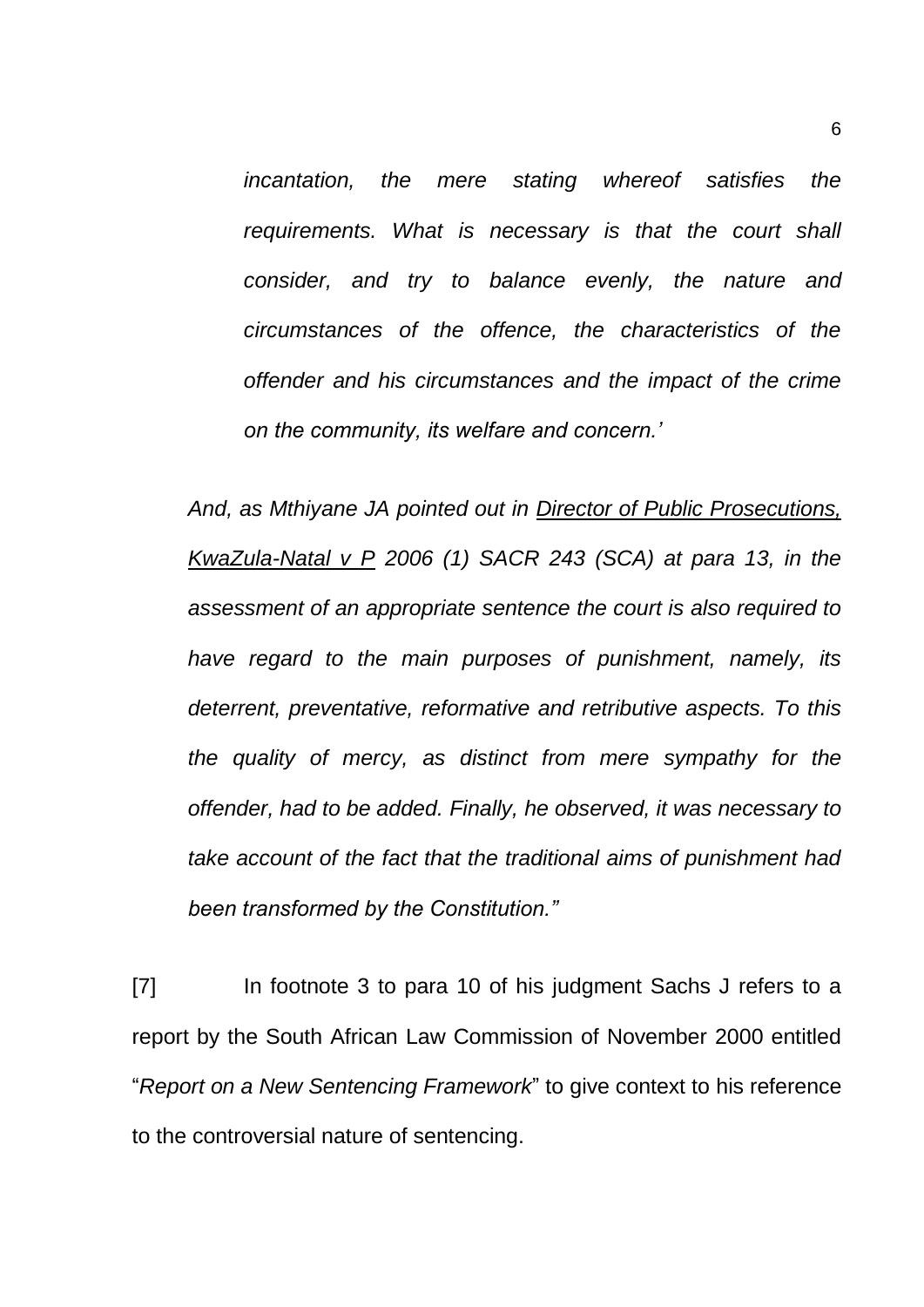> *incantation, the mere stating whereof satisfies the requirements. What is necessary is that the court shall consider, and try to balance evenly, the nature and circumstances of the offence, the characteristics of the offender and his circumstances and the impact of the crime on the community, its welfare and concern.'*

*And, as Mthiyane JA pointed out in Director of Public Prosecutions, KwaZula-Natal v P 2006 (1) SACR 243 (SCA) at para 13, in the assessment of an appropriate sentence the court is also required to have regard to the main purposes of punishment, namely, its deterrent, preventative, reformative and retributive aspects. To this the quality of mercy, as distinct from mere sympathy for the offender, had to be added. Finally, he observed, it was necessary to take account of the fact that the traditional aims of punishment had been transformed by the Constitution."*

[7] In footnote 3 to para 10 of his judgment Sachs J refers to a report by the South African Law Commission of November 2000 entitled "*Report on a New Sentencing Framework*" to give context to his reference to the controversial nature of sentencing.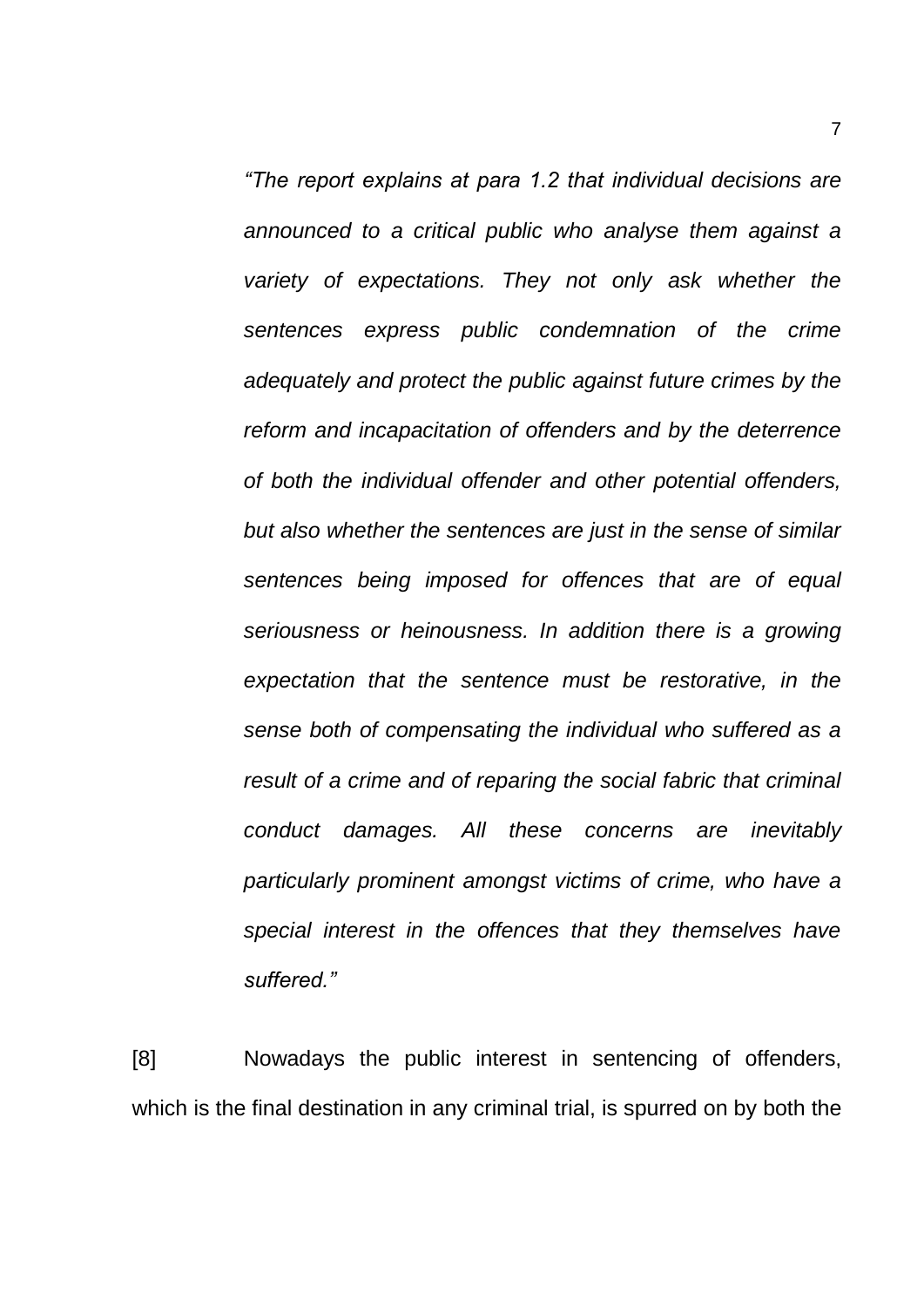> *"The report explains at para 1.2 that individual decisions are announced to a critical public who analyse them against a variety of expectations. They not only ask whether the sentences express public condemnation of the crime adequately and protect the public against future crimes by the reform and incapacitation of offenders and by the deterrence of both the individual offender and other potential offenders, but also whether the sentences are just in the sense of similar sentences being imposed for offences that are of equal seriousness or heinousness. In addition there is a growing expectation that the sentence must be restorative, in the sense both of compensating the individual who suffered as a result of a crime and of reparing the social fabric that criminal conduct damages. All these concerns are inevitably particularly prominent amongst victims of crime, who have a special interest in the offences that they themselves have suffered."*

[8] Nowadays the public interest in sentencing of offenders, which is the final destination in any criminal trial, is spurred on by both the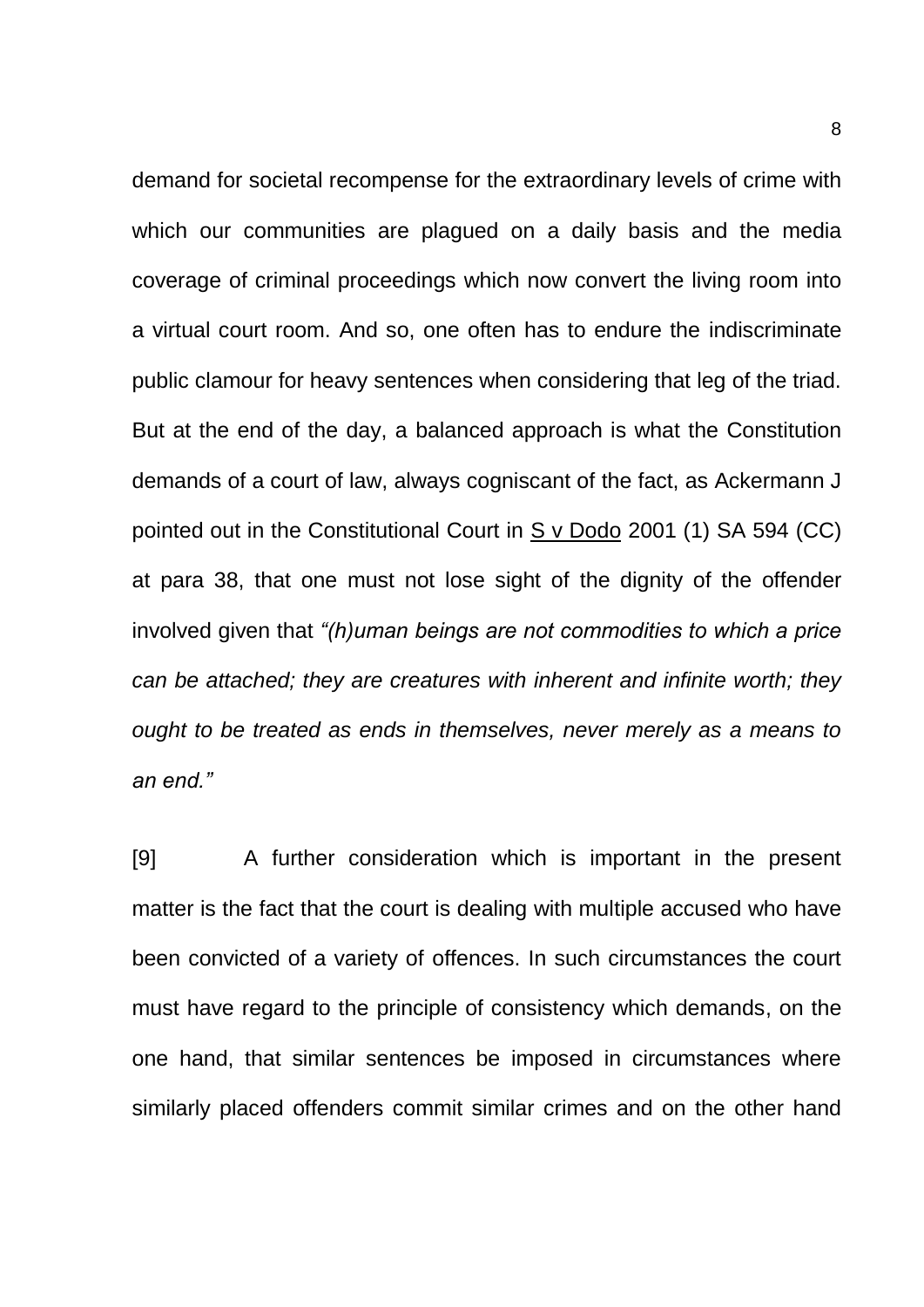demand for societal recompense for the extraordinary levels of crime with which our communities are plagued on a daily basis and the media coverage of criminal proceedings which now convert the living room into a virtual court room. And so, one often has to endure the indiscriminate public clamour for heavy sentences when considering that leg of the triad. But at the end of the day, a balanced approach is what the Constitution demands of a court of law, always cogniscant of the fact, as Ackermann J pointed out in the Constitutional Court in S v Dodo 2001 (1) SA 594 (CC) at para 38, that one must not lose sight of the dignity of the offender involved given that *"(h)uman beings are not commodities to which a price can be attached; they are creatures with inherent and infinite worth; they ought to be treated as ends in themselves, never merely as a means to an end."*

[9] A further consideration which is important in the present matter is the fact that the court is dealing with multiple accused who have been convicted of a variety of offences. In such circumstances the court must have regard to the principle of consistency which demands, on the one hand, that similar sentences be imposed in circumstances where similarly placed offenders commit similar crimes and on the other hand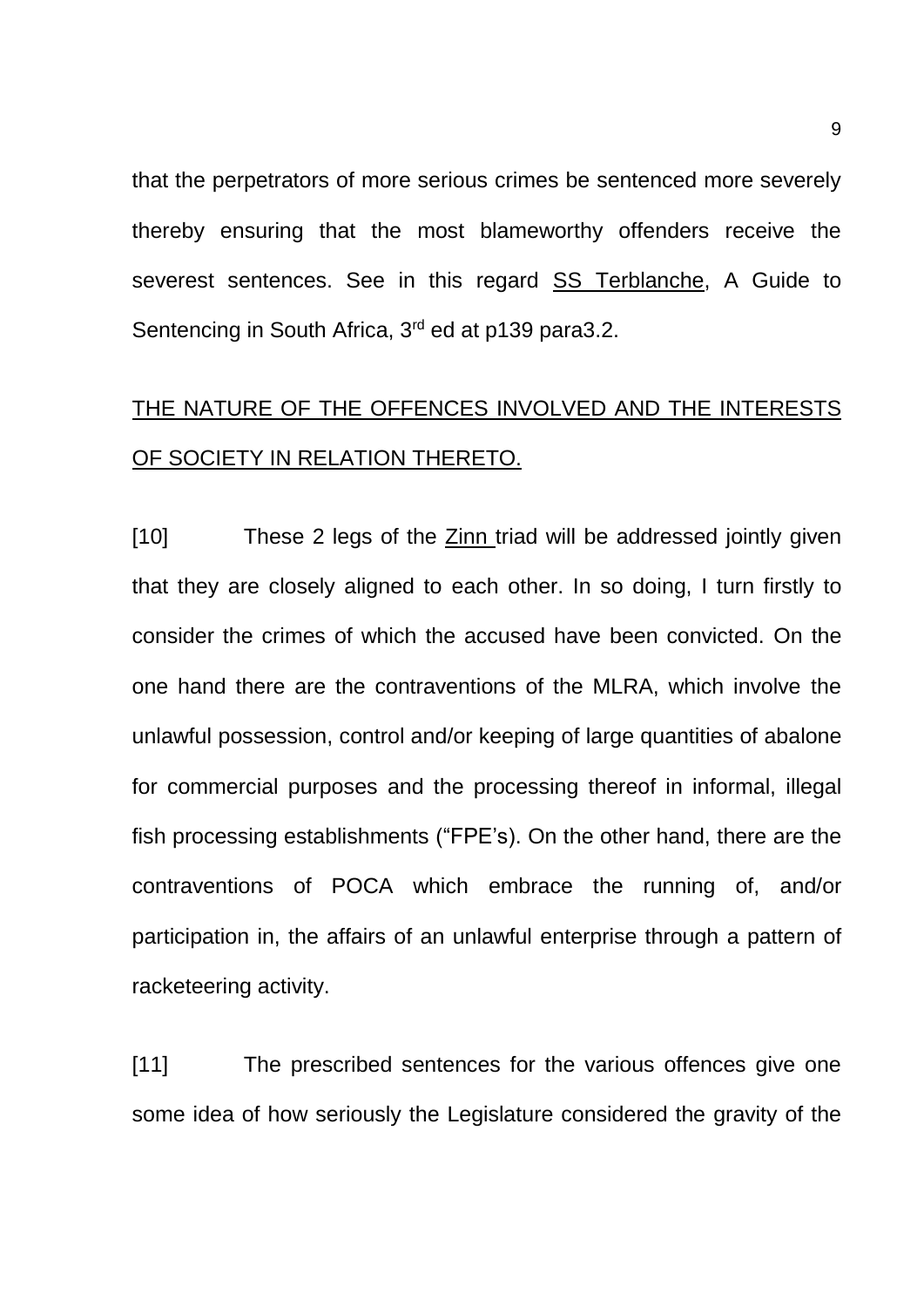that the perpetrators of more serious crimes be sentenced more severely thereby ensuring that the most blameworthy offenders receive the severest sentences. See in this regard SS Terblanche, A Guide to Sentencing in South Africa, 3rd ed at p139 para3.2.

## THE NATURE OF THE OFFENCES INVOLVED AND THE INTERESTS OF SOCIETY IN RELATION THERETO.

[10] These 2 legs of the Zinn triad will be addressed jointly given that they are closely aligned to each other. In so doing, I turn firstly to consider the crimes of which the accused have been convicted. On the one hand there are the contraventions of the MLRA, which involve the unlawful possession, control and/or keeping of large quantities of abalone for commercial purposes and the processing thereof in informal, illegal fish processing establishments ("FPE's). On the other hand, there are the contraventions of POCA which embrace the running of, and/or participation in, the affairs of an unlawful enterprise through a pattern of racketeering activity.

[11] The prescribed sentences for the various offences give one some idea of how seriously the Legislature considered the gravity of the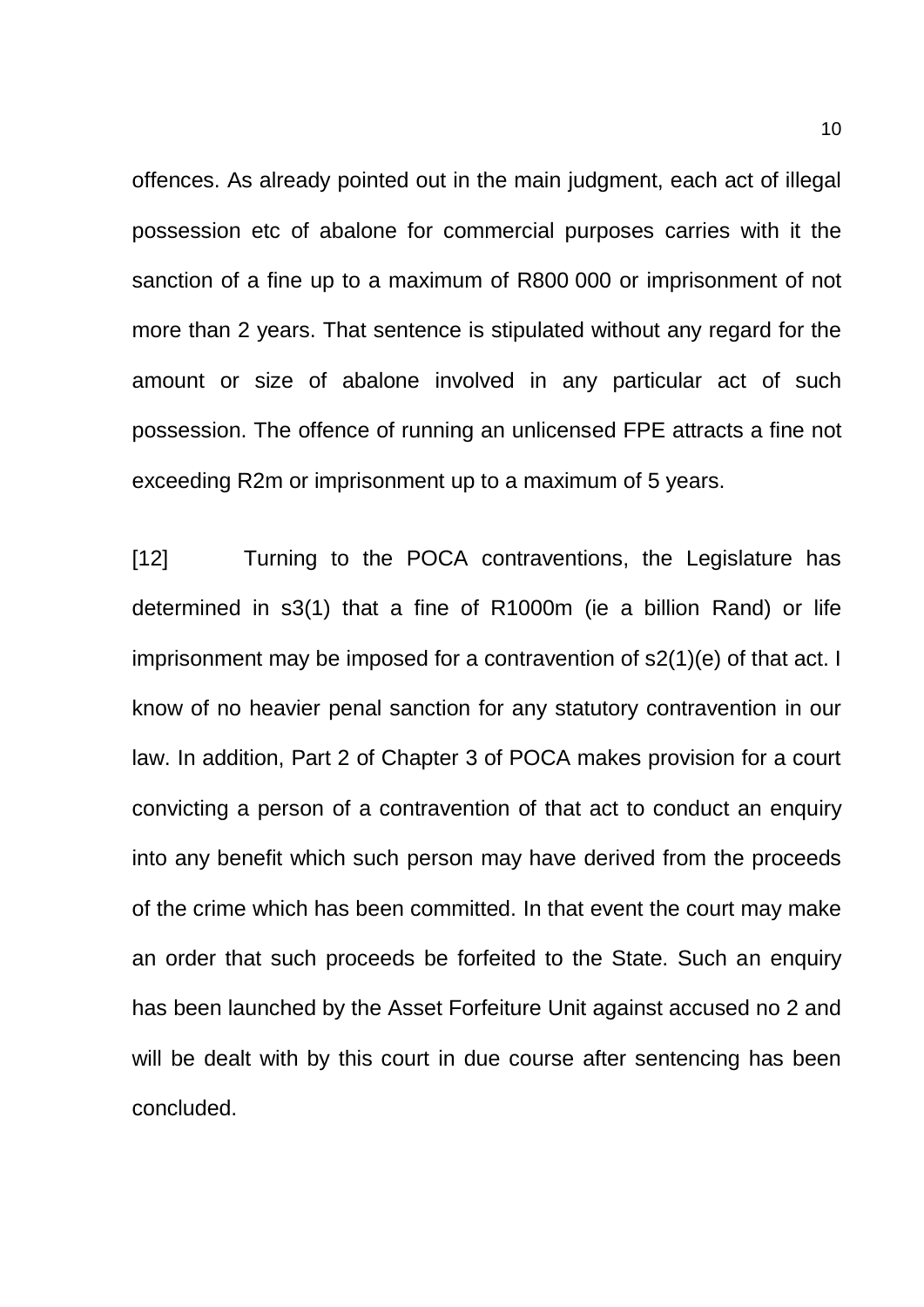offences. As already pointed out in the main judgment, each act of illegal possession etc of abalone for commercial purposes carries with it the sanction of a fine up to a maximum of R800 000 or imprisonment of not more than 2 years. That sentence is stipulated without any regard for the amount or size of abalone involved in any particular act of such possession. The offence of running an unlicensed FPE attracts a fine not exceeding R2m or imprisonment up to a maximum of 5 years.

[12] Turning to the POCA contraventions, the Legislature has determined in s3(1) that a fine of R1000m (ie a billion Rand) or life imprisonment may be imposed for a contravention of s2(1)(e) of that act. I know of no heavier penal sanction for any statutory contravention in our law. In addition, Part 2 of Chapter 3 of POCA makes provision for a court convicting a person of a contravention of that act to conduct an enquiry into any benefit which such person may have derived from the proceeds of the crime which has been committed. In that event the court may make an order that such proceeds be forfeited to the State. Such an enquiry has been launched by the Asset Forfeiture Unit against accused no 2 and will be dealt with by this court in due course after sentencing has been concluded.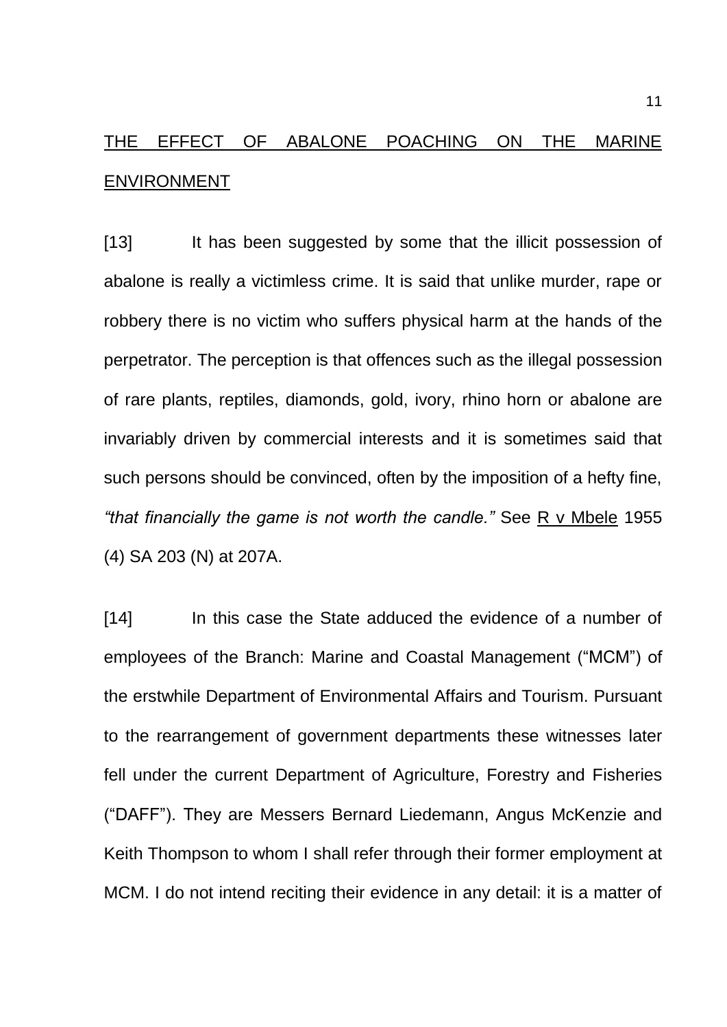## THE EFFECT OF ABALONE POACHING ON THE MARINE ENVIRONMENT

[13] It has been suggested by some that the illicit possession of abalone is really a victimless crime. It is said that unlike murder, rape or robbery there is no victim who suffers physical harm at the hands of the perpetrator. The perception is that offences such as the illegal possession of rare plants, reptiles, diamonds, gold, ivory, rhino horn or abalone are invariably driven by commercial interests and it is sometimes said that such persons should be convinced, often by the imposition of a hefty fine, *"that financially the game is not worth the candle."* See R v Mbele 1955 (4) SA 203 (N) at 207A.

[14] In this case the State adduced the evidence of a number of employees of the Branch: Marine and Coastal Management ("MCM") of the erstwhile Department of Environmental Affairs and Tourism. Pursuant to the rearrangement of government departments these witnesses later fell under the current Department of Agriculture, Forestry and Fisheries ("DAFF"). They are Messers Bernard Liedemann, Angus McKenzie and Keith Thompson to whom I shall refer through their former employment at MCM. I do not intend reciting their evidence in any detail: it is a matter of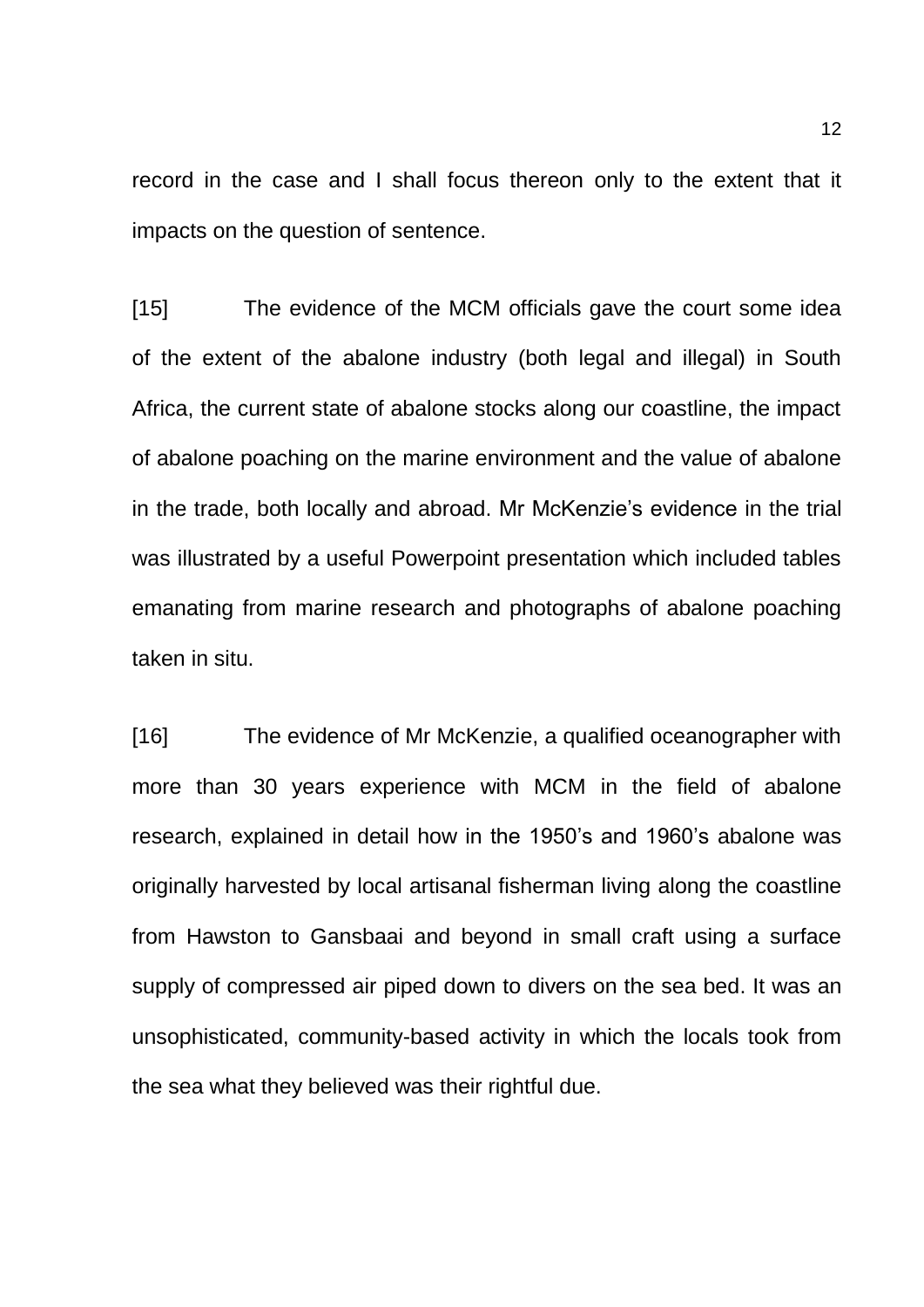record in the case and I shall focus thereon only to the extent that it impacts on the question of sentence.

[15] The evidence of the MCM officials gave the court some idea of the extent of the abalone industry (both legal and illegal) in South Africa, the current state of abalone stocks along our coastline, the impact of abalone poaching on the marine environment and the value of abalone in the trade, both locally and abroad. Mr McKenzie's evidence in the trial was illustrated by a useful Powerpoint presentation which included tables emanating from marine research and photographs of abalone poaching taken in situ.

[16] The evidence of Mr McKenzie, a qualified oceanographer with more than 30 years experience with MCM in the field of abalone research, explained in detail how in the 1950's and 1960's abalone was originally harvested by local artisanal fisherman living along the coastline from Hawston to Gansbaai and beyond in small craft using a surface supply of compressed air piped down to divers on the sea bed. It was an unsophisticated, community-based activity in which the locals took from the sea what they believed was their rightful due.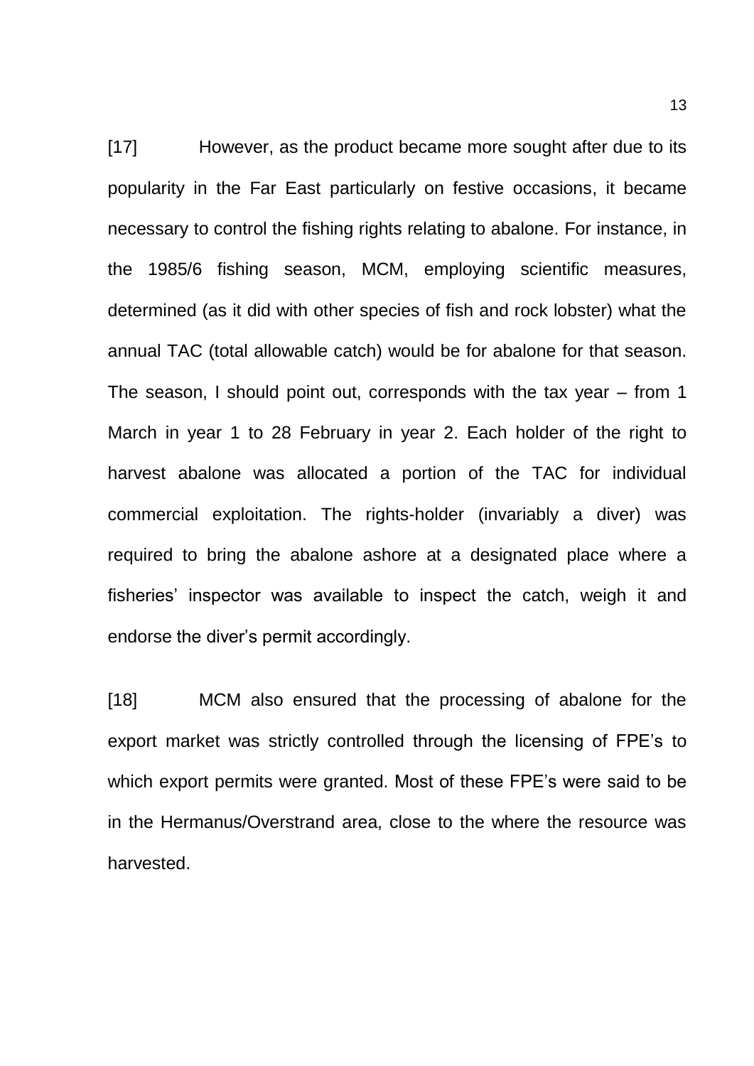[17] However, as the product became more sought after due to its popularity in the Far East particularly on festive occasions, it became necessary to control the fishing rights relating to abalone. For instance, in the 1985/6 fishing season, MCM, employing scientific measures, determined (as it did with other species of fish and rock lobster) what the annual TAC (total allowable catch) would be for abalone for that season. The season, I should point out, corresponds with the tax year – from 1 March in year 1 to 28 February in year 2. Each holder of the right to harvest abalone was allocated a portion of the TAC for individual commercial exploitation. The rights-holder (invariably a diver) was required to bring the abalone ashore at a designated place where a fisheries' inspector was available to inspect the catch, weigh it and endorse the diver's permit accordingly.

[18] MCM also ensured that the processing of abalone for the export market was strictly controlled through the licensing of FPE's to which export permits were granted. Most of these FPE's were said to be in the Hermanus/Overstrand area, close to the where the resource was harvested.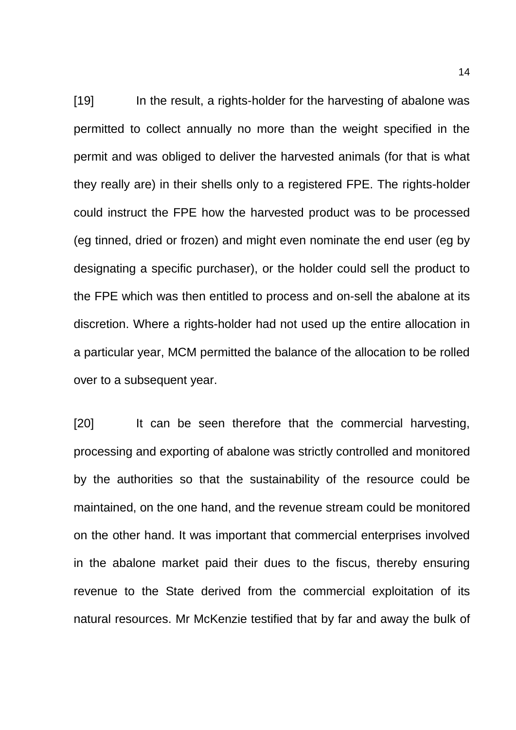[19] In the result, a rights-holder for the harvesting of abalone was permitted to collect annually no more than the weight specified in the permit and was obliged to deliver the harvested animals (for that is what they really are) in their shells only to a registered FPE. The rights-holder could instruct the FPE how the harvested product was to be processed (eg tinned, dried or frozen) and might even nominate the end user (eg by designating a specific purchaser), or the holder could sell the product to the FPE which was then entitled to process and on-sell the abalone at its discretion. Where a rights-holder had not used up the entire allocation in a particular year, MCM permitted the balance of the allocation to be rolled over to a subsequent year.

[20] It can be seen therefore that the commercial harvesting, processing and exporting of abalone was strictly controlled and monitored by the authorities so that the sustainability of the resource could be maintained, on the one hand, and the revenue stream could be monitored on the other hand. It was important that commercial enterprises involved in the abalone market paid their dues to the fiscus, thereby ensuring revenue to the State derived from the commercial exploitation of its natural resources. Mr McKenzie testified that by far and away the bulk of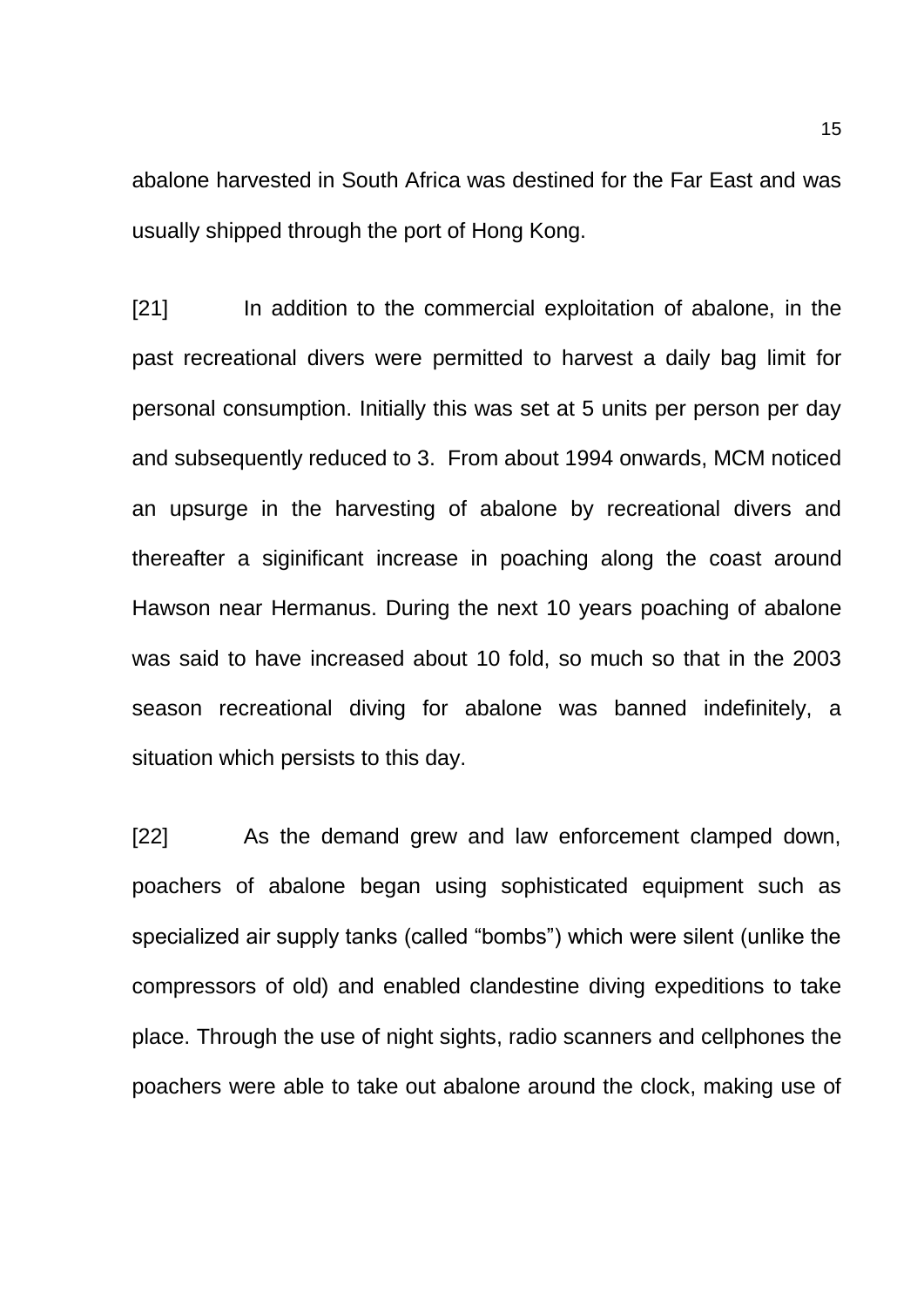abalone harvested in South Africa was destined for the Far East and was usually shipped through the port of Hong Kong.

[21] In addition to the commercial exploitation of abalone, in the past recreational divers were permitted to harvest a daily bag limit for personal consumption. Initially this was set at 5 units per person per day and subsequently reduced to 3. From about 1994 onwards, MCM noticed an upsurge in the harvesting of abalone by recreational divers and thereafter a siginificant increase in poaching along the coast around Hawson near Hermanus. During the next 10 years poaching of abalone was said to have increased about 10 fold, so much so that in the 2003 season recreational diving for abalone was banned indefinitely, a situation which persists to this day.

[22] As the demand grew and law enforcement clamped down, poachers of abalone began using sophisticated equipment such as specialized air supply tanks (called "bombs") which were silent (unlike the compressors of old) and enabled clandestine diving expeditions to take place. Through the use of night sights, radio scanners and cellphones the poachers were able to take out abalone around the clock, making use of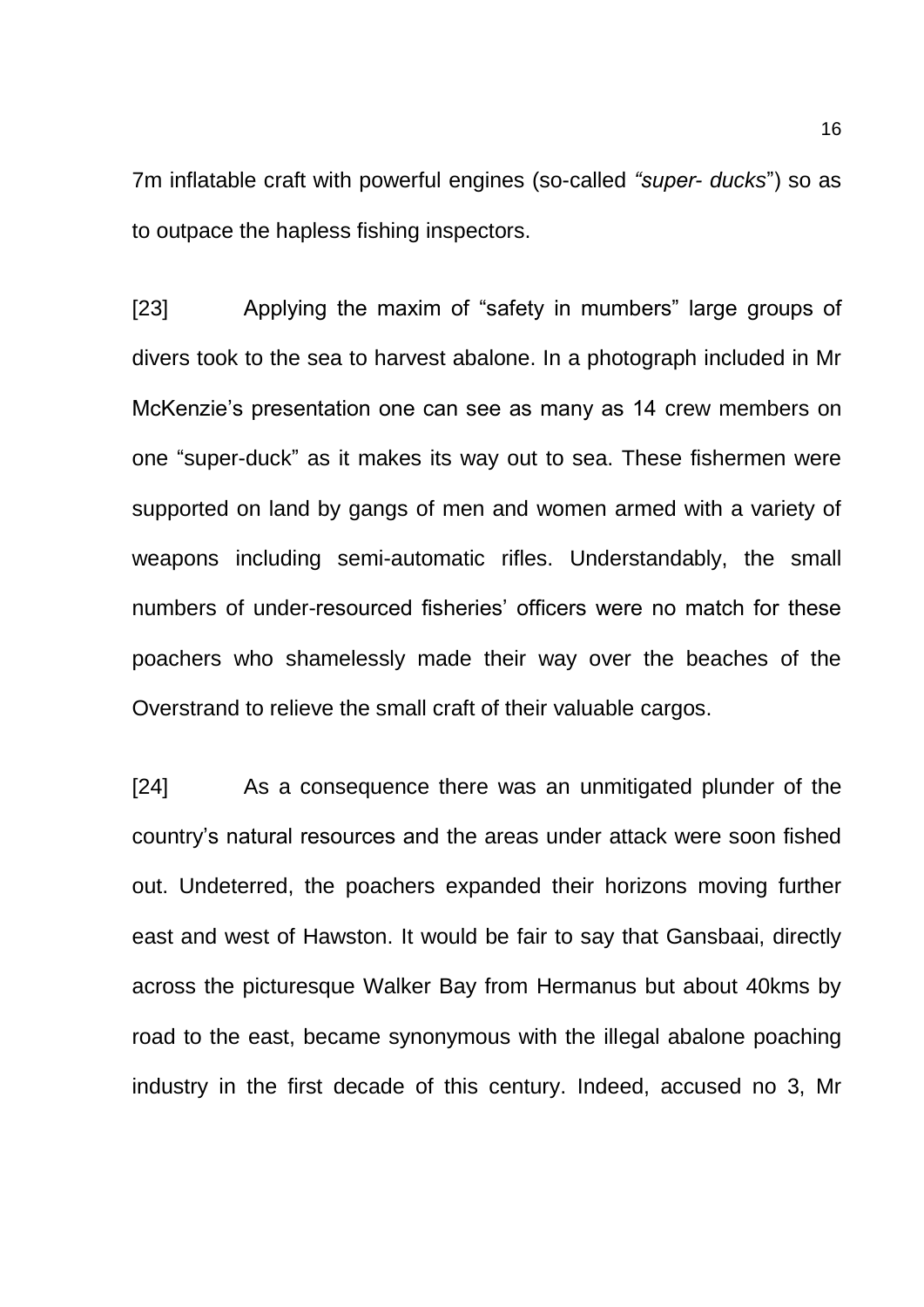7m inflatable craft with powerful engines (so-called *"super- ducks*") so as to outpace the hapless fishing inspectors.

[23] Applying the maxim of "safety in mumbers" large groups of divers took to the sea to harvest abalone. In a photograph included in Mr McKenzie's presentation one can see as many as 14 crew members on one "super-duck" as it makes its way out to sea. These fishermen were supported on land by gangs of men and women armed with a variety of weapons including semi-automatic rifles. Understandably, the small numbers of under-resourced fisheries' officers were no match for these poachers who shamelessly made their way over the beaches of the Overstrand to relieve the small craft of their valuable cargos.

[24] As a consequence there was an unmitigated plunder of the country's natural resources and the areas under attack were soon fished out. Undeterred, the poachers expanded their horizons moving further east and west of Hawston. It would be fair to say that Gansbaai, directly across the picturesque Walker Bay from Hermanus but about 40kms by road to the east, became synonymous with the illegal abalone poaching industry in the first decade of this century. Indeed, accused no 3, Mr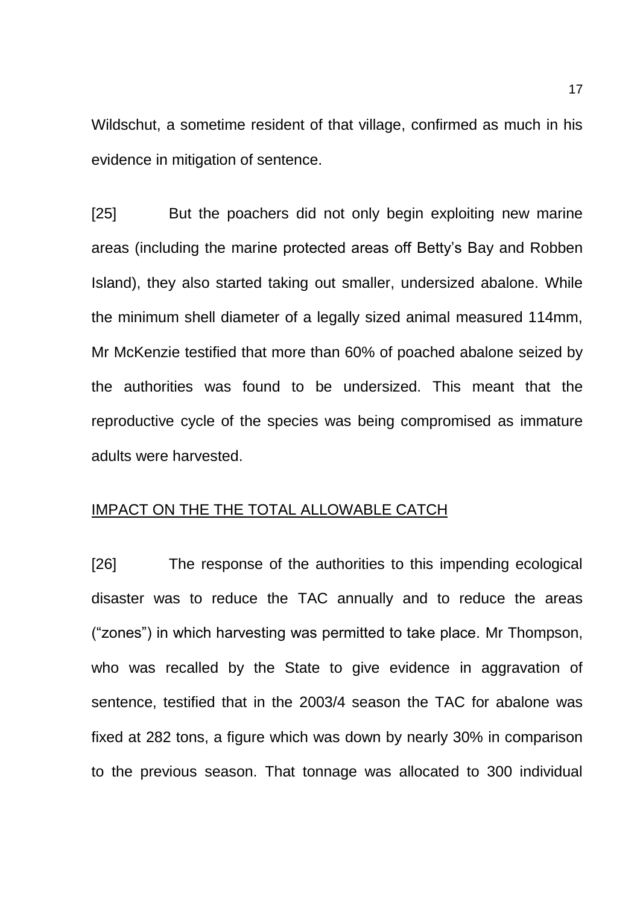Wildschut, a sometime resident of that village, confirmed as much in his evidence in mitigation of sentence.

[25] But the poachers did not only begin exploiting new marine areas (including the marine protected areas off Betty's Bay and Robben Island), they also started taking out smaller, undersized abalone. While the minimum shell diameter of a legally sized animal measured 114mm, Mr McKenzie testified that more than 60% of poached abalone seized by the authorities was found to be undersized. This meant that the reproductive cycle of the species was being compromised as immature adults were harvested.

<u>IMPACT ON THE THE TOTAL ALLOWABLE CATCH</u>

[26] The response of the authorities to this impending ecological disaster was to reduce the TAC annually and to reduce the areas ("zones") in which harvesting was permitted to take place. Mr Thompson, who was recalled by the State to give evidence in aggravation of sentence, testified that in the 2003/4 season the TAC for abalone was fixed at 282 tons, a figure which was down by nearly 30% in comparison to the previous season. That tonnage was allocated to 300 individual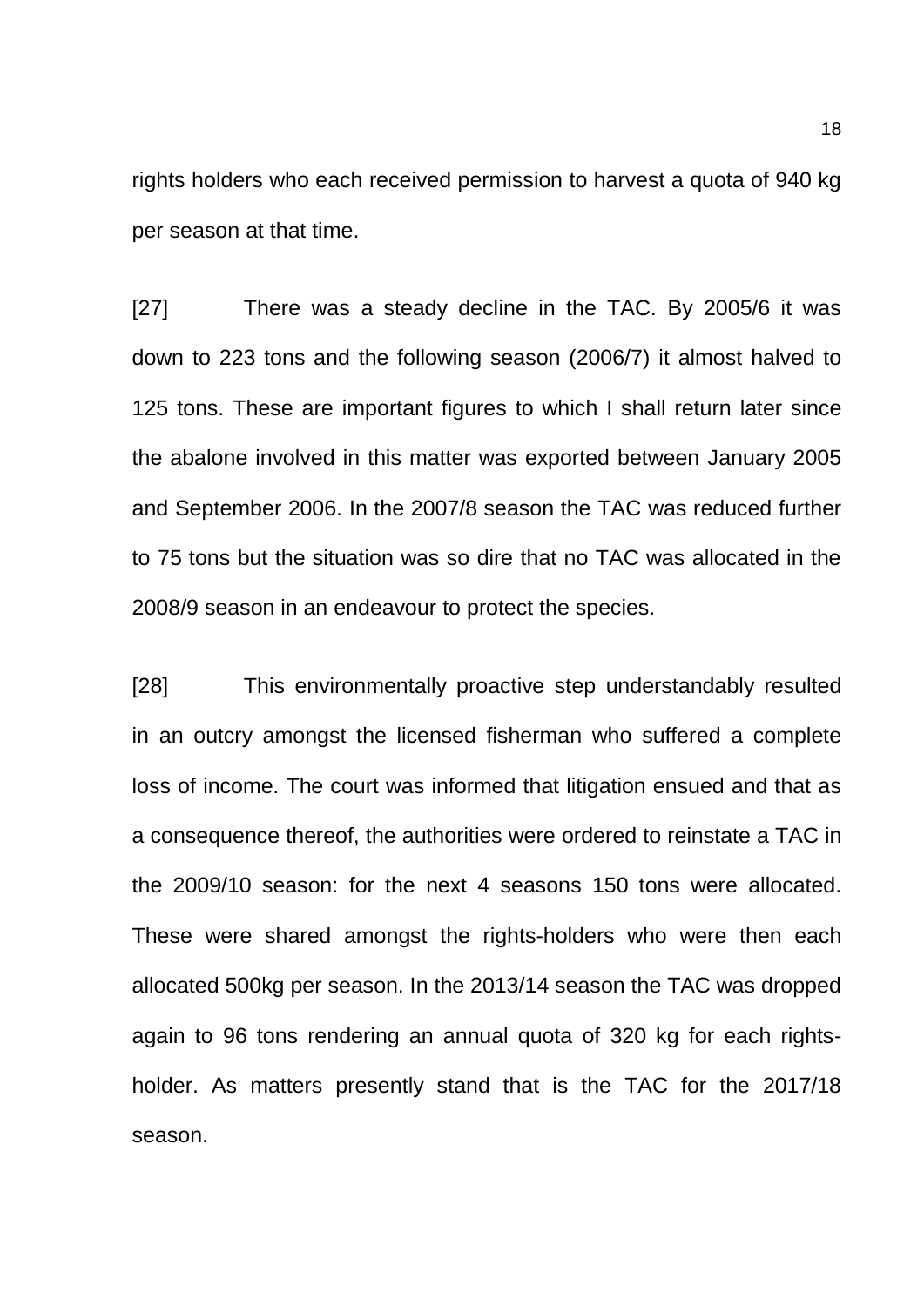rights holders who each received permission to harvest a quota of 940 kg per season at that time.

[27] There was a steady decline in the TAC. By 2005/6 it was down to 223 tons and the following season (2006/7) it almost halved to 125 tons. These are important figures to which I shall return later since the abalone involved in this matter was exported between January 2005 and September 2006. In the 2007/8 season the TAC was reduced further to 75 tons but the situation was so dire that no TAC was allocated in the 2008/9 season in an endeavour to protect the species.

[28] This environmentally proactive step understandably resulted in an outcry amongst the licensed fisherman who suffered a complete loss of income. The court was informed that litigation ensued and that as a consequence thereof, the authorities were ordered to reinstate a TAC in the 2009/10 season: for the next 4 seasons 150 tons were allocated. These were shared amongst the rights-holders who were then each allocated 500kg per season. In the 2013/14 season the TAC was dropped again to 96 tons rendering an annual quota of 320 kg for each rights-holder. As matters presently stand that is the TAC for the 2017/18 season.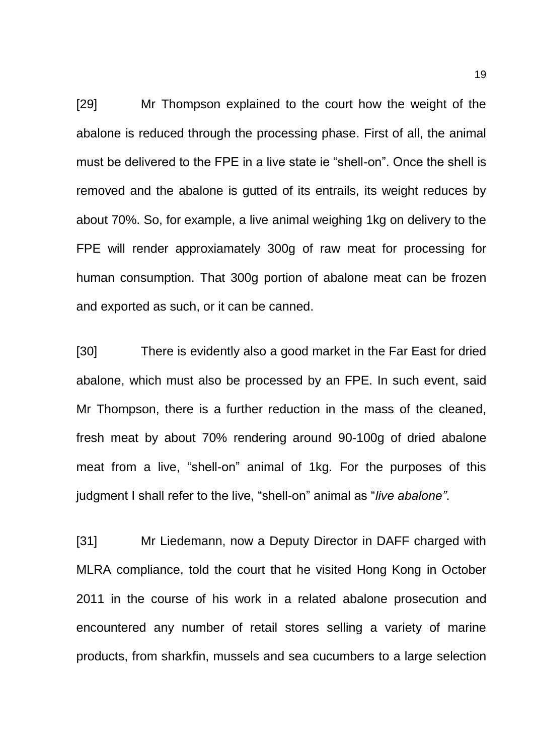[29] Mr Thompson explained to the court how the weight of the abalone is reduced through the processing phase. First of all, the animal must be delivered to the FPE in a live state ie "shell-on". Once the shell is removed and the abalone is gutted of its entrails, its weight reduces by about 70%. So, for example, a live animal weighing 1kg on delivery to the FPE will render approxiamately 300g of raw meat for processing for human consumption. That 300g portion of abalone meat can be frozen and exported as such, or it can be canned.

[30] There is evidently also a good market in the Far East for dried abalone, which must also be processed by an FPE. In such event, said Mr Thompson, there is a further reduction in the mass of the cleaned, fresh meat by about 70% rendering around 90-100g of dried abalone meat from a live, "shell-on" animal of 1kg. For the purposes of this judgment I shall refer to the live, "shell-on" animal as "*live abalone"*.

[31] Mr Liedemann, now a Deputy Director in DAFF charged with MLRA compliance, told the court that he visited Hong Kong in October 2011 in the course of his work in a related abalone prosecution and encountered any number of retail stores selling a variety of marine products, from sharkfin, mussels and sea cucumbers to a large selection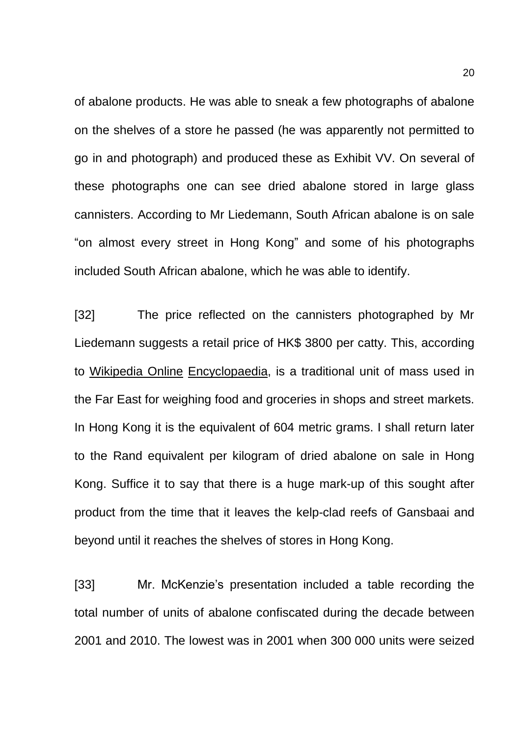of abalone products. He was able to sneak a few photographs of abalone on the shelves of a store he passed (he was apparently not permitted to go in and photograph) and produced these as Exhibit VV. On several of these photographs one can see dried abalone stored in large glass cannisters. According to Mr Liedemann, South African abalone is on sale "on almost every street in Hong Kong" and some of his photographs included South African abalone, which he was able to identify.

[32] The price reflected on the cannisters photographed by Mr Liedemann suggests a retail price of HK$ 3800 per catty. This, according to Wikipedia Online Encyclopaedia, is a traditional unit of mass used in the Far East for weighing food and groceries in shops and street markets. In Hong Kong it is the equivalent of 604 metric grams. I shall return later to the Rand equivalent per kilogram of dried abalone on sale in Hong Kong. Suffice it to say that there is a huge mark-up of this sought after product from the time that it leaves the kelp-clad reefs of Gansbaai and beyond until it reaches the shelves of stores in Hong Kong.

[33] Mr. McKenzie's presentation included a table recording the total number of units of abalone confiscated during the decade between 2001 and 2010. The lowest was in 2001 when 300 000 units were seized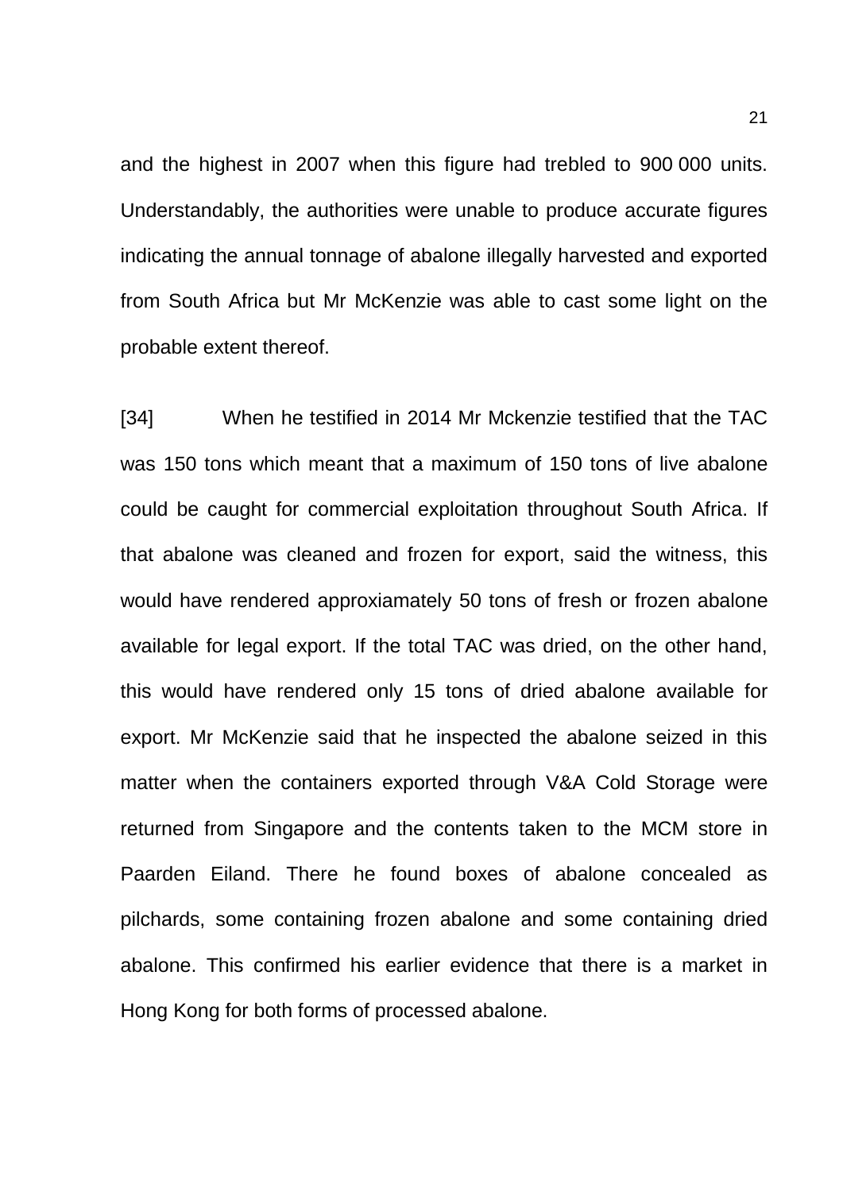and the highest in 2007 when this figure had trebled to 900 000 units. Understandably, the authorities were unable to produce accurate figures indicating the annual tonnage of abalone illegally harvested and exported from South Africa but Mr McKenzie was able to cast some light on the probable extent thereof.

[34] When he testified in 2014 Mr Mckenzie testified that the TAC was 150 tons which meant that a maximum of 150 tons of live abalone could be caught for commercial exploitation throughout South Africa. If that abalone was cleaned and frozen for export, said the witness, this would have rendered approxiamately 50 tons of fresh or frozen abalone available for legal export. If the total TAC was dried, on the other hand, this would have rendered only 15 tons of dried abalone available for export. Mr McKenzie said that he inspected the abalone seized in this matter when the containers exported through V&A Cold Storage were returned from Singapore and the contents taken to the MCM store in Paarden Eiland. There he found boxes of abalone concealed as pilchards, some containing frozen abalone and some containing dried abalone. This confirmed his earlier evidence that there is a market in Hong Kong for both forms of processed abalone.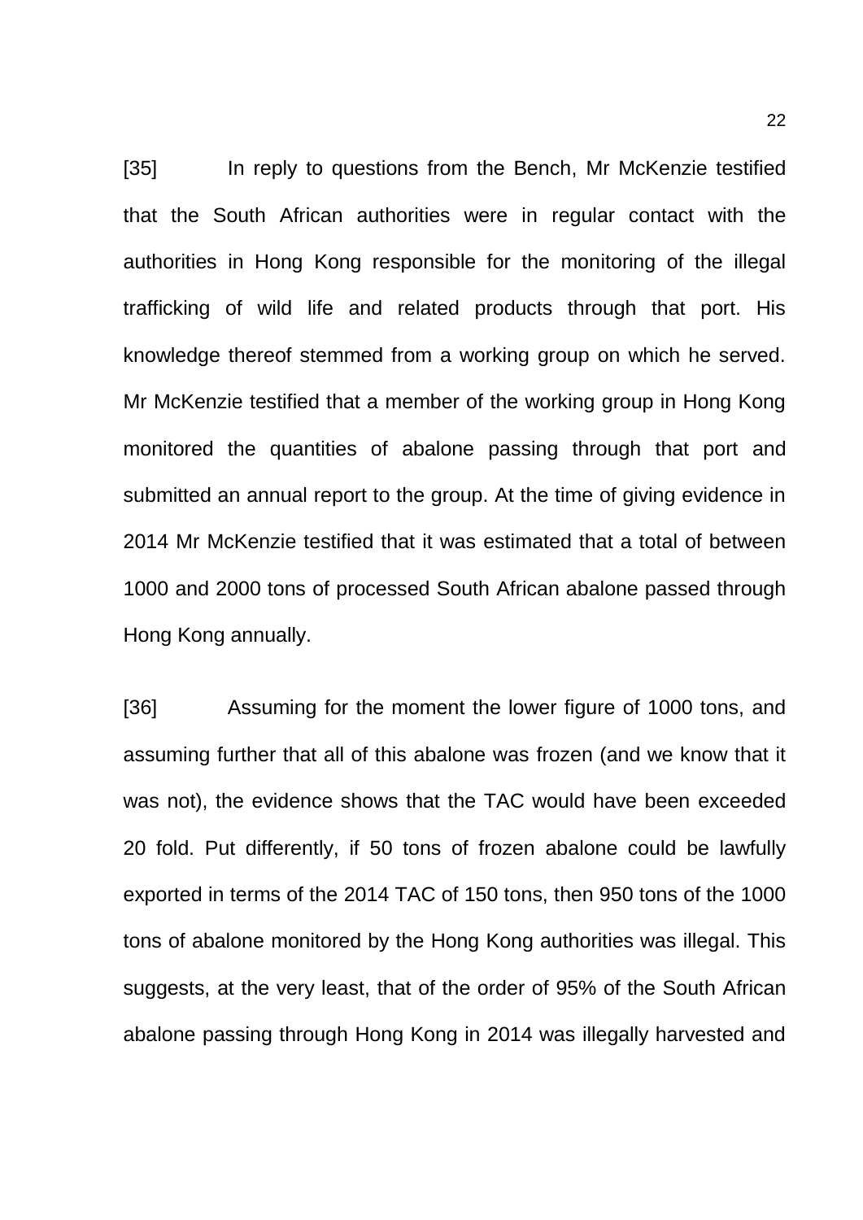[35] In reply to questions from the Bench, Mr McKenzie testified that the South African authorities were in regular contact with the authorities in Hong Kong responsible for the monitoring of the illegal trafficking of wild life and related products through that port. His knowledge thereof stemmed from a working group on which he served. Mr McKenzie testified that a member of the working group in Hong Kong monitored the quantities of abalone passing through that port and submitted an annual report to the group. At the time of giving evidence in 2014 Mr McKenzie testified that it was estimated that a total of between 1000 and 2000 tons of processed South African abalone passed through Hong Kong annually.

[36] Assuming for the moment the lower figure of 1000 tons, and assuming further that all of this abalone was frozen (and we know that it was not), the evidence shows that the TAC would have been exceeded 20 fold. Put differently, if 50 tons of frozen abalone could be lawfully exported in terms of the 2014 TAC of 150 tons, then 950 tons of the 1000 tons of abalone monitored by the Hong Kong authorities was illegal. This suggests, at the very least, that of the order of 95% of the South African abalone passing through Hong Kong in 2014 was illegally harvested and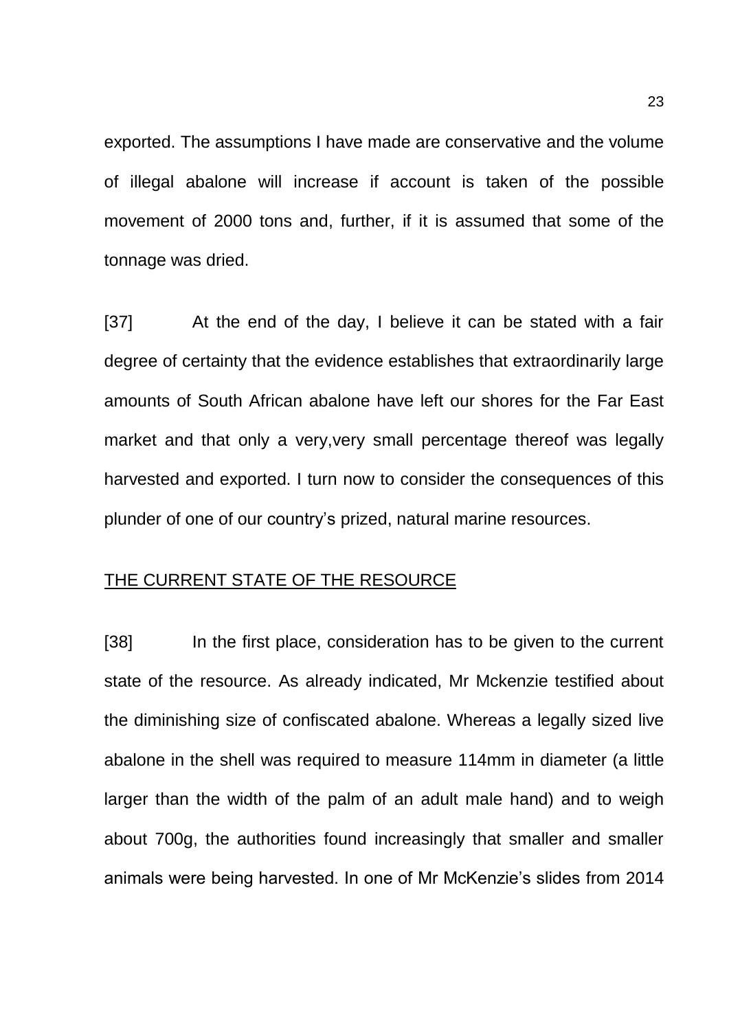exported. The assumptions I have made are conservative and the volume of illegal abalone will increase if account is taken of the possible movement of 2000 tons and, further, if it is assumed that some of the tonnage was dried.

[37] At the end of the day, I believe it can be stated with a fair degree of certainty that the evidence establishes that extraordinarily large amounts of South African abalone have left our shores for the Far East market and that only a very,very small percentage thereof was legally harvested and exported. I turn now to consider the consequences of this plunder of one of our country's prized, natural marine resources.

<u>THE CURRENT STATE OF THE RESOURCE</u>

[38] In the first place, consideration has to be given to the current state of the resource. As already indicated, Mr Mckenzie testified about the diminishing size of confiscated abalone. Whereas a legally sized live abalone in the shell was required to measure 114mm in diameter (a little larger than the width of the palm of an adult male hand) and to weigh about 700g, the authorities found increasingly that smaller and smaller animals were being harvested. In one of Mr McKenzie's slides from 2014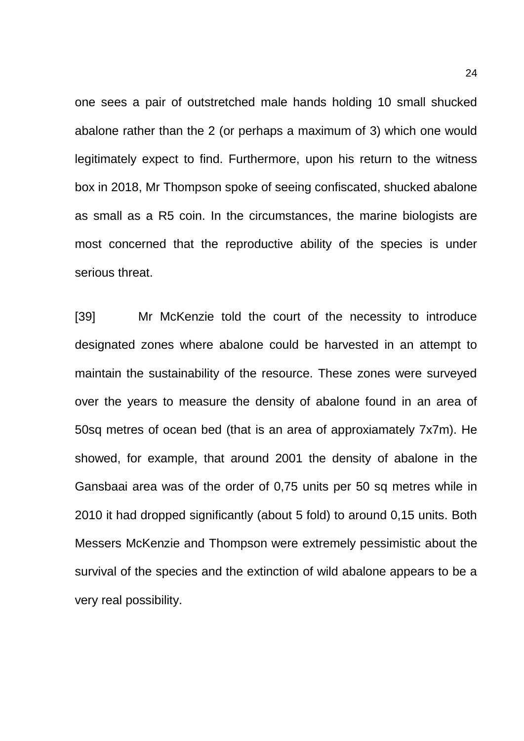one sees a pair of outstretched male hands holding 10 small shucked abalone rather than the 2 (or perhaps a maximum of 3) which one would legitimately expect to find. Furthermore, upon his return to the witness box in 2018, Mr Thompson spoke of seeing confiscated, shucked abalone as small as a R5 coin. In the circumstances, the marine biologists are most concerned that the reproductive ability of the species is under serious threat.

[39] Mr McKenzie told the court of the necessity to introduce designated zones where abalone could be harvested in an attempt to maintain the sustainability of the resource. These zones were surveyed over the years to measure the density of abalone found in an area of 50sq metres of ocean bed (that is an area of approxiamately 7x7m). He showed, for example, that around 2001 the density of abalone in the Gansbaai area was of the order of 0,75 units per 50 sq metres while in 2010 it had dropped significantly (about 5 fold) to around 0,15 units. Both Messers McKenzie and Thompson were extremely pessimistic about the survival of the species and the extinction of wild abalone appears to be a very real possibility.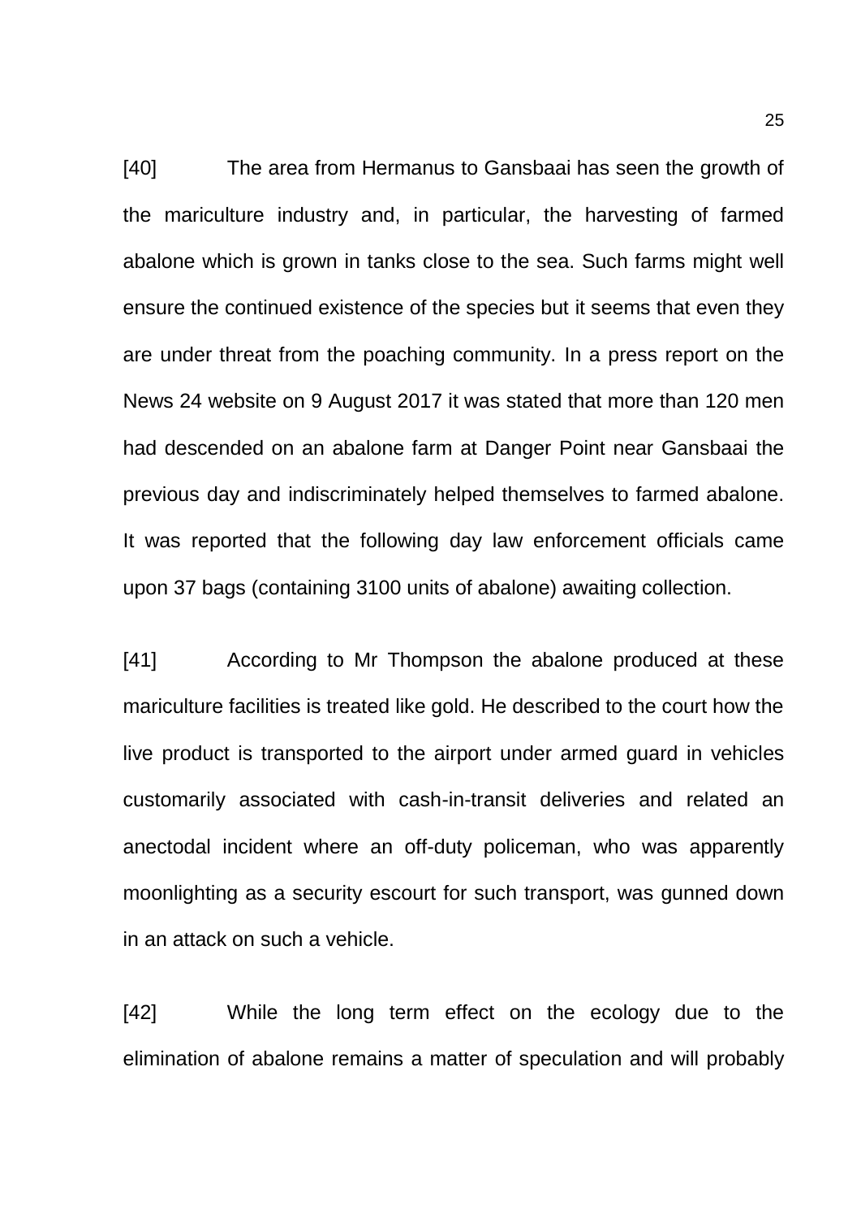[40] The area from Hermanus to Gansbaai has seen the growth of the mariculture industry and, in particular, the harvesting of farmed abalone which is grown in tanks close to the sea. Such farms might well ensure the continued existence of the species but it seems that even they are under threat from the poaching community. In a press report on the News 24 website on 9 August 2017 it was stated that more than 120 men had descended on an abalone farm at Danger Point near Gansbaai the previous day and indiscriminately helped themselves to farmed abalone. It was reported that the following day law enforcement officials came upon 37 bags (containing 3100 units of abalone) awaiting collection.

[41] According to Mr Thompson the abalone produced at these mariculture facilities is treated like gold. He described to the court how the live product is transported to the airport under armed guard in vehicles customarily associated with cash-in-transit deliveries and related an anectodal incident where an off-duty policeman, who was apparently moonlighting as a security escourt for such transport, was gunned down in an attack on such a vehicle.

[42] While the long term effect on the ecology due to the elimination of abalone remains a matter of speculation and will probably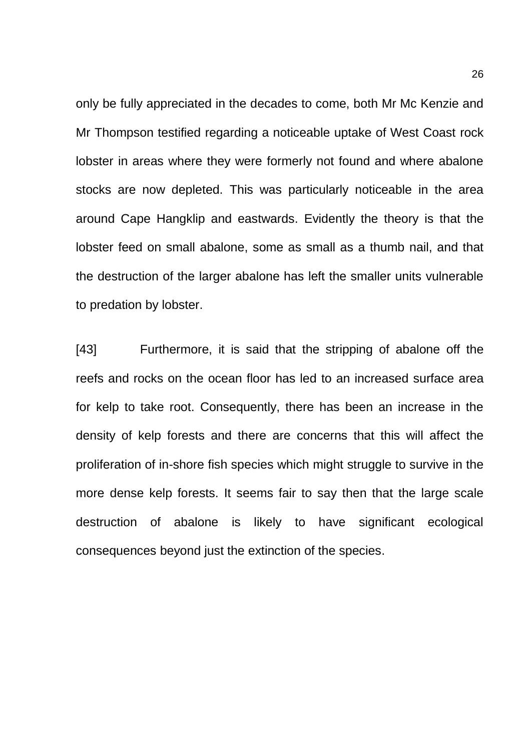only be fully appreciated in the decades to come, both Mr Mc Kenzie and Mr Thompson testified regarding a noticeable uptake of West Coast rock lobster in areas where they were formerly not found and where abalone stocks are now depleted. This was particularly noticeable in the area around Cape Hangklip and eastwards. Evidently the theory is that the lobster feed on small abalone, some as small as a thumb nail, and that the destruction of the larger abalone has left the smaller units vulnerable to predation by lobster.

[43] Furthermore, it is said that the stripping of abalone off the reefs and rocks on the ocean floor has led to an increased surface area for kelp to take root. Consequently, there has been an increase in the density of kelp forests and there are concerns that this will affect the proliferation of in-shore fish species which might struggle to survive in the more dense kelp forests. It seems fair to say then that the large scale destruction of abalone is likely to have significant ecological consequences beyond just the extinction of the species.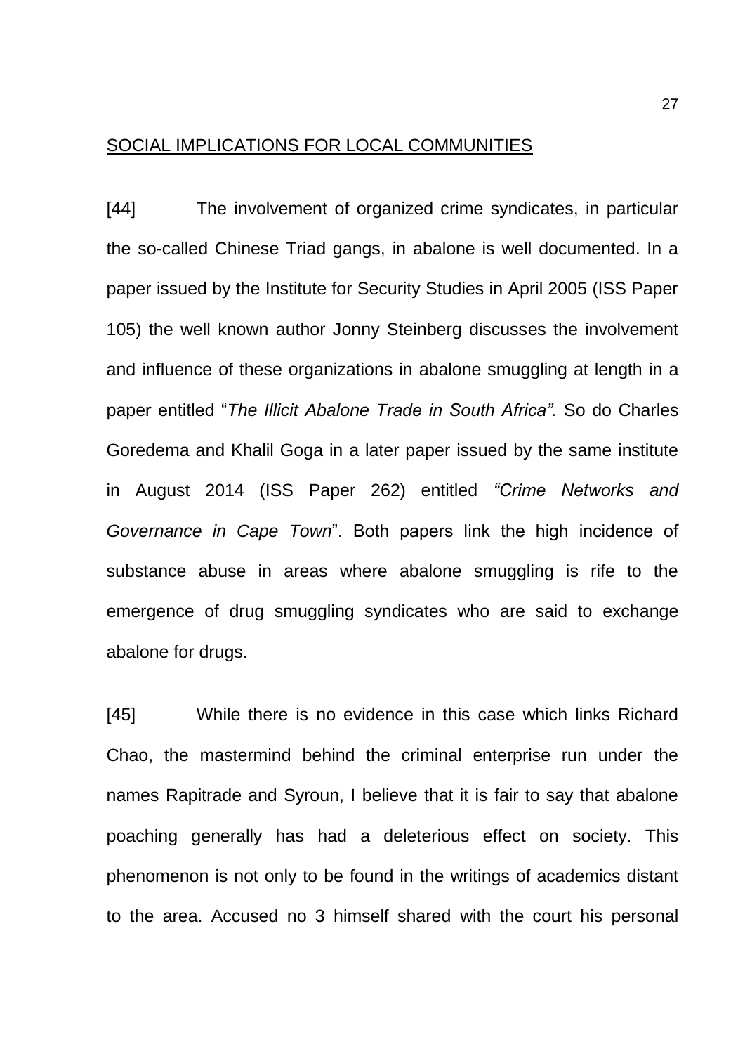SOCIAL IMPLICATIONS FOR LOCAL COMMUNITIES

[44] The involvement of organized crime syndicates, in particular the so-called Chinese Triad gangs, in abalone is well documented. In a paper issued by the Institute for Security Studies in April 2005 (ISS Paper 105) the well known author Jonny Steinberg discusses the involvement and influence of these organizations in abalone smuggling at length in a paper entitled "*The Illicit Abalone Trade in South Africa".* So do Charles Goredema and Khalil Goga in a later paper issued by the same institute in August 2014 (ISS Paper 262) entitled *"Crime Networks and Governance in Cape Town*". Both papers link the high incidence of substance abuse in areas where abalone smuggling is rife to the emergence of drug smuggling syndicates who are said to exchange abalone for drugs.

[45] While there is no evidence in this case which links Richard Chao, the mastermind behind the criminal enterprise run under the names Rapitrade and Syroun, I believe that it is fair to say that abalone poaching generally has had a deleterious effect on society. This phenomenon is not only to be found in the writings of academics distant to the area. Accused no 3 himself shared with the court his personal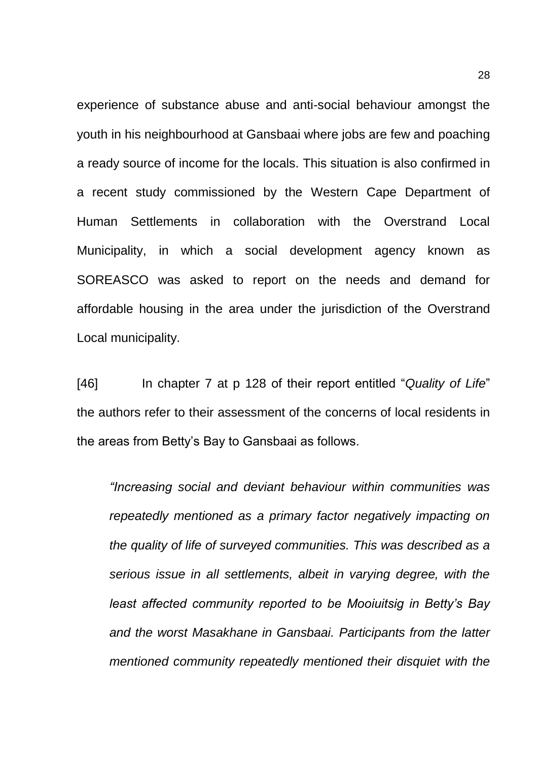experience of substance abuse and anti-social behaviour amongst the youth in his neighbourhood at Gansbaai where jobs are few and poaching a ready source of income for the locals. This situation is also confirmed in a recent study commissioned by the Western Cape Department of Human Settlements in collaboration with the Overstrand Local Municipality, in which a social development agency known as SOREASCO was asked to report on the needs and demand for affordable housing in the area under the jurisdiction of the Overstrand Local municipality.

[46] In chapter 7 at p 128 of their report entitled "*Quality of Life*" the authors refer to their assessment of the concerns of local residents in the areas from Betty's Bay to Gansbaai as follows.

> *"Increasing social and deviant behaviour within communities was repeatedly mentioned as a primary factor negatively impacting on the quality of life of surveyed communities. This was described as a serious issue in all settlements, albeit in varying degree, with the least affected community reported to be Mooiuitsig in Betty's Bay and the worst Masakhane in Gansbaai. Participants from the latter mentioned community repeatedly mentioned their disquiet with the*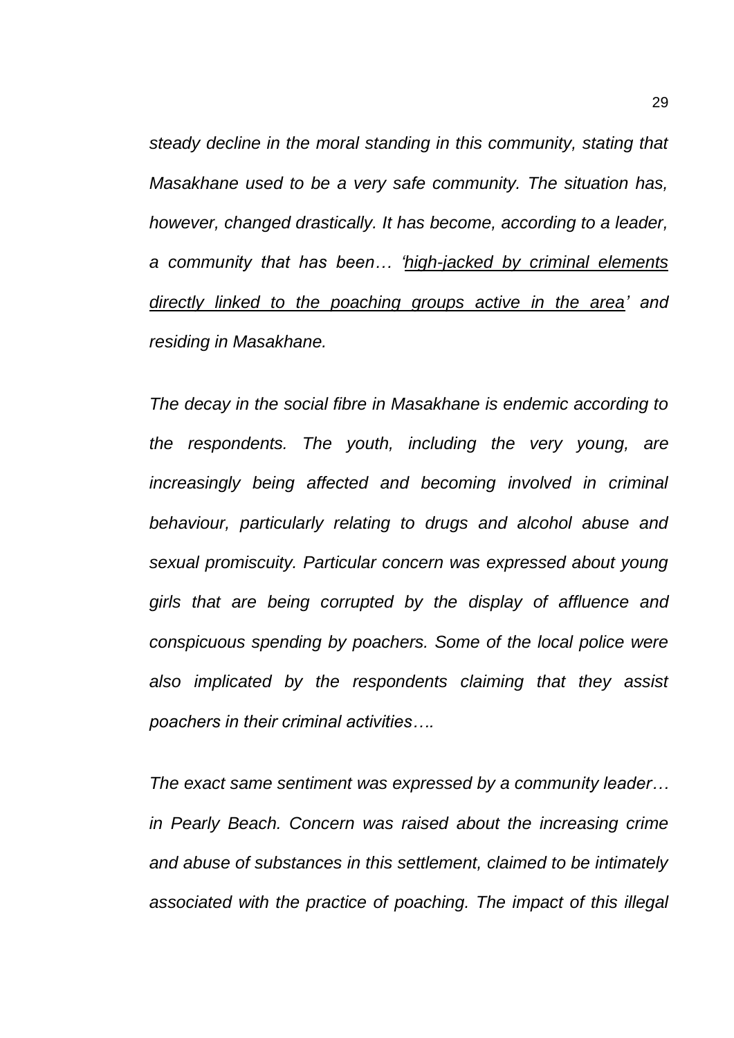*steady decline in the moral standing in this community, stating that Masakhane used to be a very safe community. The situation has, however, changed drastically. It has become, according to a leader, a community that has been… '<u>high-jacked by criminal elements directly linked to the poaching groups active in the area</u>' and residing in Masakhane.*

*The decay in the social fibre in Masakhane is endemic according to the respondents. The youth, including the very young, are increasingly being affected and becoming involved in criminal behaviour, particularly relating to drugs and alcohol abuse and sexual promiscuity. Particular concern was expressed about young girls that are being corrupted by the display of affluence and conspicuous spending by poachers. Some of the local police were also implicated by the respondents claiming that they assist poachers in their criminal activities….*

*The exact same sentiment was expressed by a community leader… in Pearly Beach. Concern was raised about the increasing crime and abuse of substances in this settlement, claimed to be intimately associated with the practice of poaching. The impact of this illegal*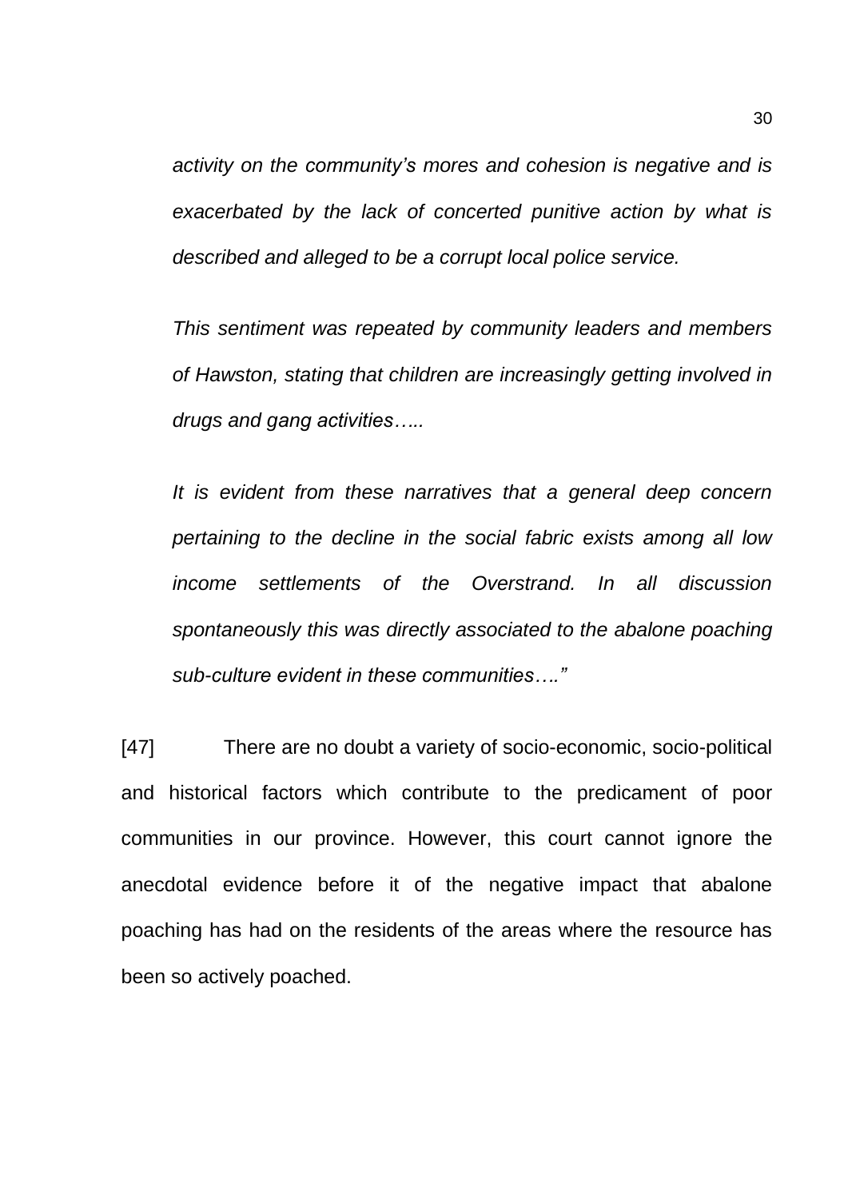*activity on the community's mores and cohesion is negative and is exacerbated by the lack of concerted punitive action by what is described and alleged to be a corrupt local police service.*

*This sentiment was repeated by community leaders and members of Hawston, stating that children are increasingly getting involved in drugs and gang activities…..*

*It is evident from these narratives that a general deep concern pertaining to the decline in the social fabric exists among all low income settlements of the Overstrand. In all discussion spontaneously this was directly associated to the abalone poaching sub-culture evident in these communities…."*

[47] There are no doubt a variety of socio-economic, socio-political and historical factors which contribute to the predicament of poor communities in our province. However, this court cannot ignore the anecdotal evidence before it of the negative impact that abalone poaching has had on the residents of the areas where the resource has been so actively poached.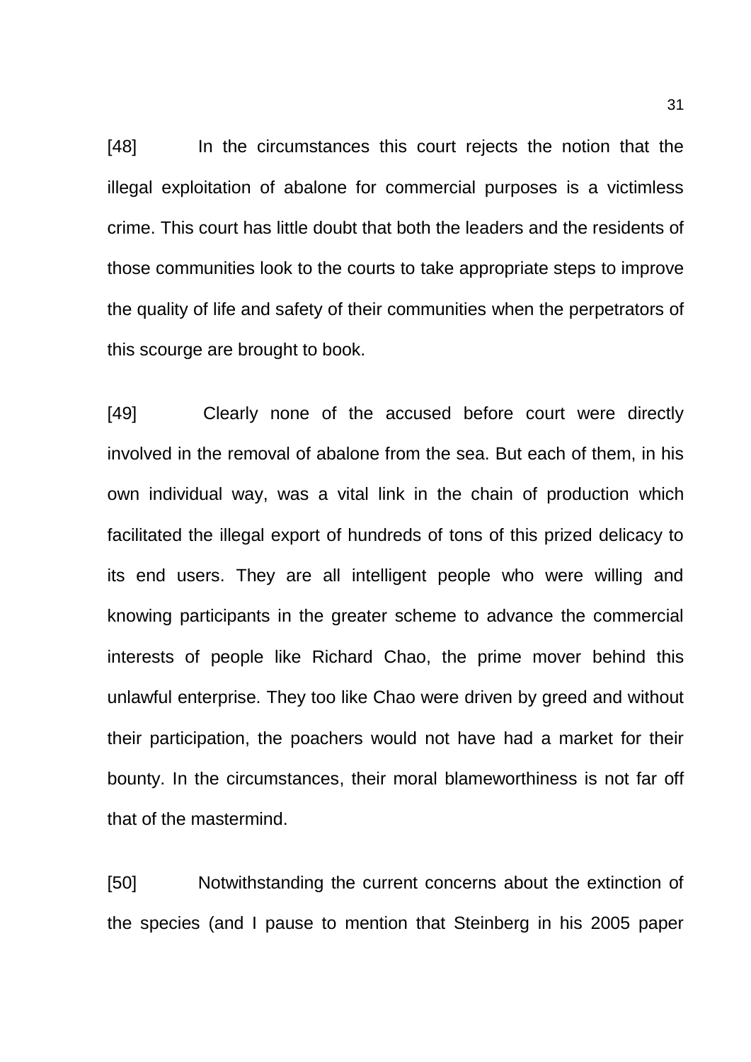[48] In the circumstances this court rejects the notion that the illegal exploitation of abalone for commercial purposes is a victimless crime. This court has little doubt that both the leaders and the residents of those communities look to the courts to take appropriate steps to improve the quality of life and safety of their communities when the perpetrators of this scourge are brought to book.

[49] Clearly none of the accused before court were directly involved in the removal of abalone from the sea. But each of them, in his own individual way, was a vital link in the chain of production which facilitated the illegal export of hundreds of tons of this prized delicacy to its end users. They are all intelligent people who were willing and knowing participants in the greater scheme to advance the commercial interests of people like Richard Chao, the prime mover behind this unlawful enterprise. They too like Chao were driven by greed and without their participation, the poachers would not have had a market for their bounty. In the circumstances, their moral blameworthiness is not far off that of the mastermind.

[50] Notwithstanding the current concerns about the extinction of the species (and I pause to mention that Steinberg in his 2005 paper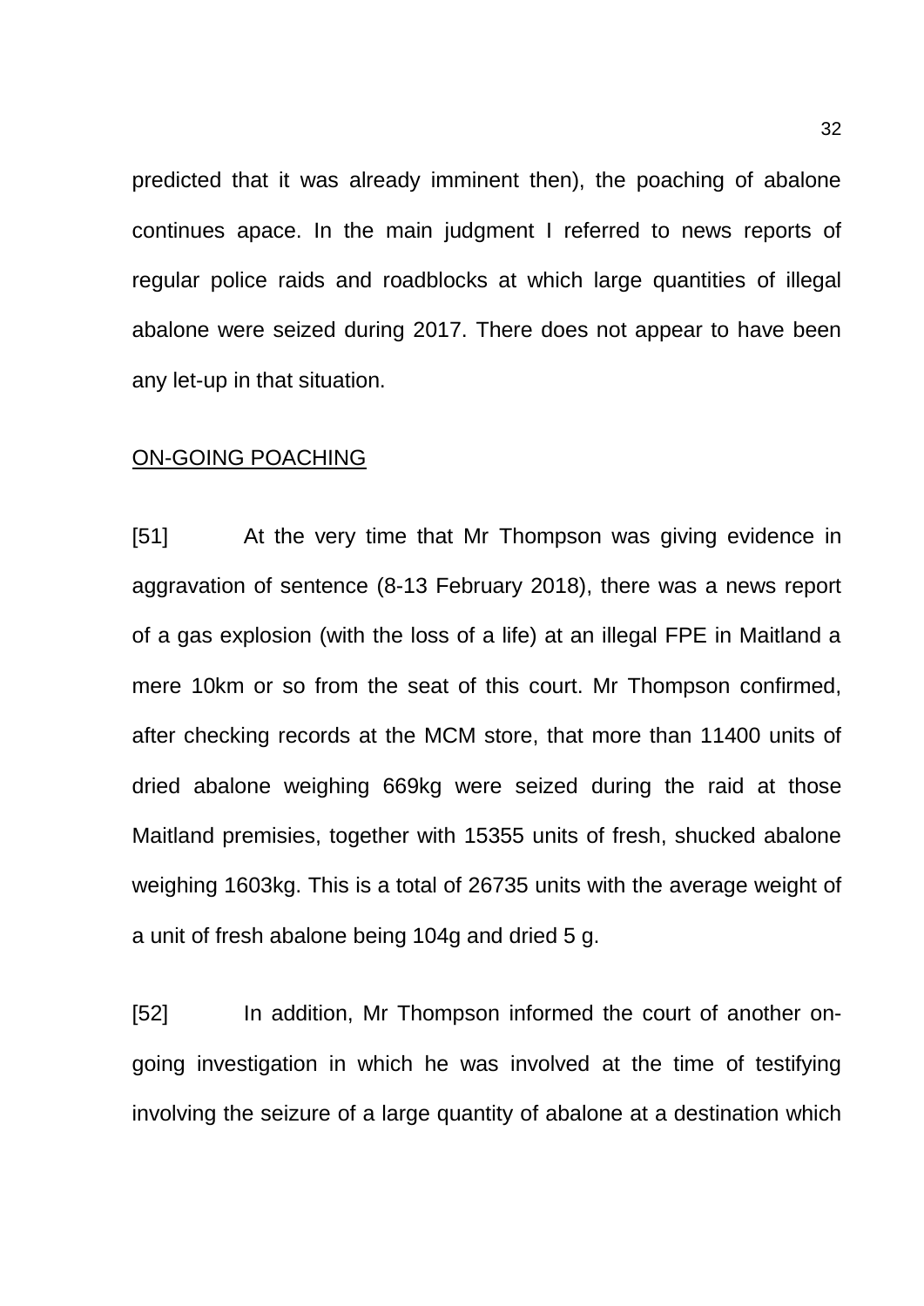predicted that it was already imminent then), the poaching of abalone continues apace. In the main judgment I referred to news reports of regular police raids and roadblocks at which large quantities of illegal abalone were seized during 2017. There does not appear to have been any let-up in that situation.

<u>ON-GOING POACHING</u>

[51] At the very time that Mr Thompson was giving evidence in aggravation of sentence (8-13 February 2018), there was a news report of a gas explosion (with the loss of a life) at an illegal FPE in Maitland a mere 10km or so from the seat of this court. Mr Thompson confirmed, after checking records at the MCM store, that more than 11400 units of dried abalone weighing 669kg were seized during the raid at those Maitland premisies, together with 15355 units of fresh, shucked abalone weighing 1603kg. This is a total of 26735 units with the average weight of a unit of fresh abalone being 104g and dried 5 g.

[52] In addition, Mr Thompson informed the court of another on-going investigation in which he was involved at the time of testifying involving the seizure of a large quantity of abalone at a destination which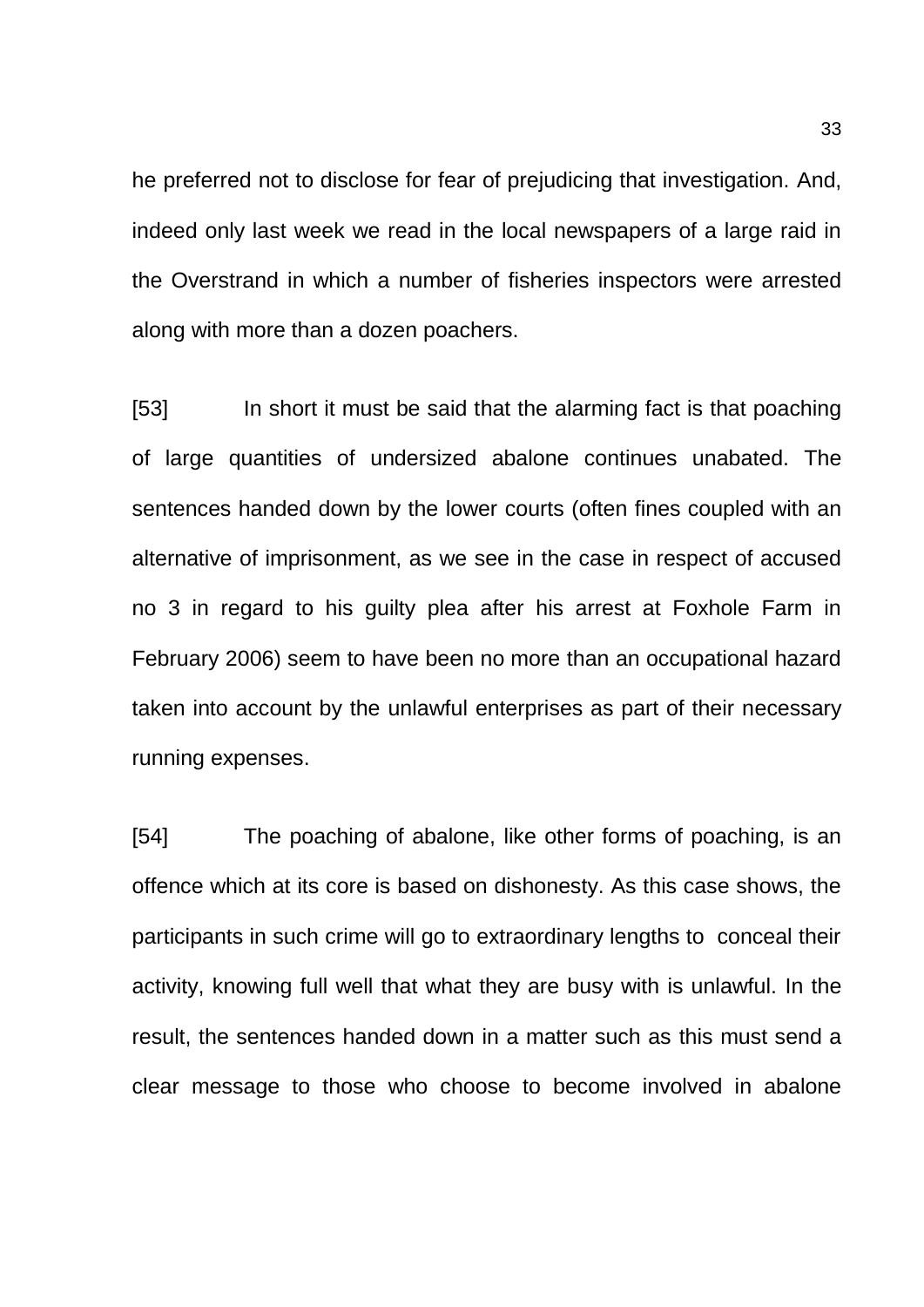he preferred not to disclose for fear of prejudicing that investigation. And, indeed only last week we read in the local newspapers of a large raid in the Overstrand in which a number of fisheries inspectors were arrested along with more than a dozen poachers.

[53] In short it must be said that the alarming fact is that poaching of large quantities of undersized abalone continues unabated. The sentences handed down by the lower courts (often fines coupled with an alternative of imprisonment, as we see in the case in respect of accused no 3 in regard to his guilty plea after his arrest at Foxhole Farm in February 2006) seem to have been no more than an occupational hazard taken into account by the unlawful enterprises as part of their necessary running expenses.

[54] The poaching of abalone, like other forms of poaching, is an offence which at its core is based on dishonesty. As this case shows, the participants in such crime will go to extraordinary lengths to conceal their activity, knowing full well that what they are busy with is unlawful. In the result, the sentences handed down in a matter such as this must send a clear message to those who choose to become involved in abalone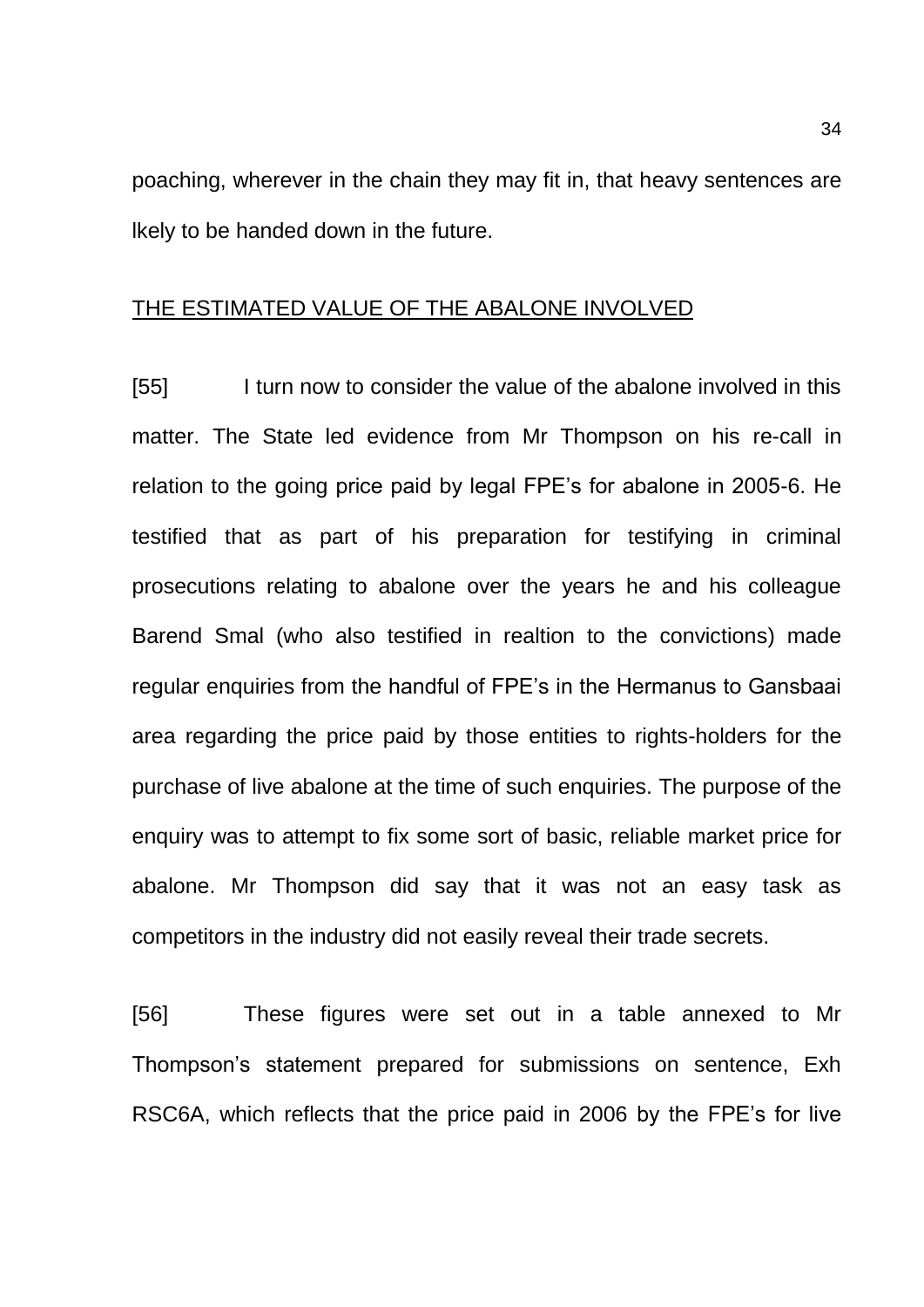poaching, wherever in the chain they may fit in, that heavy sentences are lkely to be handed down in the future.

## THE ESTIMATED VALUE OF THE ABALONE INVOLVED

[55] I turn now to consider the value of the abalone involved in this matter. The State led evidence from Mr Thompson on his re-call in relation to the going price paid by legal FPE's for abalone in 2005-6. He testified that as part of his preparation for testifying in criminal prosecutions relating to abalone over the years he and his colleague Barend Smal (who also testified in realtion to the convictions) made regular enquiries from the handful of FPE's in the Hermanus to Gansbaai area regarding the price paid by those entities to rights-holders for the purchase of live abalone at the time of such enquiries. The purpose of the enquiry was to attempt to fix some sort of basic, reliable market price for abalone. Mr Thompson did say that it was not an easy task as competitors in the industry did not easily reveal their trade secrets.

[56] These figures were set out in a table annexed to Mr Thompson's statement prepared for submissions on sentence, Exh RSC6A, which reflects that the price paid in 2006 by the FPE's for live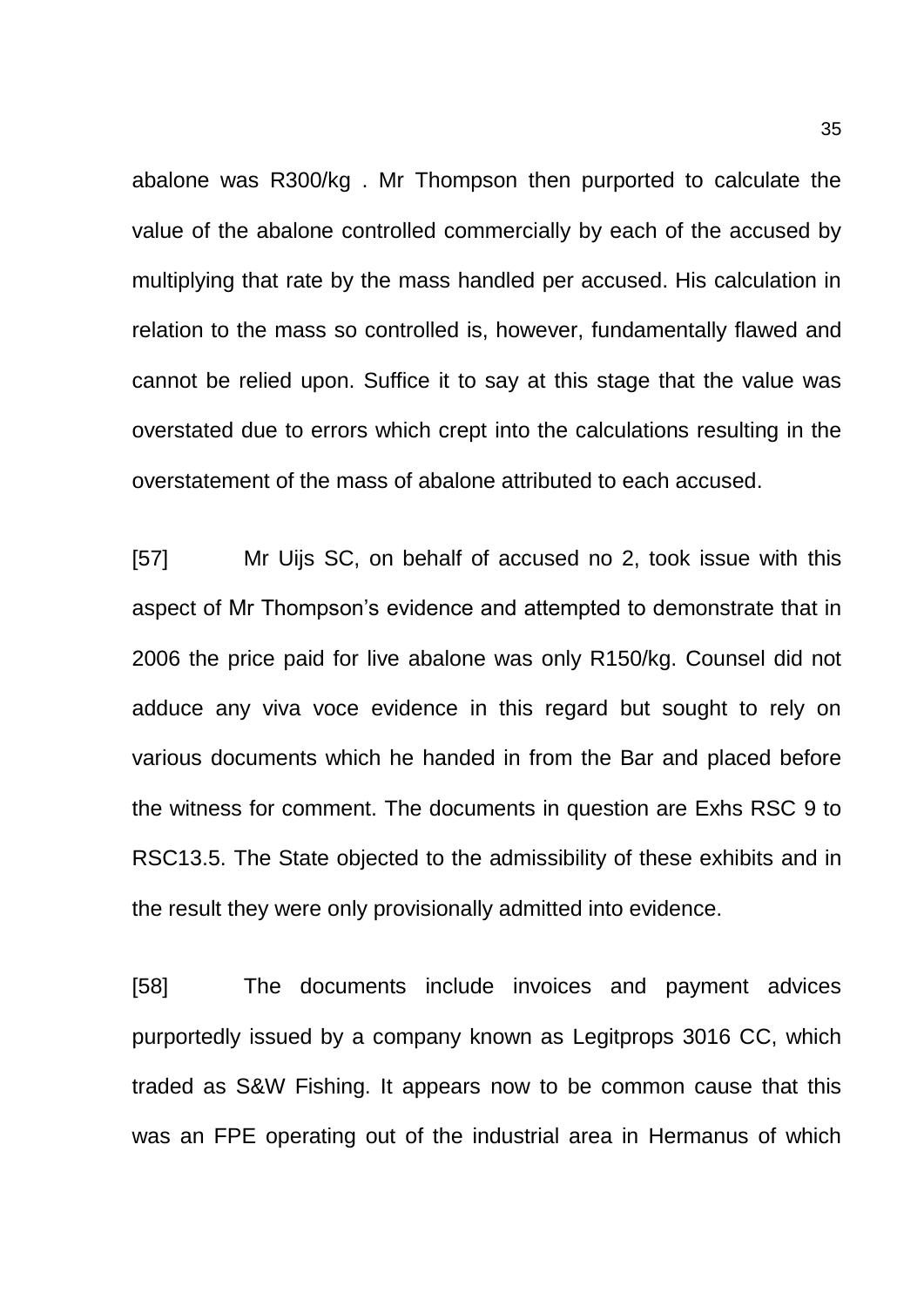abalone was R300/kg . Mr Thompson then purported to calculate the value of the abalone controlled commercially by each of the accused by multiplying that rate by the mass handled per accused. His calculation in relation to the mass so controlled is, however, fundamentally flawed and cannot be relied upon. Suffice it to say at this stage that the value was overstated due to errors which crept into the calculations resulting in the overstatement of the mass of abalone attributed to each accused.

[57] Mr Uijs SC, on behalf of accused no 2, took issue with this aspect of Mr Thompson's evidence and attempted to demonstrate that in 2006 the price paid for live abalone was only R150/kg. Counsel did not adduce any viva voce evidence in this regard but sought to rely on various documents which he handed in from the Bar and placed before the witness for comment. The documents in question are Exhs RSC 9 to RSC13.5. The State objected to the admissibility of these exhibits and in the result they were only provisionally admitted into evidence.

[58] The documents include invoices and payment advices purportedly issued by a company known as Legitprops 3016 CC, which traded as S&W Fishing. It appears now to be common cause that this was an FPE operating out of the industrial area in Hermanus of which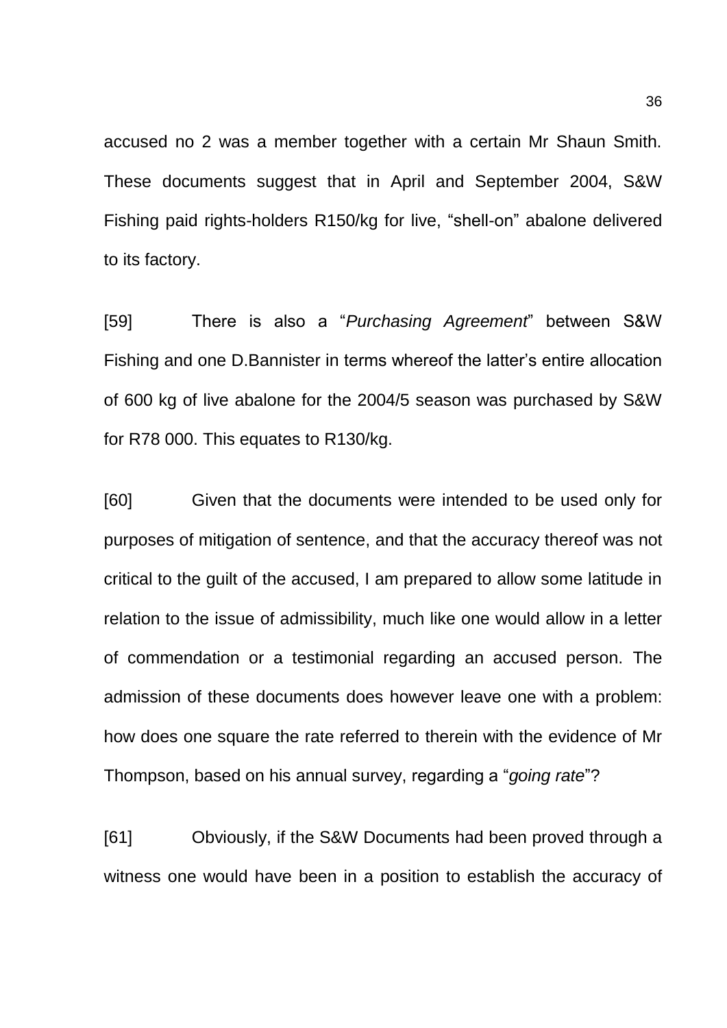accused no 2 was a member together with a certain Mr Shaun Smith. These documents suggest that in April and September 2004, S&W Fishing paid rights-holders R150/kg for live, "shell-on" abalone delivered to its factory.

[59] There is also a "*Purchasing Agreement*" between S&W Fishing and one D.Bannister in terms whereof the latter's entire allocation of 600 kg of live abalone for the 2004/5 season was purchased by S&W for R78 000. This equates to R130/kg.

[60] Given that the documents were intended to be used only for purposes of mitigation of sentence, and that the accuracy thereof was not critical to the guilt of the accused, I am prepared to allow some latitude in relation to the issue of admissibility, much like one would allow in a letter of commendation or a testimonial regarding an accused person. The admission of these documents does however leave one with a problem: how does one square the rate referred to therein with the evidence of Mr Thompson, based on his annual survey, regarding a "*going rate*"?

[61] Obviously, if the S&W Documents had been proved through a witness one would have been in a position to establish the accuracy of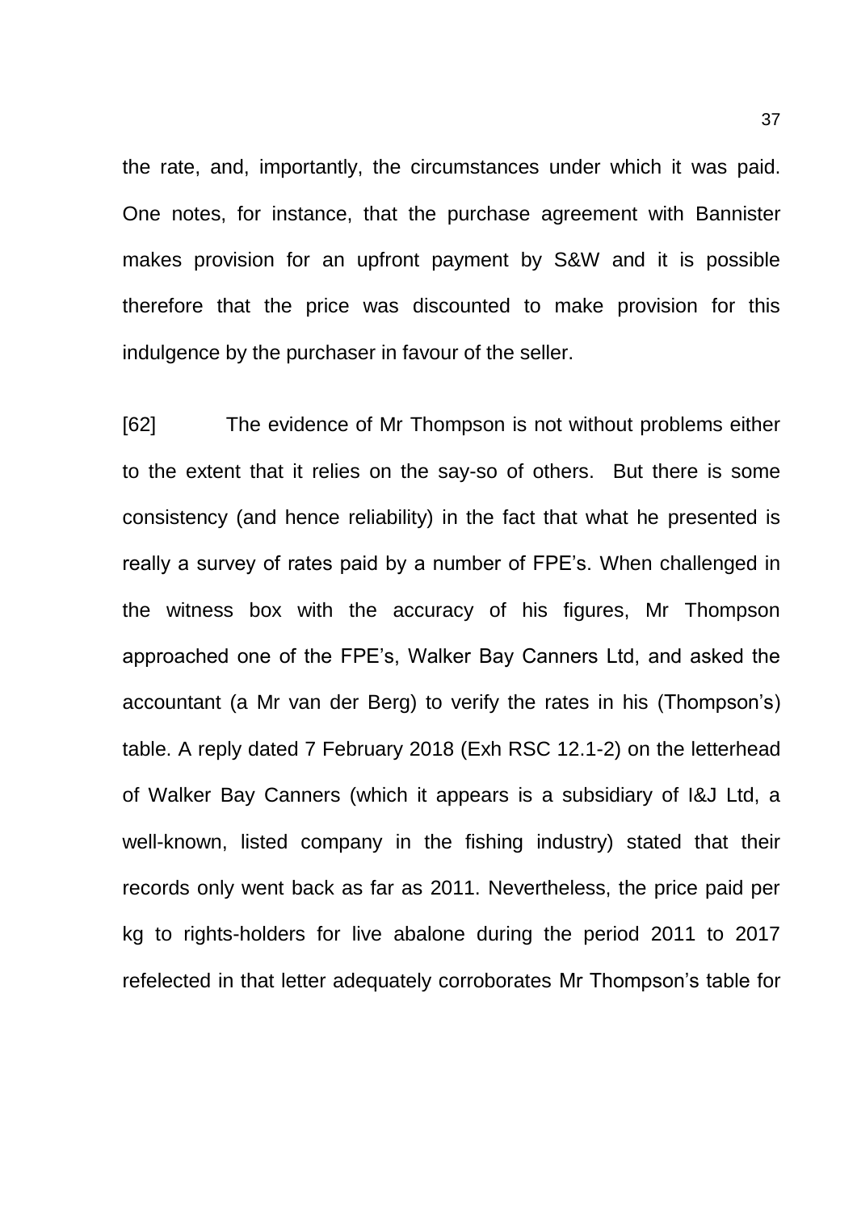the rate, and, importantly, the circumstances under which it was paid. One notes, for instance, that the purchase agreement with Bannister makes provision for an upfront payment by S&W and it is possible therefore that the price was discounted to make provision for this indulgence by the purchaser in favour of the seller.

[62] The evidence of Mr Thompson is not without problems either to the extent that it relies on the say-so of others. But there is some consistency (and hence reliability) in the fact that what he presented is really a survey of rates paid by a number of FPE's. When challenged in the witness box with the accuracy of his figures, Mr Thompson approached one of the FPE's, Walker Bay Canners Ltd, and asked the accountant (a Mr van der Berg) to verify the rates in his (Thompson's) table. A reply dated 7 February 2018 (Exh RSC 12.1-2) on the letterhead of Walker Bay Canners (which it appears is a subsidiary of I&J Ltd, a well-known, listed company in the fishing industry) stated that their records only went back as far as 2011. Nevertheless, the price paid per kg to rights-holders for live abalone during the period 2011 to 2017 refelected in that letter adequately corroborates Mr Thompson's table for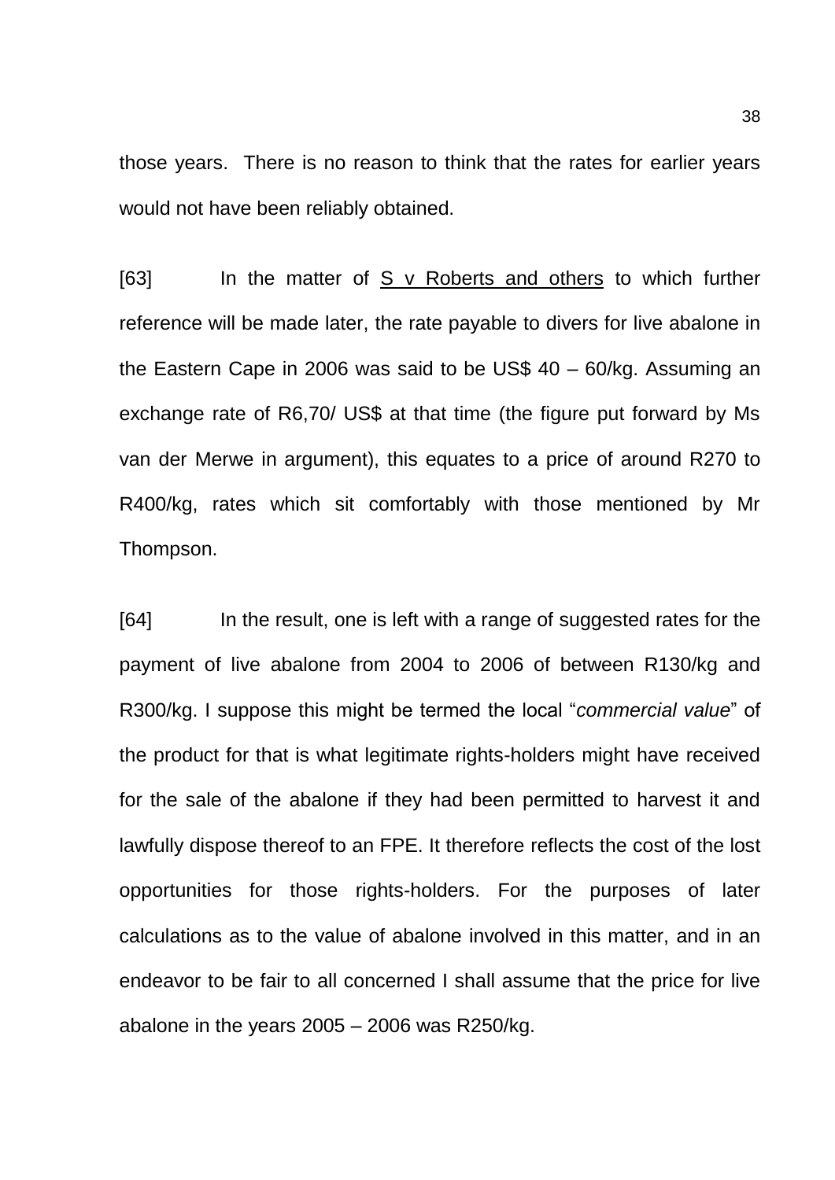those years. There is no reason to think that the rates for earlier years would not have been reliably obtained.

[63] In the matter of S v Roberts and others to which further reference will be made later, the rate payable to divers for live abalone in the Eastern Cape in 2006 was said to be US$ 40 – 60/kg. Assuming an exchange rate of R6,70/ US$ at that time (the figure put forward by Ms van der Merwe in argument), this equates to a price of around R270 to R400/kg, rates which sit comfortably with those mentioned by Mr Thompson.

[64] In the result, one is left with a range of suggested rates for the payment of live abalone from 2004 to 2006 of between R130/kg and R300/kg. I suppose this might be termed the local "*commercial value*" of the product for that is what legitimate rights-holders might have received for the sale of the abalone if they had been permitted to harvest it and lawfully dispose thereof to an FPE. It therefore reflects the cost of the lost opportunities for those rights-holders. For the purposes of later calculations as to the value of abalone involved in this matter, and in an endeavor to be fair to all concerned I shall assume that the price for live abalone in the years 2005 – 2006 was R250/kg.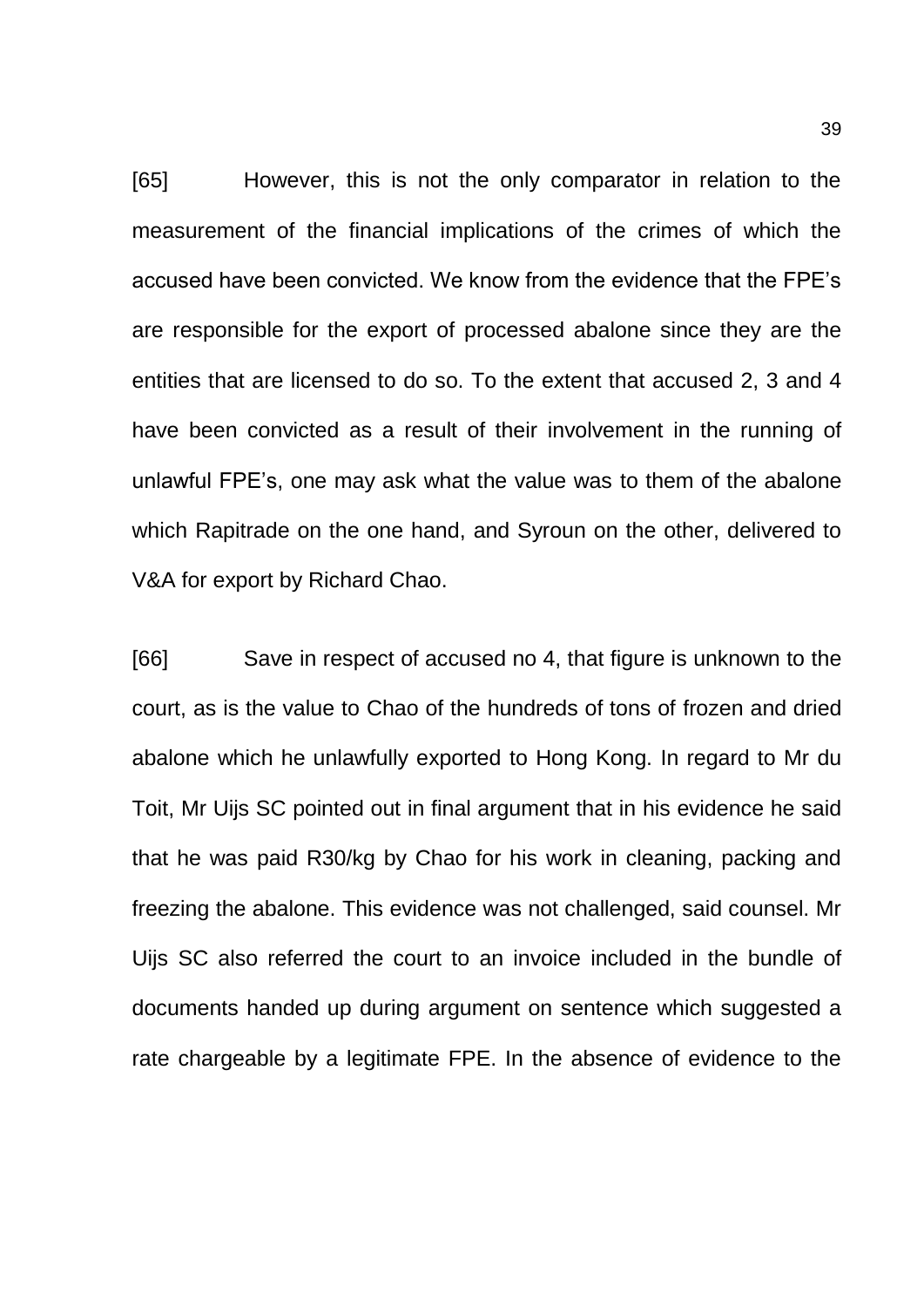[65] However, this is not the only comparator in relation to the measurement of the financial implications of the crimes of which the accused have been convicted. We know from the evidence that the FPE's are responsible for the export of processed abalone since they are the entities that are licensed to do so. To the extent that accused 2, 3 and 4 have been convicted as a result of their involvement in the running of unlawful FPE's, one may ask what the value was to them of the abalone which Rapitrade on the one hand, and Syroun on the other, delivered to V&A for export by Richard Chao.

[66] Save in respect of accused no 4, that figure is unknown to the court, as is the value to Chao of the hundreds of tons of frozen and dried abalone which he unlawfully exported to Hong Kong. In regard to Mr du Toit, Mr Uijs SC pointed out in final argument that in his evidence he said that he was paid R30/kg by Chao for his work in cleaning, packing and freezing the abalone. This evidence was not challenged, said counsel. Mr Uijs SC also referred the court to an invoice included in the bundle of documents handed up during argument on sentence which suggested a rate chargeable by a legitimate FPE. In the absence of evidence to the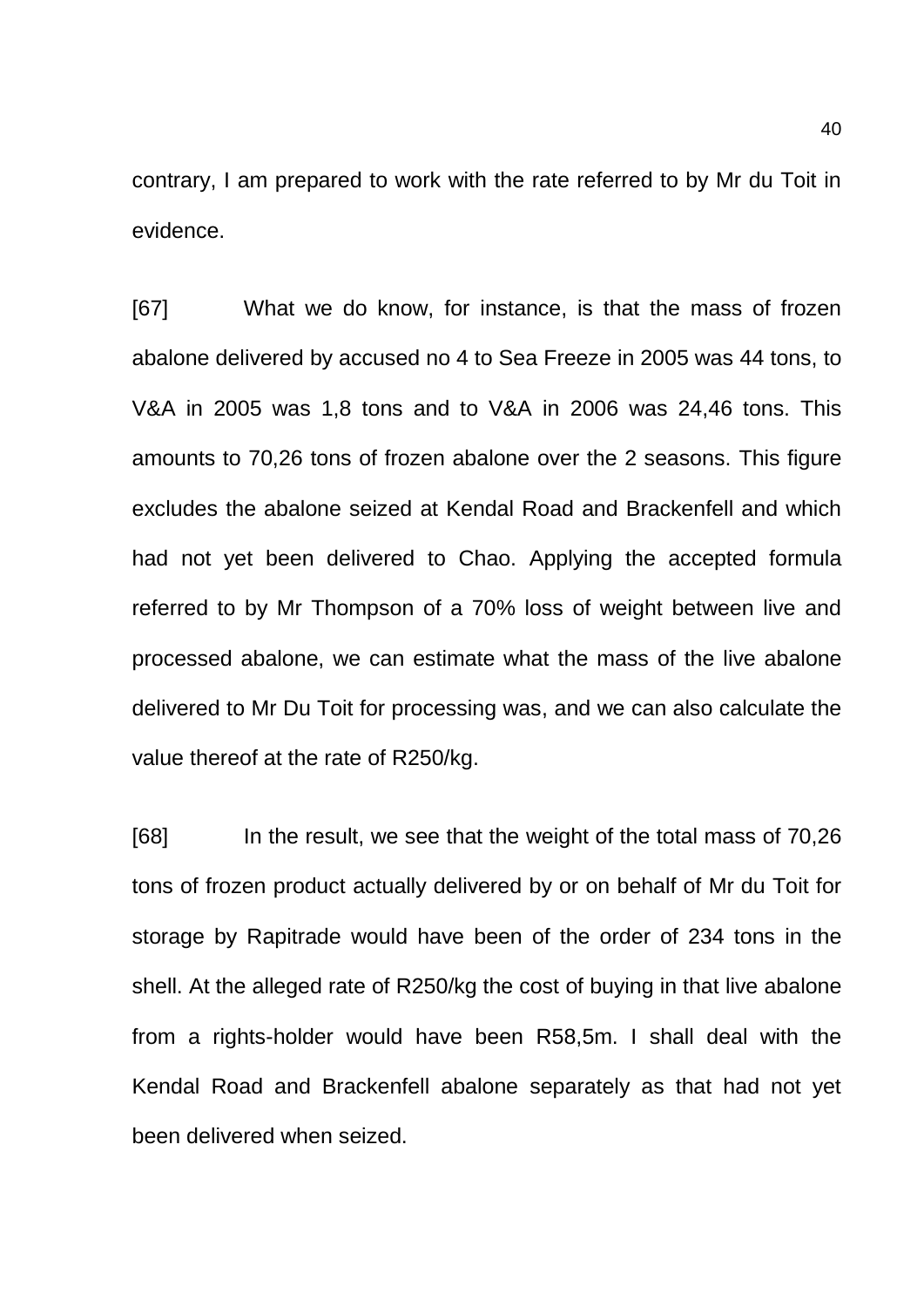contrary, I am prepared to work with the rate referred to by Mr du Toit in evidence.

[67] What we do know, for instance, is that the mass of frozen abalone delivered by accused no 4 to Sea Freeze in 2005 was 44 tons, to V&A in 2005 was 1,8 tons and to V&A in 2006 was 24,46 tons. This amounts to 70,26 tons of frozen abalone over the 2 seasons. This figure excludes the abalone seized at Kendal Road and Brackenfell and which had not yet been delivered to Chao. Applying the accepted formula referred to by Mr Thompson of a 70% loss of weight between live and processed abalone, we can estimate what the mass of the live abalone delivered to Mr Du Toit for processing was, and we can also calculate the value thereof at the rate of R250/kg.

[68] In the result, we see that the weight of the total mass of 70,26 tons of frozen product actually delivered by or on behalf of Mr du Toit for storage by Rapitrade would have been of the order of 234 tons in the shell. At the alleged rate of R250/kg the cost of buying in that live abalone from a rights-holder would have been R58,5m. I shall deal with the Kendal Road and Brackenfell abalone separately as that had not yet been delivered when seized.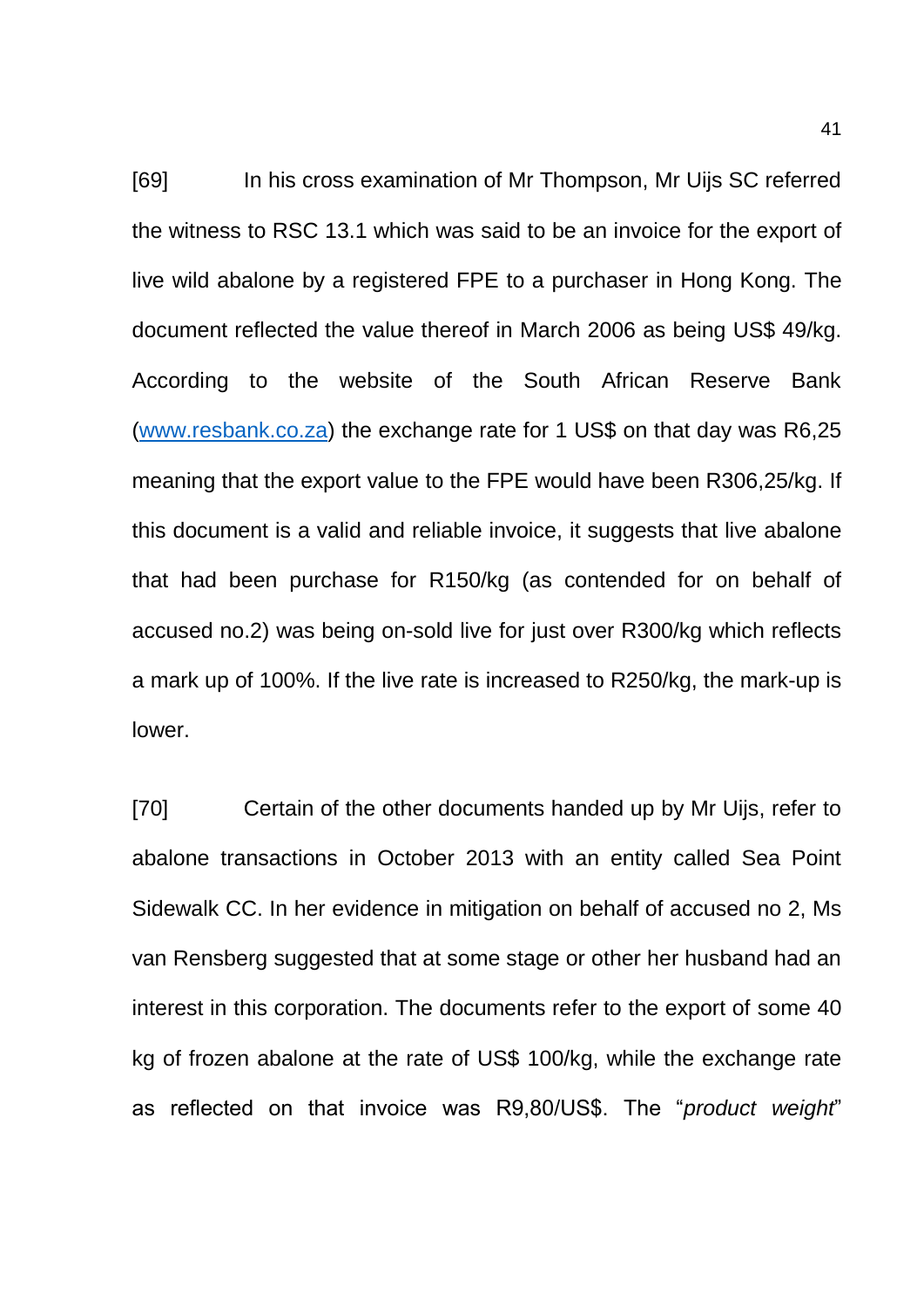[69] In his cross examination of Mr Thompson, Mr Uijs SC referred the witness to RSC 13.1 which was said to be an invoice for the export of live wild abalone by a registered FPE to a purchaser in Hong Kong. The document reflected the value thereof in March 2006 as being US$ 49/kg. According to the website of the South African Reserve Bank ([www.resbank.co.za](http://www.resbank.co.za)) the exchange rate for 1 US$ on that day was R6,25 meaning that the export value to the FPE would have been R306,25/kg. If this document is a valid and reliable invoice, it suggests that live abalone that had been purchase for R150/kg (as contended for on behalf of accused no.2) was being on-sold live for just over R300/kg which reflects a mark up of 100%. If the live rate is increased to R250/kg, the mark-up is lower.

[70] Certain of the other documents handed up by Mr Uijs, refer to abalone transactions in October 2013 with an entity called Sea Point Sidewalk CC. In her evidence in mitigation on behalf of accused no 2, Ms van Rensberg suggested that at some stage or other her husband had an interest in this corporation. The documents refer to the export of some 40 kg of frozen abalone at the rate of US$ 100/kg, while the exchange rate as reflected on that invoice was R9,80/US$. The "*product weight*"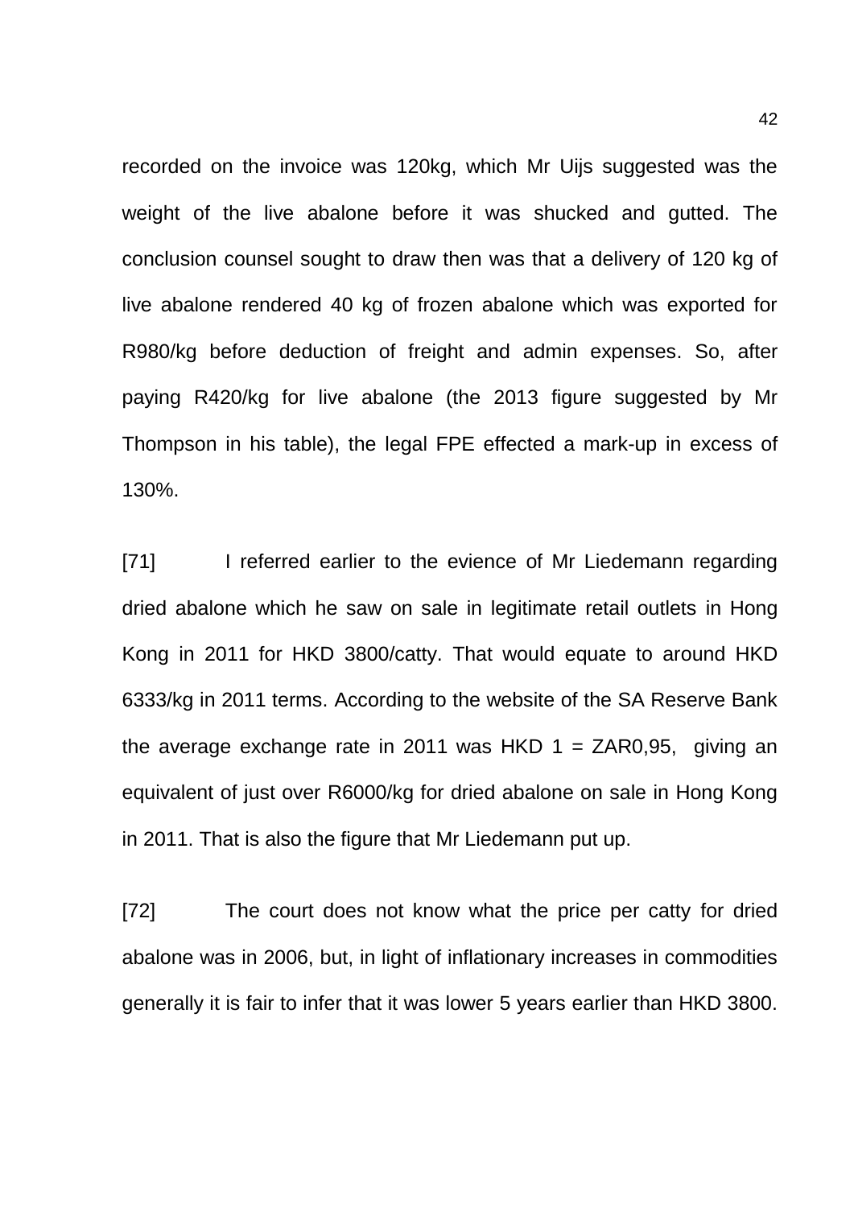recorded on the invoice was 120kg, which Mr Uijs suggested was the weight of the live abalone before it was shucked and gutted. The conclusion counsel sought to draw then was that a delivery of 120 kg of live abalone rendered 40 kg of frozen abalone which was exported for R980/kg before deduction of freight and admin expenses. So, after paying R420/kg for live abalone (the 2013 figure suggested by Mr Thompson in his table), the legal FPE effected a mark-up in excess of 130%.

[71] I referred earlier to the evience of Mr Liedemann regarding dried abalone which he saw on sale in legitimate retail outlets in Hong Kong in 2011 for HKD 3800/catty. That would equate to around HKD 6333/kg in 2011 terms. According to the website of the SA Reserve Bank the average exchange rate in 2011 was HKD 1 = ZAR0,95, giving an equivalent of just over R6000/kg for dried abalone on sale in Hong Kong in 2011. That is also the figure that Mr Liedemann put up.

[72] The court does not know what the price per catty for dried abalone was in 2006, but, in light of inflationary increases in commodities generally it is fair to infer that it was lower 5 years earlier than HKD 3800.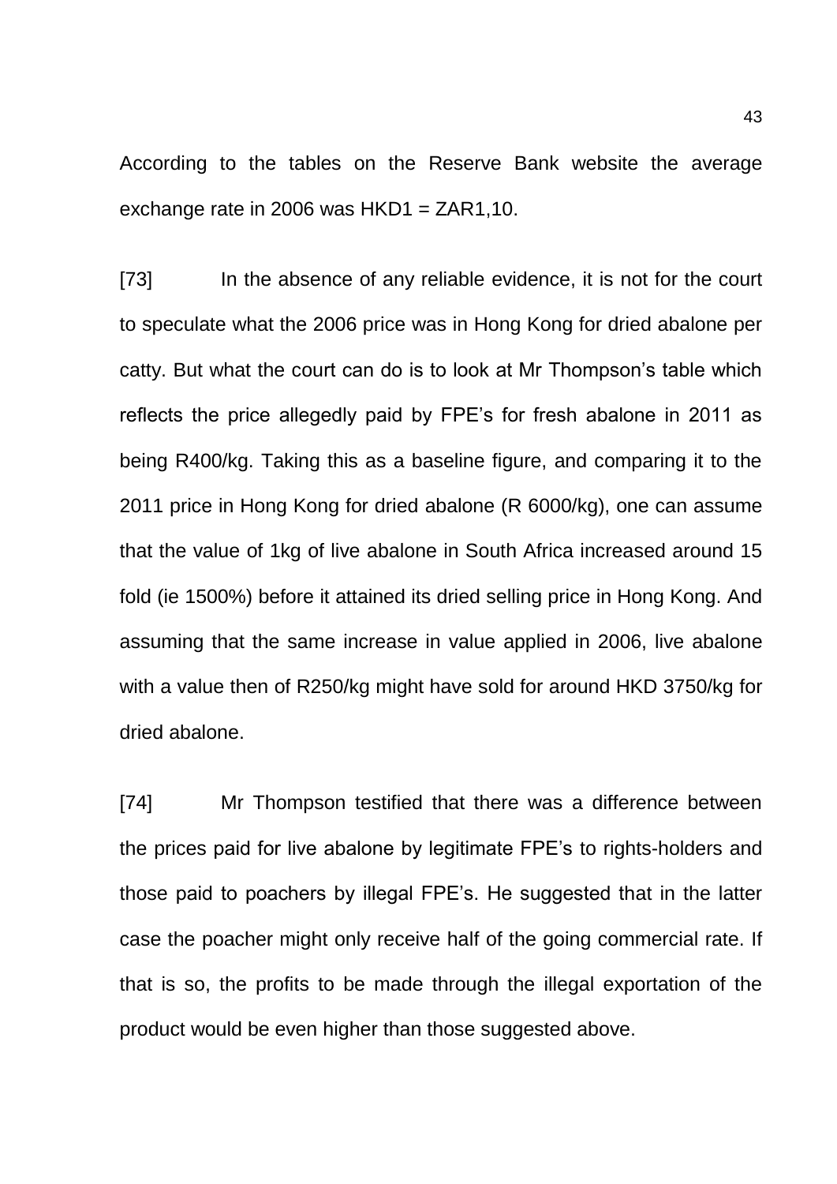According to the tables on the Reserve Bank website the average exchange rate in 2006 was HKD1 = ZAR1,10.

[73] In the absence of any reliable evidence, it is not for the court to speculate what the 2006 price was in Hong Kong for dried abalone per catty. But what the court can do is to look at Mr Thompson's table which reflects the price allegedly paid by FPE's for fresh abalone in 2011 as being R400/kg. Taking this as a baseline figure, and comparing it to the 2011 price in Hong Kong for dried abalone (R 6000/kg), one can assume that the value of 1kg of live abalone in South Africa increased around 15 fold (ie 1500%) before it attained its dried selling price in Hong Kong. And assuming that the same increase in value applied in 2006, live abalone with a value then of R250/kg might have sold for around HKD 3750/kg for dried abalone.

[74] Mr Thompson testified that there was a difference between the prices paid for live abalone by legitimate FPE's to rights-holders and those paid to poachers by illegal FPE's. He suggested that in the latter case the poacher might only receive half of the going commercial rate. If that is so, the profits to be made through the illegal exportation of the product would be even higher than those suggested above.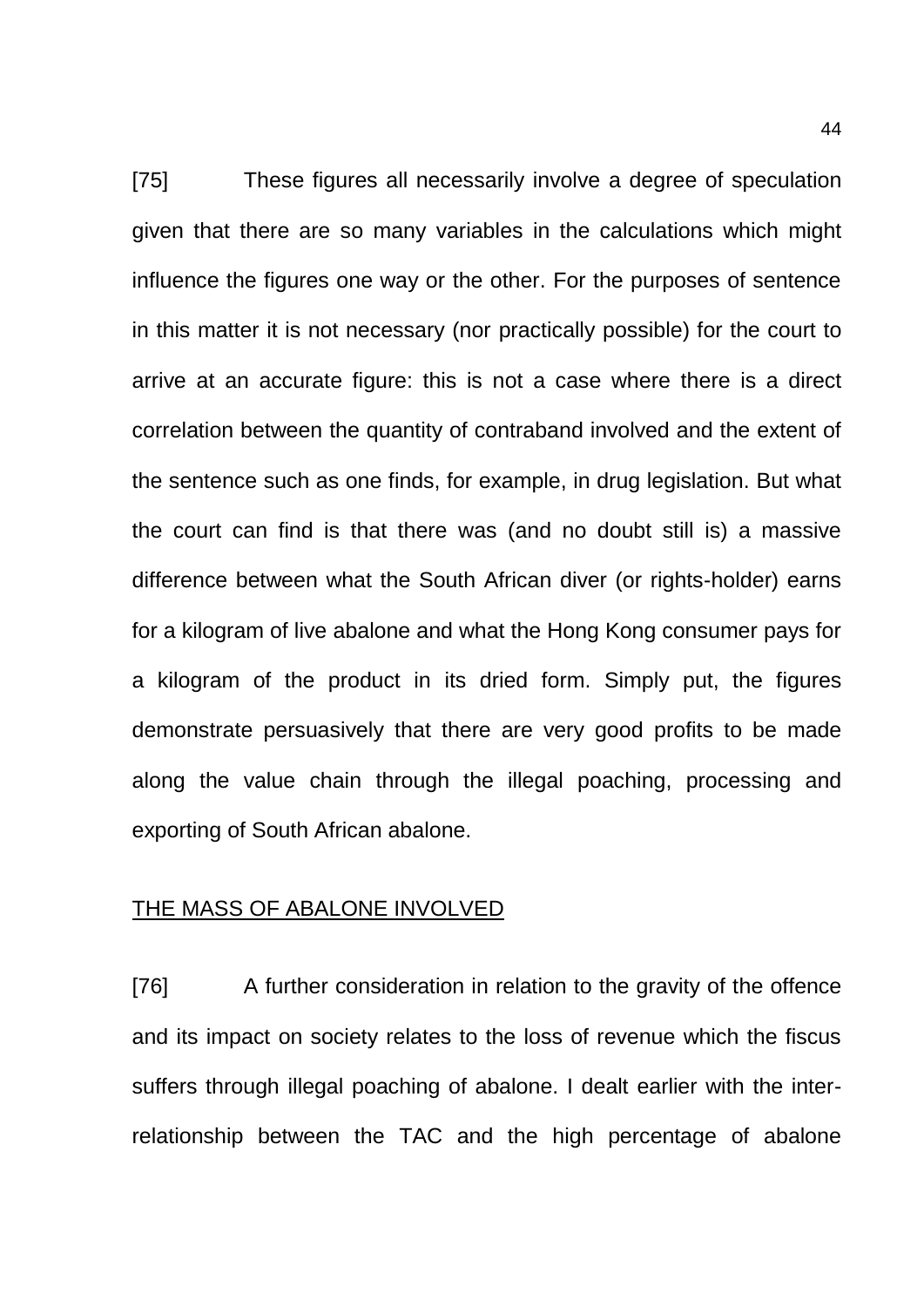[75] These figures all necessarily involve a degree of speculation given that there are so many variables in the calculations which might influence the figures one way or the other. For the purposes of sentence in this matter it is not necessary (nor practically possible) for the court to arrive at an accurate figure: this is not a case where there is a direct correlation between the quantity of contraband involved and the extent of the sentence such as one finds, for example, in drug legislation. But what the court can find is that there was (and no doubt still is) a massive difference between what the South African diver (or rights-holder) earns for a kilogram of live abalone and what the Hong Kong consumer pays for a kilogram of the product in its dried form. Simply put, the figures demonstrate persuasively that there are very good profits to be made along the value chain through the illegal poaching, processing and exporting of South African abalone.

<u>THE MASS OF ABALONE INVOLVED</u>

[76] A further consideration in relation to the gravity of the offence and its impact on society relates to the loss of revenue which the fiscus suffers through illegal poaching of abalone. I dealt earlier with the inter-relationship between the TAC and the high percentage of abalone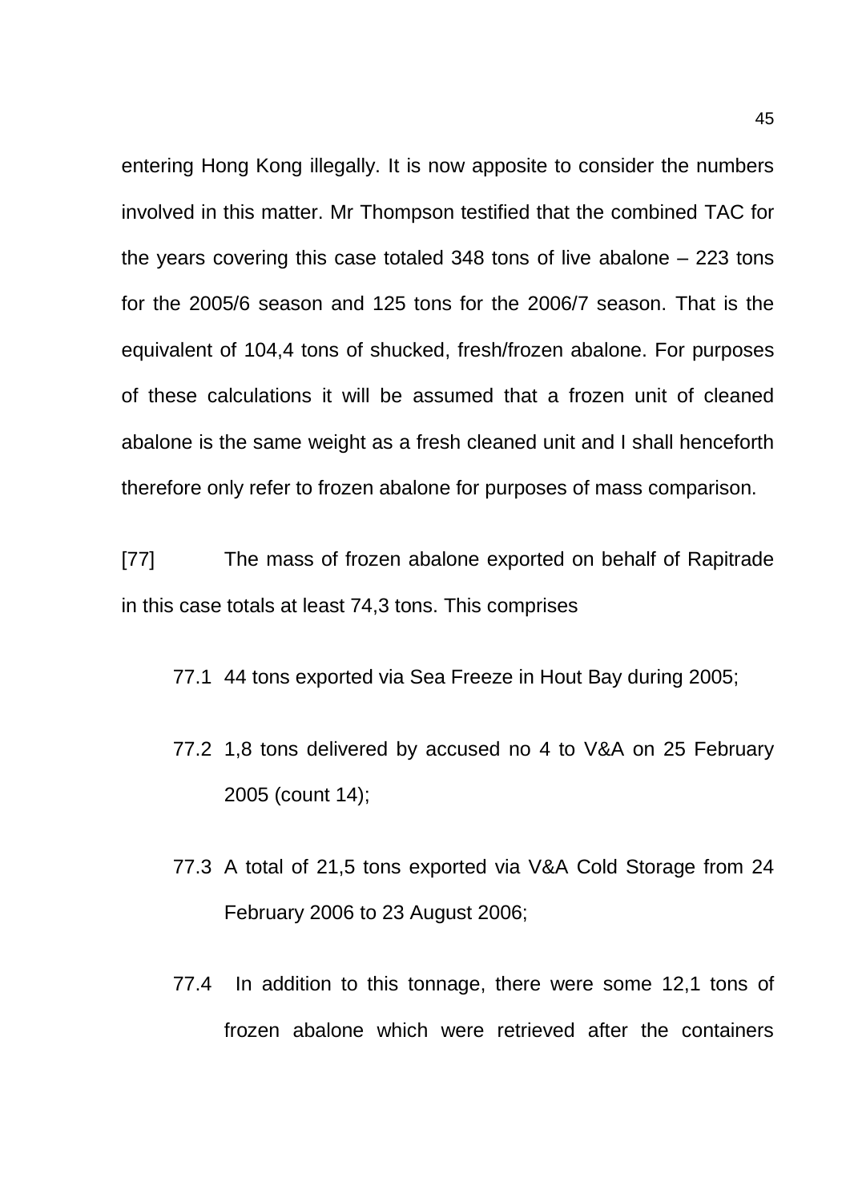entering Hong Kong illegally. It is now apposite to consider the numbers involved in this matter. Mr Thompson testified that the combined TAC for the years covering this case totaled 348 tons of live abalone – 223 tons for the 2005/6 season and 125 tons for the 2006/7 season. That is the equivalent of 104,4 tons of shucked, fresh/frozen abalone. For purposes of these calculations it will be assumed that a frozen unit of cleaned abalone is the same weight as a fresh cleaned unit and I shall henceforth therefore only refer to frozen abalone for purposes of mass comparison.

[77] The mass of frozen abalone exported on behalf of Rapitrade in this case totals at least 74,3 tons. This comprises

77.1 44 tons exported via Sea Freeze in Hout Bay during 2005;

77.2 1,8 tons delivered by accused no 4 to V&A on 25 February 2005 (count 14);

77.3 A total of 21,5 tons exported via V&A Cold Storage from 24 February 2006 to 23 August 2006;

77.4 In addition to this tonnage, there were some 12,1 tons of frozen abalone which were retrieved after the containers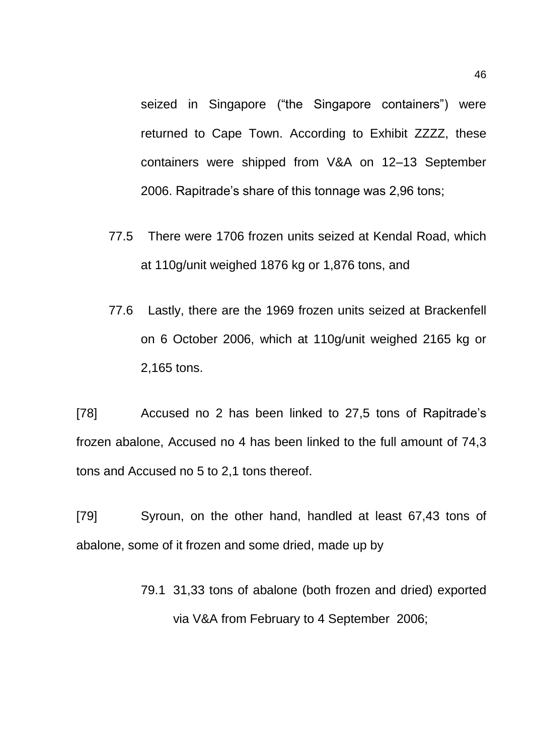seized in Singapore ("the Singapore containers") were returned to Cape Town. According to Exhibit ZZZZ, these containers were shipped from V&A on 12–13 September 2006. Rapitrade's share of this tonnage was 2,96 tons;

77.5 There were 1706 frozen units seized at Kendal Road, which at 110g/unit weighed 1876 kg or 1,876 tons, and

77.6 Lastly, there are the 1969 frozen units seized at Brackenfell on 6 October 2006, which at 110g/unit weighed 2165 kg or 2,165 tons.

[78] Accused no 2 has been linked to 27,5 tons of Rapitrade's frozen abalone, Accused no 4 has been linked to the full amount of 74,3 tons and Accused no 5 to 2,1 tons thereof.

[79] Syroun, on the other hand, handled at least 67,43 tons of abalone, some of it frozen and some dried, made up by

79.1 31,33 tons of abalone (both frozen and dried) exported via V&A from February to 4 September 2006;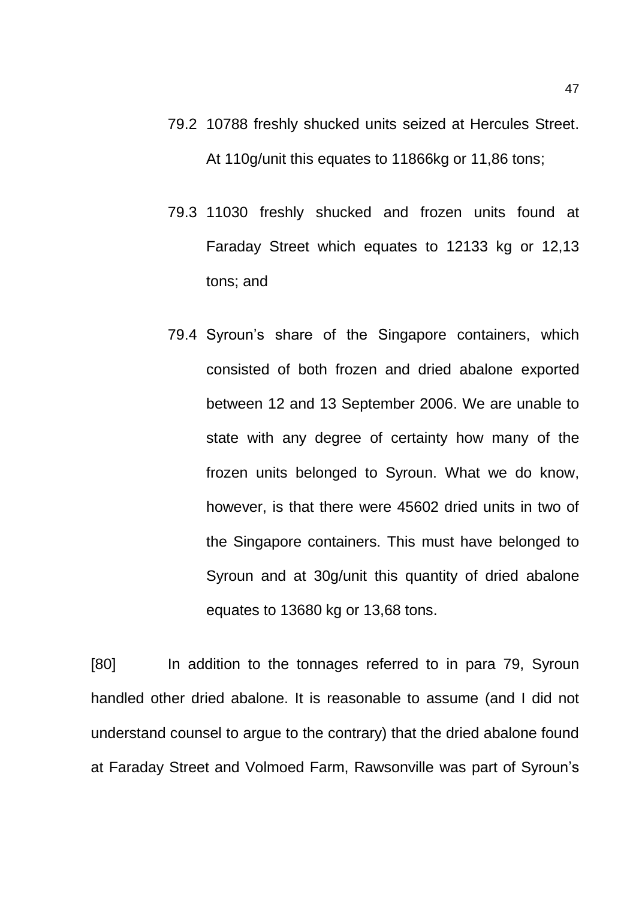79.2 10788 freshly shucked units seized at Hercules Street. At 110g/unit this equates to 11866kg or 11,86 tons;

79.3 11030 freshly shucked and frozen units found at Faraday Street which equates to 12133 kg or 12,13 tons; and

79.4 Syroun's share of the Singapore containers, which consisted of both frozen and dried abalone exported between 12 and 13 September 2006. We are unable to state with any degree of certainty how many of the frozen units belonged to Syroun. What we do know, however, is that there were 45602 dried units in two of the Singapore containers. This must have belonged to Syroun and at 30g/unit this quantity of dried abalone equates to 13680 kg or 13,68 tons.

[80] In addition to the tonnages referred to in para 79, Syroun handled other dried abalone. It is reasonable to assume (and I did not understand counsel to argue to the contrary) that the dried abalone found at Faraday Street and Volmoed Farm, Rawsonville was part of Syroun's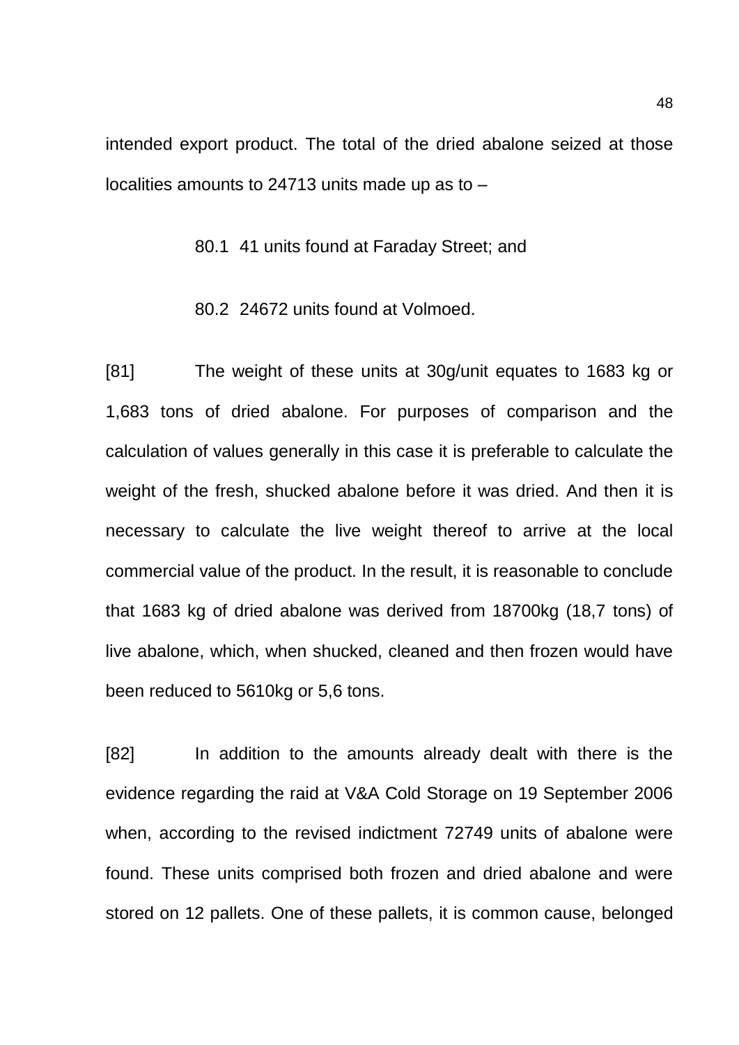intended export product. The total of the dried abalone seized at those localities amounts to 24713 units made up as to –

80.1 41 units found at Faraday Street; and

80.2 24672 units found at Volmoed.

[81] The weight of these units at 30g/unit equates to 1683 kg or 1,683 tons of dried abalone. For purposes of comparison and the calculation of values generally in this case it is preferable to calculate the weight of the fresh, shucked abalone before it was dried. And then it is necessary to calculate the live weight thereof to arrive at the local commercial value of the product. In the result, it is reasonable to conclude that 1683 kg of dried abalone was derived from 18700kg (18,7 tons) of live abalone, which, when shucked, cleaned and then frozen would have been reduced to 5610kg or 5,6 tons.

[82] In addition to the amounts already dealt with there is the evidence regarding the raid at V&A Cold Storage on 19 September 2006 when, according to the revised indictment 72749 units of abalone were found. These units comprised both frozen and dried abalone and were stored on 12 pallets. One of these pallets, it is common cause, belonged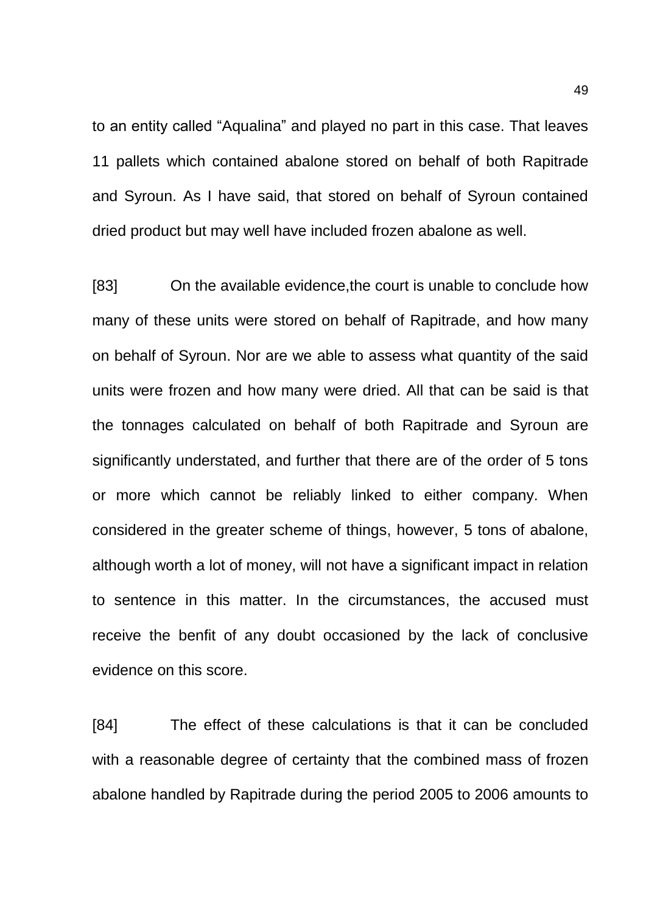to an entity called "Aqualina" and played no part in this case. That leaves 11 pallets which contained abalone stored on behalf of both Rapitrade and Syroun. As I have said, that stored on behalf of Syroun contained dried product but may well have included frozen abalone as well.

[83] On the available evidence,the court is unable to conclude how many of these units were stored on behalf of Rapitrade, and how many on behalf of Syroun. Nor are we able to assess what quantity of the said units were frozen and how many were dried. All that can be said is that the tonnages calculated on behalf of both Rapitrade and Syroun are significantly understated, and further that there are of the order of 5 tons or more which cannot be reliably linked to either company. When considered in the greater scheme of things, however, 5 tons of abalone, although worth a lot of money, will not have a significant impact in relation to sentence in this matter. In the circumstances, the accused must receive the benfit of any doubt occasioned by the lack of conclusive evidence on this score.

[84] The effect of these calculations is that it can be concluded with a reasonable degree of certainty that the combined mass of frozen abalone handled by Rapitrade during the period 2005 to 2006 amounts to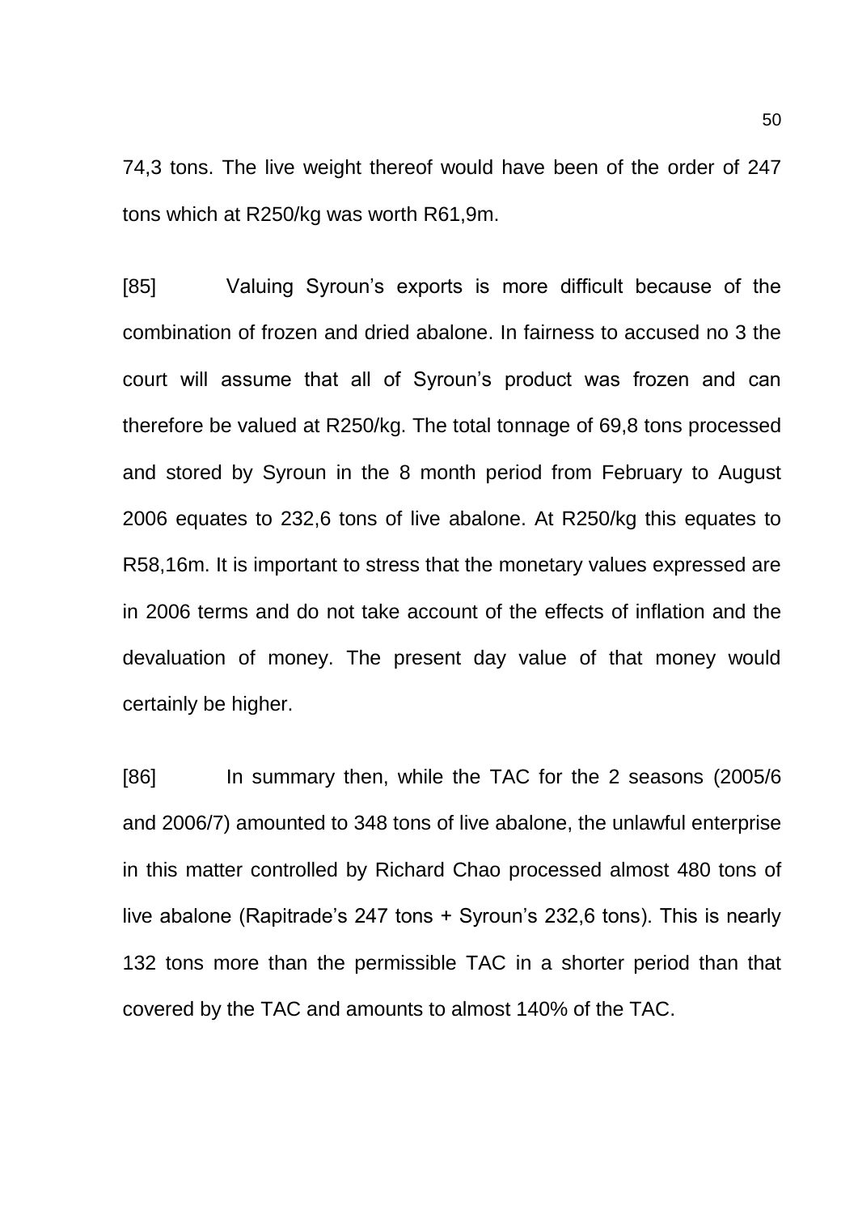74,3 tons. The live weight thereof would have been of the order of 247 tons which at R250/kg was worth R61,9m.

[85] Valuing Syroun's exports is more difficult because of the combination of frozen and dried abalone. In fairness to accused no 3 the court will assume that all of Syroun's product was frozen and can therefore be valued at R250/kg. The total tonnage of 69,8 tons processed and stored by Syroun in the 8 month period from February to August 2006 equates to 232,6 tons of live abalone. At R250/kg this equates to R58,16m. It is important to stress that the monetary values expressed are in 2006 terms and do not take account of the effects of inflation and the devaluation of money. The present day value of that money would certainly be higher.

[86] In summary then, while the TAC for the 2 seasons (2005/6 and 2006/7) amounted to 348 tons of live abalone, the unlawful enterprise in this matter controlled by Richard Chao processed almost 480 tons of live abalone (Rapitrade's 247 tons + Syroun's 232,6 tons). This is nearly 132 tons more than the permissible TAC in a shorter period than that covered by the TAC and amounts to almost 140% of the TAC.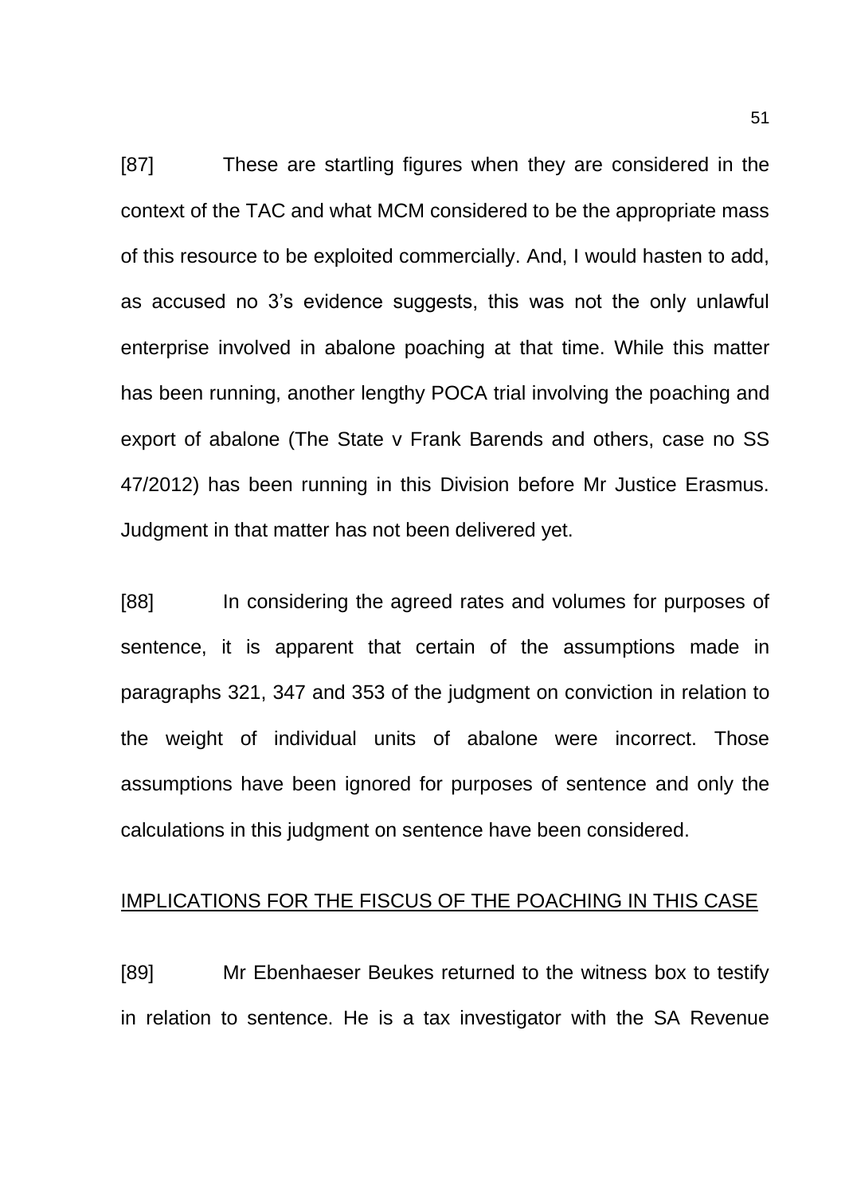[87] These are startling figures when they are considered in the context of the TAC and what MCM considered to be the appropriate mass of this resource to be exploited commercially. And, I would hasten to add, as accused no 3's evidence suggests, this was not the only unlawful enterprise involved in abalone poaching at that time. While this matter has been running, another lengthy POCA trial involving the poaching and export of abalone (The State v Frank Barends and others, case no SS 47/2012) has been running in this Division before Mr Justice Erasmus. Judgment in that matter has not been delivered yet.

[88] In considering the agreed rates and volumes for purposes of sentence, it is apparent that certain of the assumptions made in paragraphs 321, 347 and 353 of the judgment on conviction in relation to the weight of individual units of abalone were incorrect. Those assumptions have been ignored for purposes of sentence and only the calculations in this judgment on sentence have been considered.

<u>IMPLICATIONS FOR THE FISCUS OF THE POACHING IN THIS CASE</u>

[89] Mr Ebenhaeser Beukes returned to the witness box to testify in relation to sentence. He is a tax investigator with the SA Revenue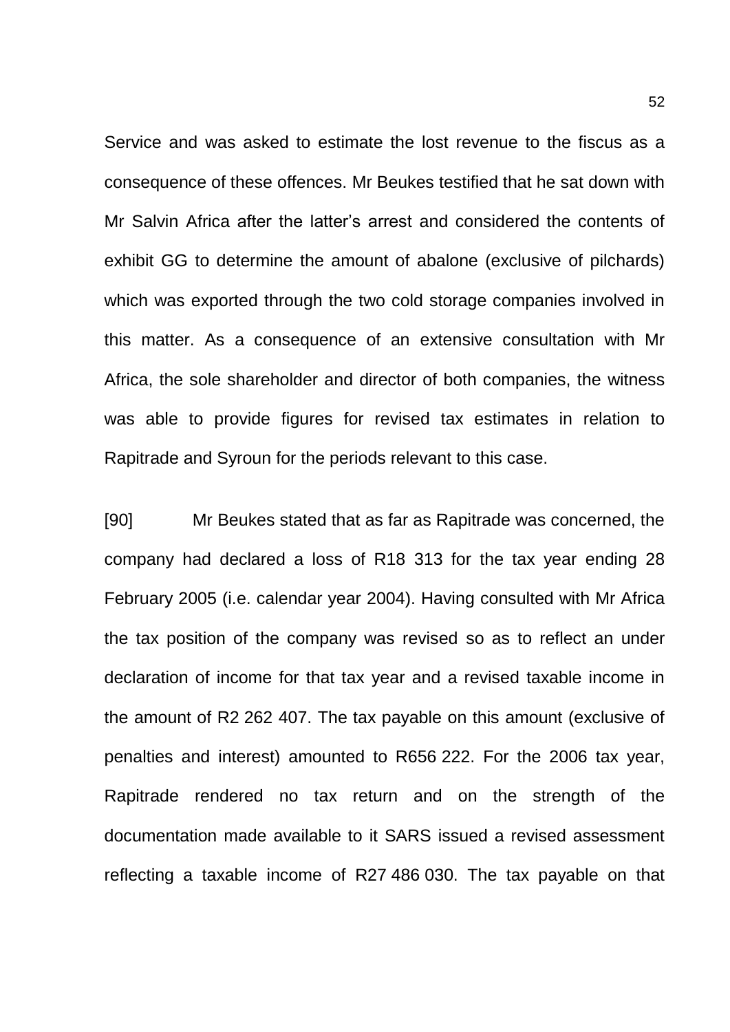Service and was asked to estimate the lost revenue to the fiscus as a consequence of these offences. Mr Beukes testified that he sat down with Mr Salvin Africa after the latter's arrest and considered the contents of exhibit GG to determine the amount of abalone (exclusive of pilchards) which was exported through the two cold storage companies involved in this matter. As a consequence of an extensive consultation with Mr Africa, the sole shareholder and director of both companies, the witness was able to provide figures for revised tax estimates in relation to Rapitrade and Syroun for the periods relevant to this case.

[90] Mr Beukes stated that as far as Rapitrade was concerned, the company had declared a loss of R18 313 for the tax year ending 28 February 2005 (i.e. calendar year 2004). Having consulted with Mr Africa the tax position of the company was revised so as to reflect an under declaration of income for that tax year and a revised taxable income in the amount of R2 262 407. The tax payable on this amount (exclusive of penalties and interest) amounted to R656 222. For the 2006 tax year, Rapitrade rendered no tax return and on the strength of the documentation made available to it SARS issued a revised assessment reflecting a taxable income of R27 486 030. The tax payable on that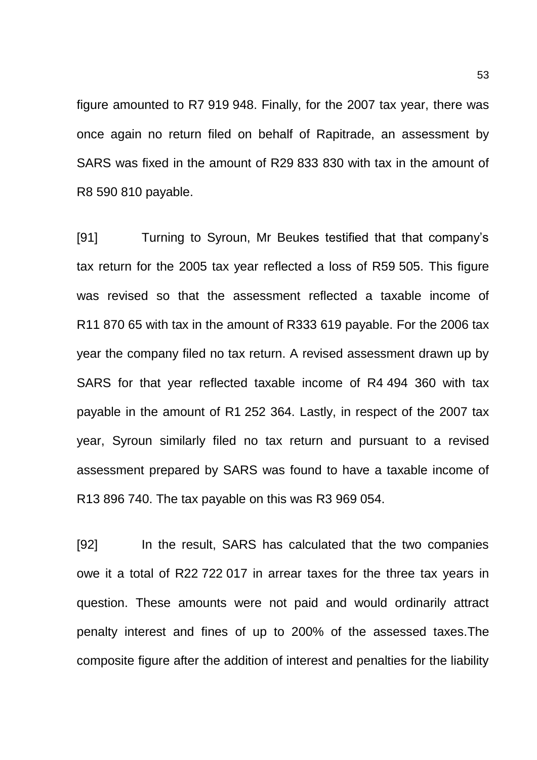figure amounted to R7 919 948. Finally, for the 2007 tax year, there was once again no return filed on behalf of Rapitrade, an assessment by SARS was fixed in the amount of R29 833 830 with tax in the amount of R8 590 810 payable.

[91] Turning to Syroun, Mr Beukes testified that that company's tax return for the 2005 tax year reflected a loss of R59 505. This figure was revised so that the assessment reflected a taxable income of R11 870 65 with tax in the amount of R333 619 payable. For the 2006 tax year the company filed no tax return. A revised assessment drawn up by SARS for that year reflected taxable income of R4 494 360 with tax payable in the amount of R1 252 364. Lastly, in respect of the 2007 tax year, Syroun similarly filed no tax return and pursuant to a revised assessment prepared by SARS was found to have a taxable income of R13 896 740. The tax payable on this was R3 969 054.

[92] In the result, SARS has calculated that the two companies owe it a total of R22 722 017 in arrear taxes for the three tax years in question. These amounts were not paid and would ordinarily attract penalty interest and fines of up to 200% of the assessed taxes.The composite figure after the addition of interest and penalties for the liability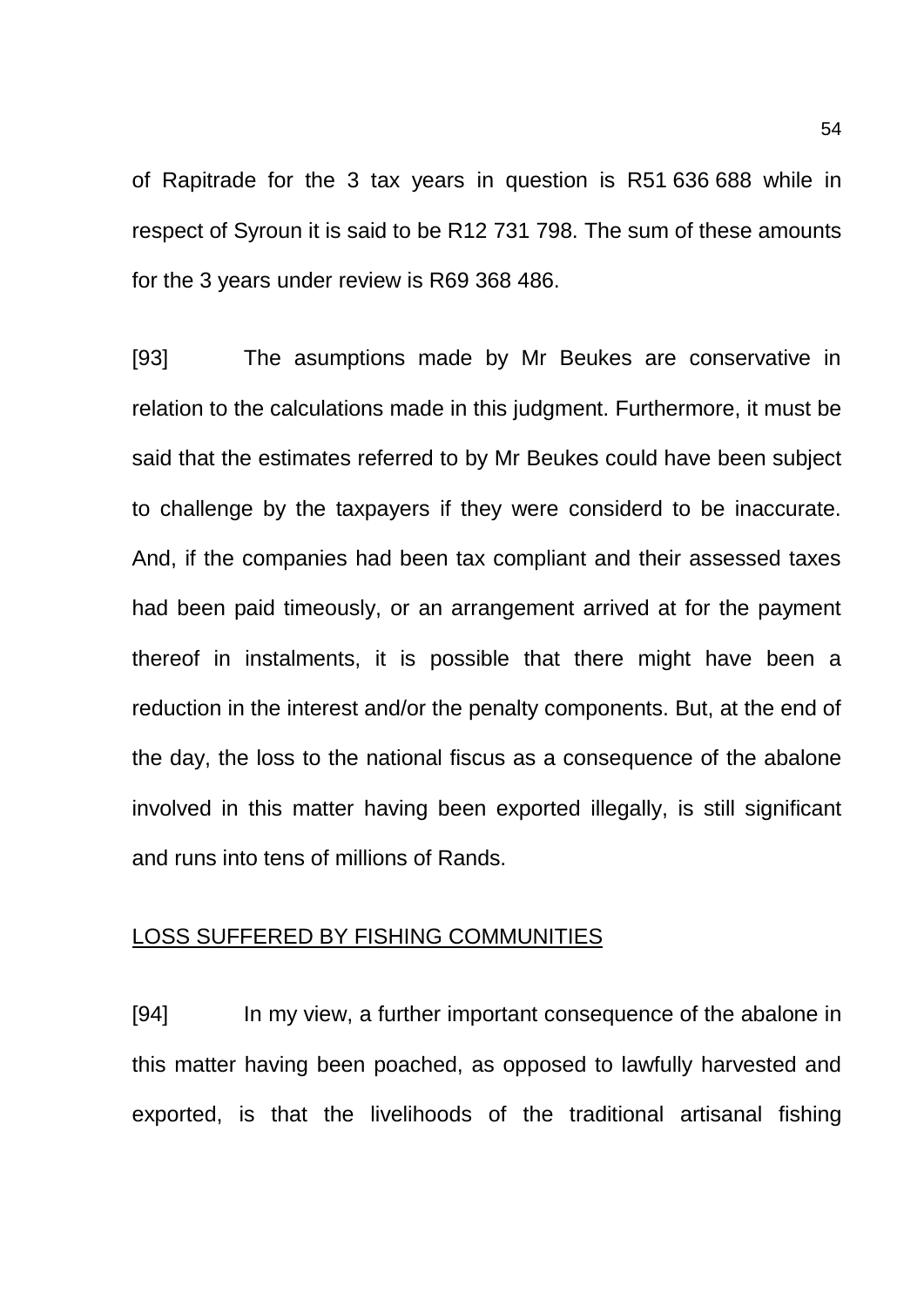of Rapitrade for the 3 tax years in question is R51 636 688 while in respect of Syroun it is said to be R12 731 798. The sum of these amounts for the 3 years under review is R69 368 486.

[93] The asumptions made by Mr Beukes are conservative in relation to the calculations made in this judgment. Furthermore, it must be said that the estimates referred to by Mr Beukes could have been subject to challenge by the taxpayers if they were considerd to be inaccurate. And, if the companies had been tax compliant and their assessed taxes had been paid timeously, or an arrangement arrived at for the payment thereof in instalments, it is possible that there might have been a reduction in the interest and/or the penalty components. But, at the end of the day, the loss to the national fiscus as a consequence of the abalone involved in this matter having been exported illegally, is still significant and runs into tens of millions of Rands.

## LOSS SUFFERED BY FISHING COMMUNITIES

[94] In my view, a further important consequence of the abalone in this matter having been poached, as opposed to lawfully harvested and exported, is that the livelihoods of the traditional artisanal fishing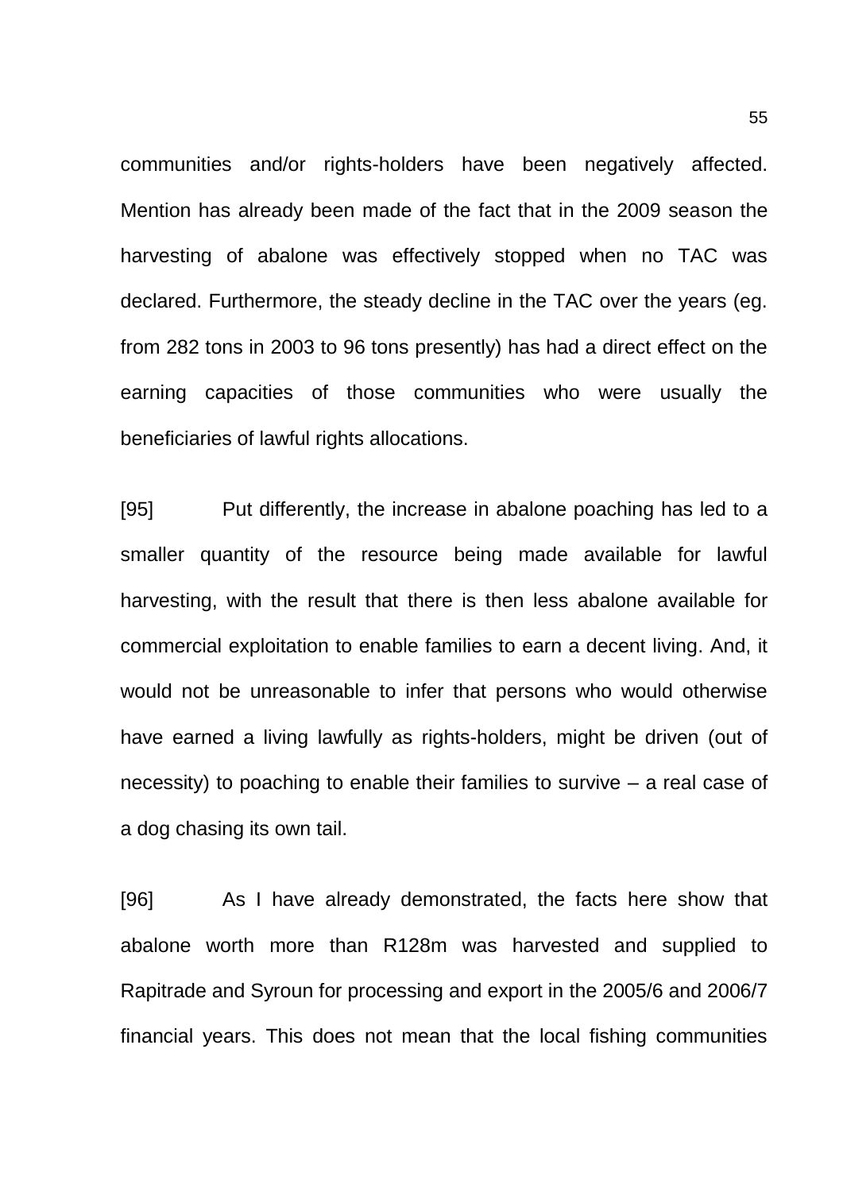communities and/or rights-holders have been negatively affected. Mention has already been made of the fact that in the 2009 season the harvesting of abalone was effectively stopped when no TAC was declared. Furthermore, the steady decline in the TAC over the years (eg. from 282 tons in 2003 to 96 tons presently) has had a direct effect on the earning capacities of those communities who were usually the beneficiaries of lawful rights allocations.

[95] Put differently, the increase in abalone poaching has led to a smaller quantity of the resource being made available for lawful harvesting, with the result that there is then less abalone available for commercial exploitation to enable families to earn a decent living. And, it would not be unreasonable to infer that persons who would otherwise have earned a living lawfully as rights-holders, might be driven (out of necessity) to poaching to enable their families to survive – a real case of a dog chasing its own tail.

[96] As I have already demonstrated, the facts here show that abalone worth more than R128m was harvested and supplied to Rapitrade and Syroun for processing and export in the 2005/6 and 2006/7 financial years. This does not mean that the local fishing communities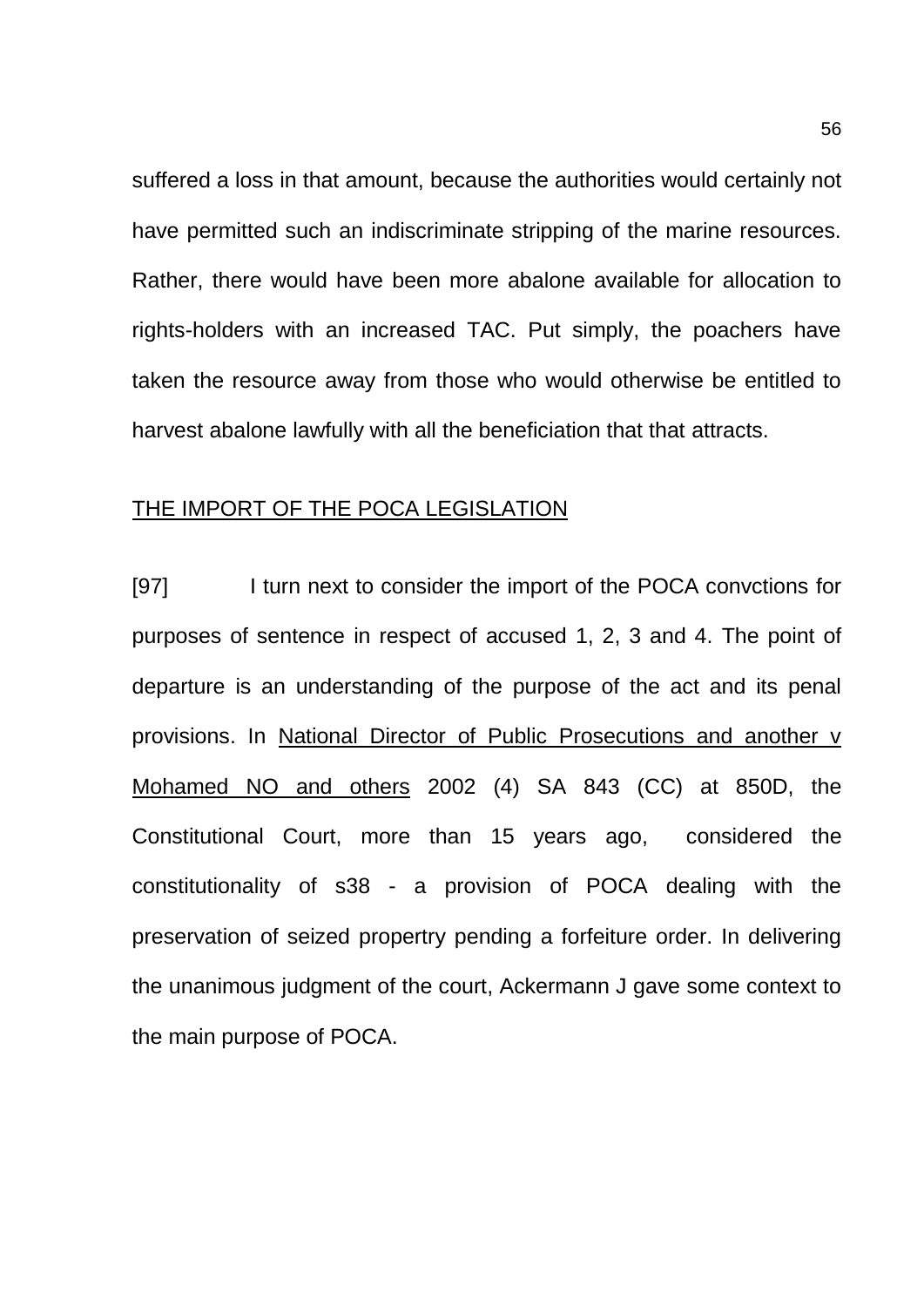suffered a loss in that amount, because the authorities would certainly not have permitted such an indiscriminate stripping of the marine resources. Rather, there would have been more abalone available for allocation to rights-holders with an increased TAC. Put simply, the poachers have taken the resource away from those who would otherwise be entitled to harvest abalone lawfully with all the beneficiation that that attracts.

<u>THE IMPORT OF THE POCA LEGISLATION</u>

[97] I turn next to consider the import of the POCA convctions for purposes of sentence in respect of accused 1, 2, 3 and 4. The point of departure is an understanding of the purpose of the act and its penal provisions. In <u>National Director of Public Prosecutions and another v Mohamed NO and others</u> 2002 (4) SA 843 (CC) at 850D, the Constitutional Court, more than 15 years ago, considered the constitutionality of s38 - a provision of POCA dealing with the preservation of seized propertry pending a forfeiture order. In delivering the unanimous judgment of the court, Ackermann J gave some context to the main purpose of POCA.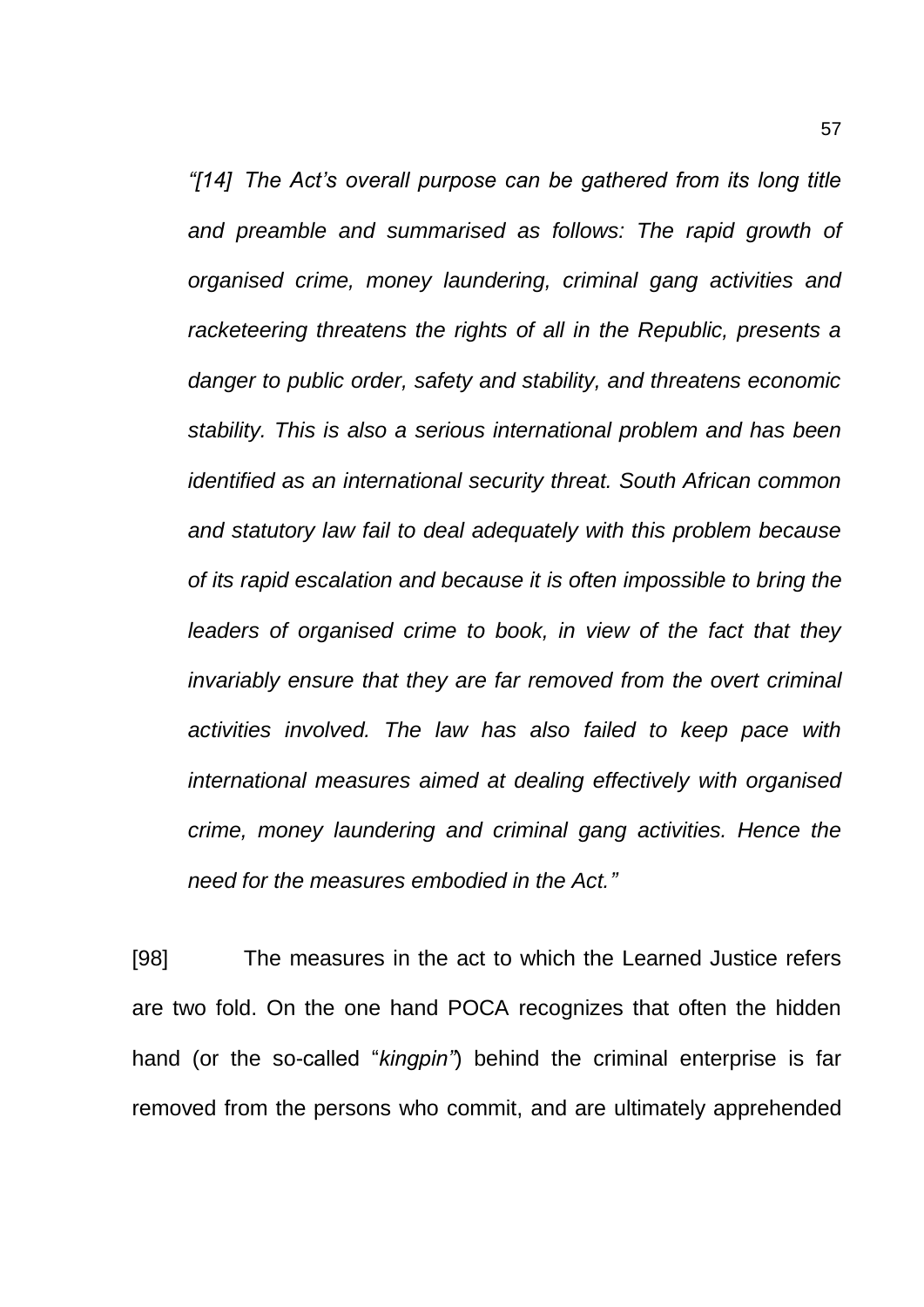*"[14] The Act's overall purpose can be gathered from its long title and preamble and summarised as follows: The rapid growth of organised crime, money laundering, criminal gang activities and racketeering threatens the rights of all in the Republic, presents a danger to public order, safety and stability, and threatens economic stability. This is also a serious international problem and has been identified as an international security threat. South African common and statutory law fail to deal adequately with this problem because of its rapid escalation and because it is often impossible to bring the leaders of organised crime to book, in view of the fact that they invariably ensure that they are far removed from the overt criminal activities involved. The law has also failed to keep pace with international measures aimed at dealing effectively with organised crime, money laundering and criminal gang activities. Hence the need for the measures embodied in the Act."*

[98] The measures in the act to which the Learned Justice refers are two fold. On the one hand POCA recognizes that often the hidden hand (or the so-called "*kingpin"*) behind the criminal enterprise is far removed from the persons who commit, and are ultimately apprehended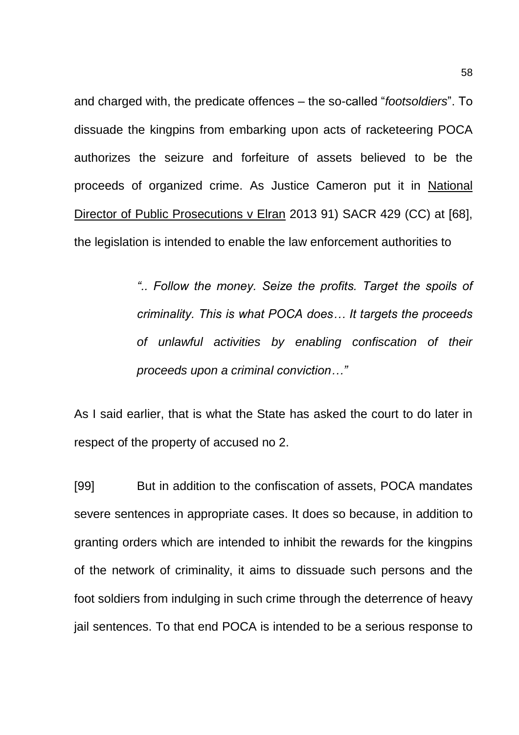and charged with, the predicate offences – the so-called "*footsoldiers*". To dissuade the kingpins from embarking upon acts of racketeering POCA authorizes the seizure and forfeiture of assets believed to be the proceeds of organized crime. As Justice Cameron put it in National Director of Public Prosecutions v Elran 2013 91) SACR 429 (CC) at [68], the legislation is intended to enable the law enforcement authorities to

> *".. Follow the money. Seize the profits. Target the spoils of criminality. This is what POCA does… It targets the proceeds of unlawful activities by enabling confiscation of their proceeds upon a criminal conviction…"*

As I said earlier, that is what the State has asked the court to do later in respect of the property of accused no 2.

[99] But in addition to the confiscation of assets, POCA mandates severe sentences in appropriate cases. It does so because, in addition to granting orders which are intended to inhibit the rewards for the kingpins of the network of criminality, it aims to dissuade such persons and the foot soldiers from indulging in such crime through the deterrence of heavy jail sentences. To that end POCA is intended to be a serious response to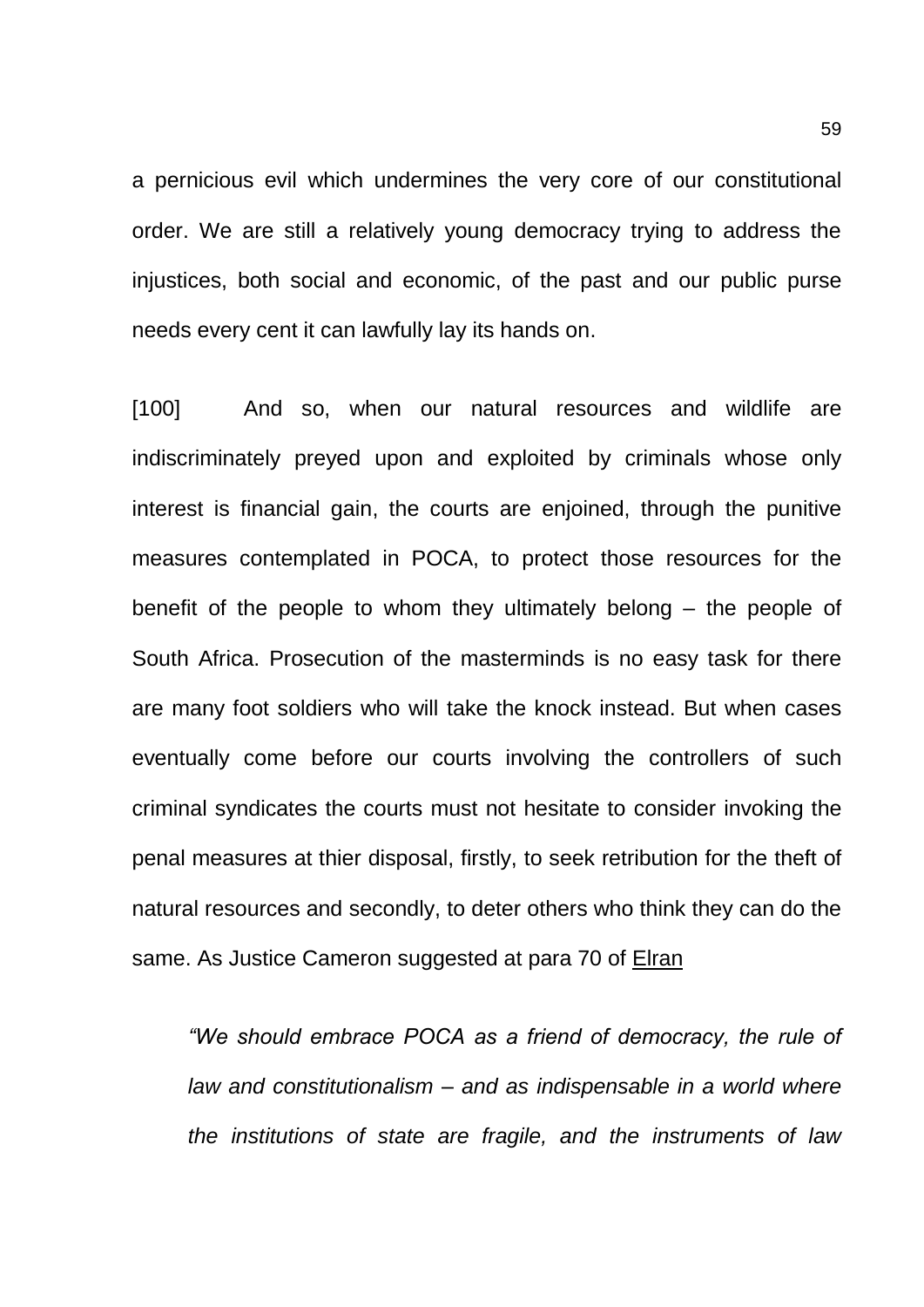a pernicious evil which undermines the very core of our constitutional order. We are still a relatively young democracy trying to address the injustices, both social and economic, of the past and our public purse needs every cent it can lawfully lay its hands on.

[100] And so, when our natural resources and wildlife are indiscriminately preyed upon and exploited by criminals whose only interest is financial gain, the courts are enjoined, through the punitive measures contemplated in POCA, to protect those resources for the benefit of the people to whom they ultimately belong – the people of South Africa. Prosecution of the masterminds is no easy task for there are many foot soldiers who will take the knock instead. But when cases eventually come before our courts involving the controllers of such criminal syndicates the courts must not hesitate to consider invoking the penal measures at thier disposal, firstly, to seek retribution for the theft of natural resources and secondly, to deter others who think they can do the same. As Justice Cameron suggested at para 70 of <u>Elran</u>

> *"We should embrace POCA as a friend of democracy, the rule of law and constitutionalism – and as indispensable in a world where the institutions of state are fragile, and the instruments of law*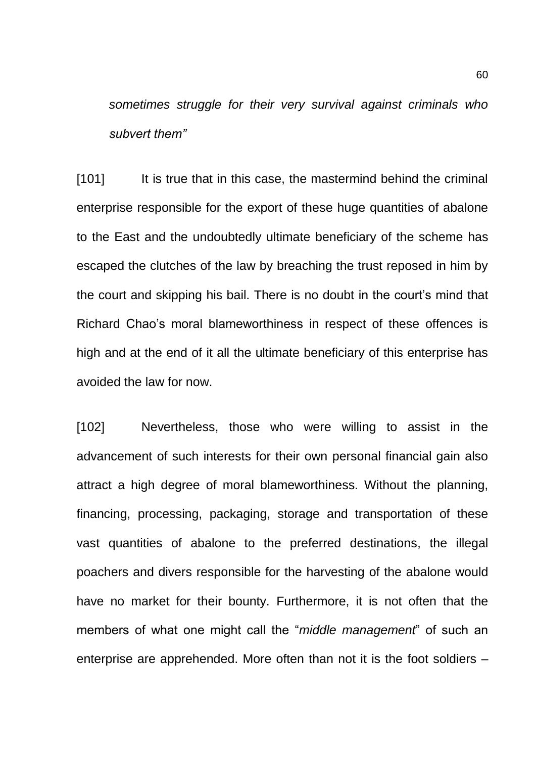*sometimes struggle for their very survival against criminals who subvert them"*

[101] It is true that in this case, the mastermind behind the criminal enterprise responsible for the export of these huge quantities of abalone to the East and the undoubtedly ultimate beneficiary of the scheme has escaped the clutches of the law by breaching the trust reposed in him by the court and skipping his bail. There is no doubt in the court's mind that Richard Chao's moral blameworthiness in respect of these offences is high and at the end of it all the ultimate beneficiary of this enterprise has avoided the law for now.

[102] Nevertheless, those who were willing to assist in the advancement of such interests for their own personal financial gain also attract a high degree of moral blameworthiness. Without the planning, financing, processing, packaging, storage and transportation of these vast quantities of abalone to the preferred destinations, the illegal poachers and divers responsible for the harvesting of the abalone would have no market for their bounty. Furthermore, it is not often that the members of what one might call the "*middle management*" of such an enterprise are apprehended. More often than not it is the foot soldiers –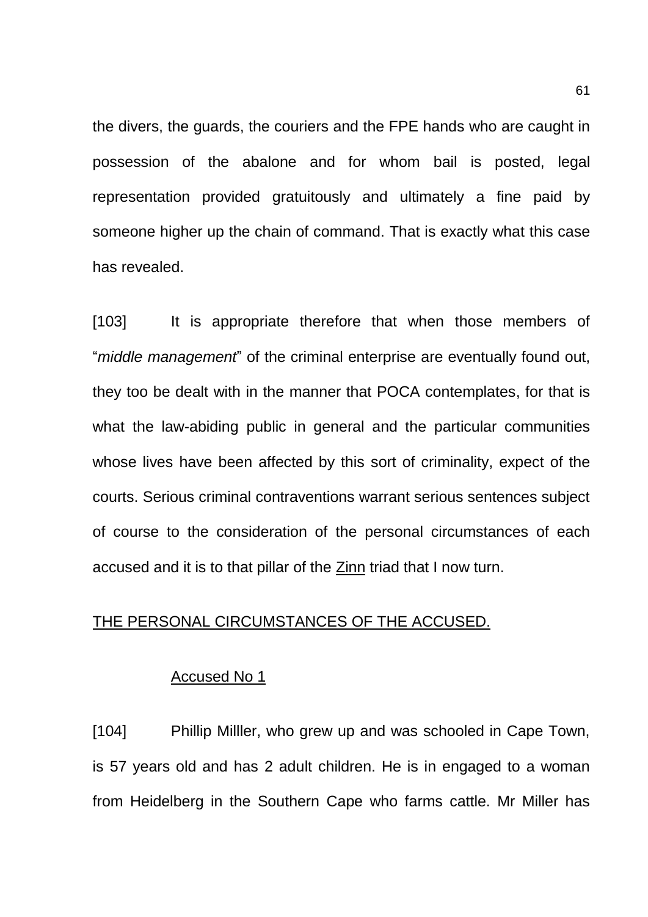the divers, the guards, the couriers and the FPE hands who are caught in possession of the abalone and for whom bail is posted, legal representation provided gratuitously and ultimately a fine paid by someone higher up the chain of command. That is exactly what this case has revealed.

[103] It is appropriate therefore that when those members of "*middle management*" of the criminal enterprise are eventually found out, they too be dealt with in the manner that POCA contemplates, for that is what the law-abiding public in general and the particular communities whose lives have been affected by this sort of criminality, expect of the courts. Serious criminal contraventions warrant serious sentences subject of course to the consideration of the personal circumstances of each accused and it is to that pillar of the Zinn triad that I now turn.

## THE PERSONAL CIRCUMSTANCES OF THE ACCUSED.

### Accused No 1

[104] Phillip Milller, who grew up and was schooled in Cape Town, is 57 years old and has 2 adult children. He is in engaged to a woman from Heidelberg in the Southern Cape who farms cattle. Mr Miller has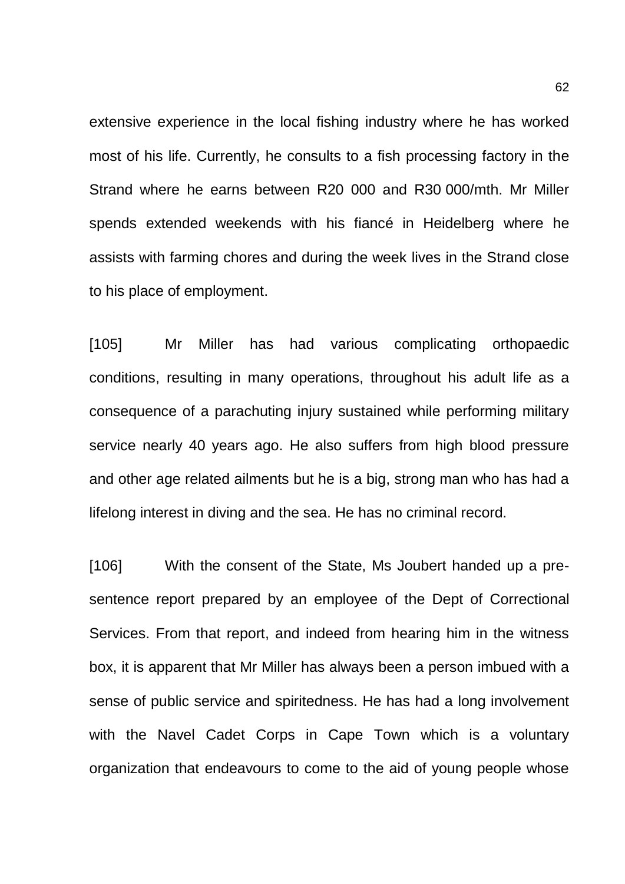extensive experience in the local fishing industry where he has worked most of his life. Currently, he consults to a fish processing factory in the Strand where he earns between R20 000 and R30 000/mth. Mr Miller spends extended weekends with his fiancé in Heidelberg where he assists with farming chores and during the week lives in the Strand close to his place of employment.

[105] Mr Miller has had various complicating orthopaedic conditions, resulting in many operations, throughout his adult life as a consequence of a parachuting injury sustained while performing military service nearly 40 years ago. He also suffers from high blood pressure and other age related ailments but he is a big, strong man who has had a lifelong interest in diving and the sea. He has no criminal record.

[106] With the consent of the State, Ms Joubert handed up a pre-sentence report prepared by an employee of the Dept of Correctional Services. From that report, and indeed from hearing him in the witness box, it is apparent that Mr Miller has always been a person imbued with a sense of public service and spiritedness. He has had a long involvement with the Navel Cadet Corps in Cape Town which is a voluntary organization that endeavours to come to the aid of young people whose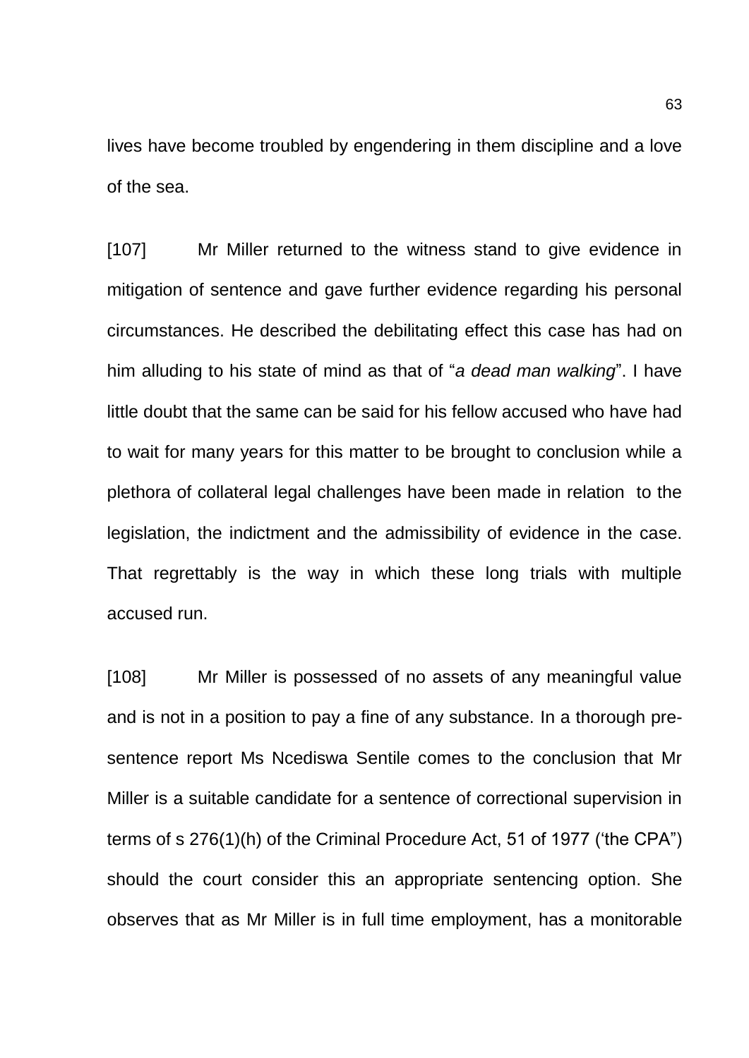lives have become troubled by engendering in them discipline and a love of the sea.

[107] Mr Miller returned to the witness stand to give evidence in mitigation of sentence and gave further evidence regarding his personal circumstances. He described the debilitating effect this case has had on him alluding to his state of mind as that of "*a dead man walking*". I have little doubt that the same can be said for his fellow accused who have had to wait for many years for this matter to be brought to conclusion while a plethora of collateral legal challenges have been made in relation to the legislation, the indictment and the admissibility of evidence in the case. That regrettably is the way in which these long trials with multiple accused run.

[108] Mr Miller is possessed of no assets of any meaningful value and is not in a position to pay a fine of any substance. In a thorough pre-sentence report Ms Ncediswa Sentile comes to the conclusion that Mr Miller is a suitable candidate for a sentence of correctional supervision in terms of s 276(1)(h) of the Criminal Procedure Act, 51 of 1977 ('the CPA") should the court consider this an appropriate sentencing option. She observes that as Mr Miller is in full time employment, has a monitorable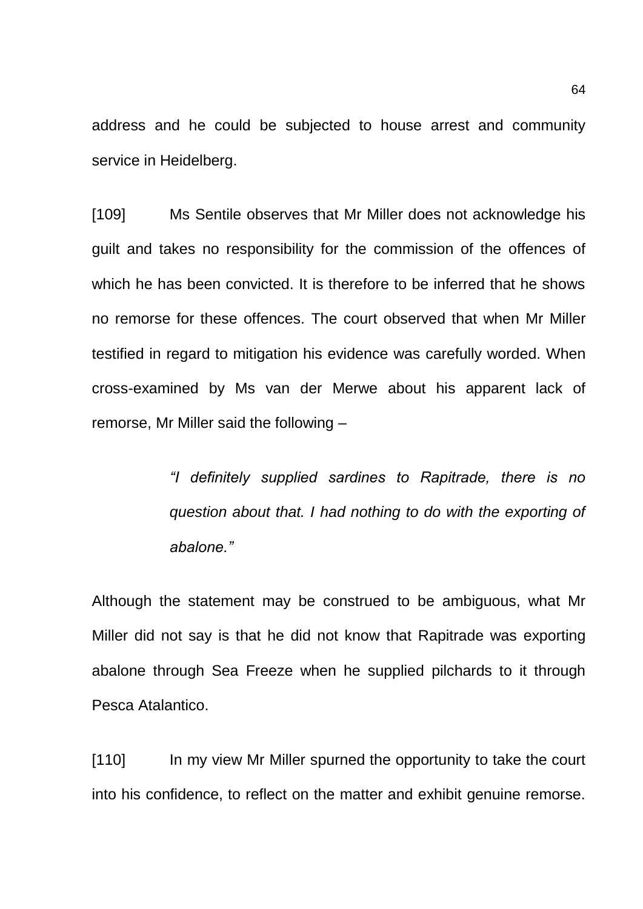address and he could be subjected to house arrest and community service in Heidelberg.

[109] Ms Sentile observes that Mr Miller does not acknowledge his guilt and takes no responsibility for the commission of the offences of which he has been convicted. It is therefore to be inferred that he shows no remorse for these offences. The court observed that when Mr Miller testified in regard to mitigation his evidence was carefully worded. When cross-examined by Ms van der Merwe about his apparent lack of remorse, Mr Miller said the following –

> *"I definitely supplied sardines to Rapitrade, there is no question about that. I had nothing to do with the exporting of abalone."*

Although the statement may be construed to be ambiguous, what Mr Miller did not say is that he did not know that Rapitrade was exporting abalone through Sea Freeze when he supplied pilchards to it through Pesca Atalantico.

[110] In my view Mr Miller spurned the opportunity to take the court into his confidence, to reflect on the matter and exhibit genuine remorse.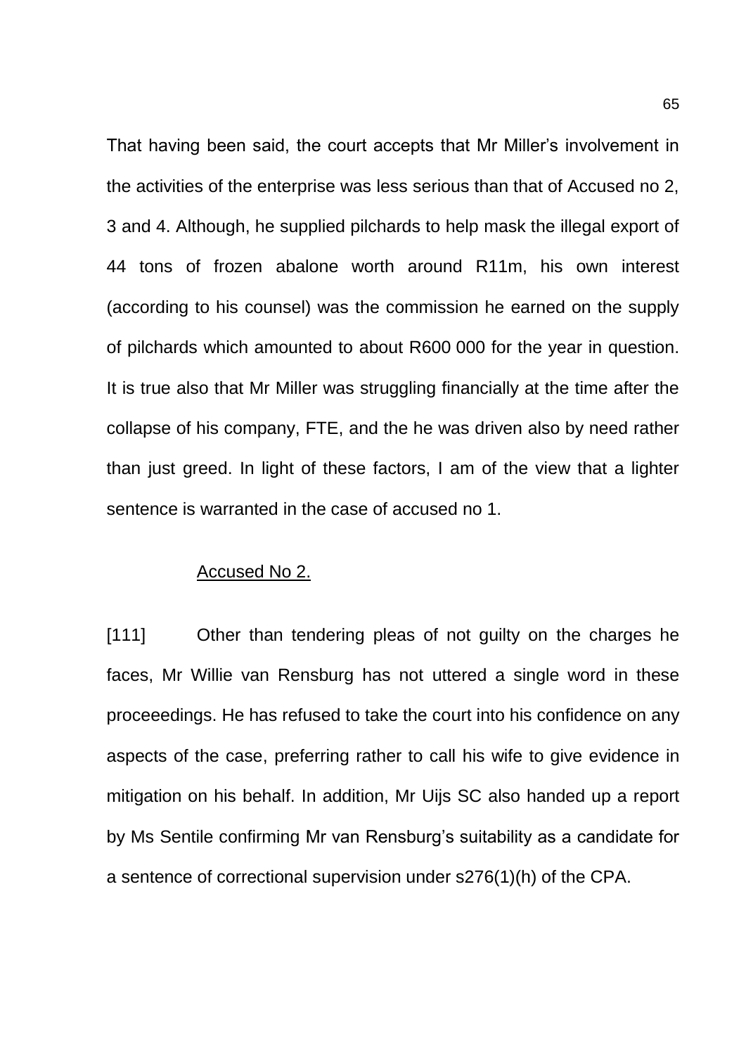That having been said, the court accepts that Mr Miller's involvement in the activities of the enterprise was less serious than that of Accused no 2, 3 and 4. Although, he supplied pilchards to help mask the illegal export of 44 tons of frozen abalone worth around R11m, his own interest (according to his counsel) was the commission he earned on the supply of pilchards which amounted to about R600 000 for the year in question. It is true also that Mr Miller was struggling financially at the time after the collapse of his company, FTE, and the he was driven also by need rather than just greed. In light of these factors, I am of the view that a lighter sentence is warranted in the case of accused no 1.

<u>Accused No 2.</u>

[111] Other than tendering pleas of not guilty on the charges he faces, Mr Willie van Rensburg has not uttered a single word in these proceeedings. He has refused to take the court into his confidence on any aspects of the case, preferring rather to call his wife to give evidence in mitigation on his behalf. In addition, Mr Uijs SC also handed up a report by Ms Sentile confirming Mr van Rensburg's suitability as a candidate for a sentence of correctional supervision under s276(1)(h) of the CPA.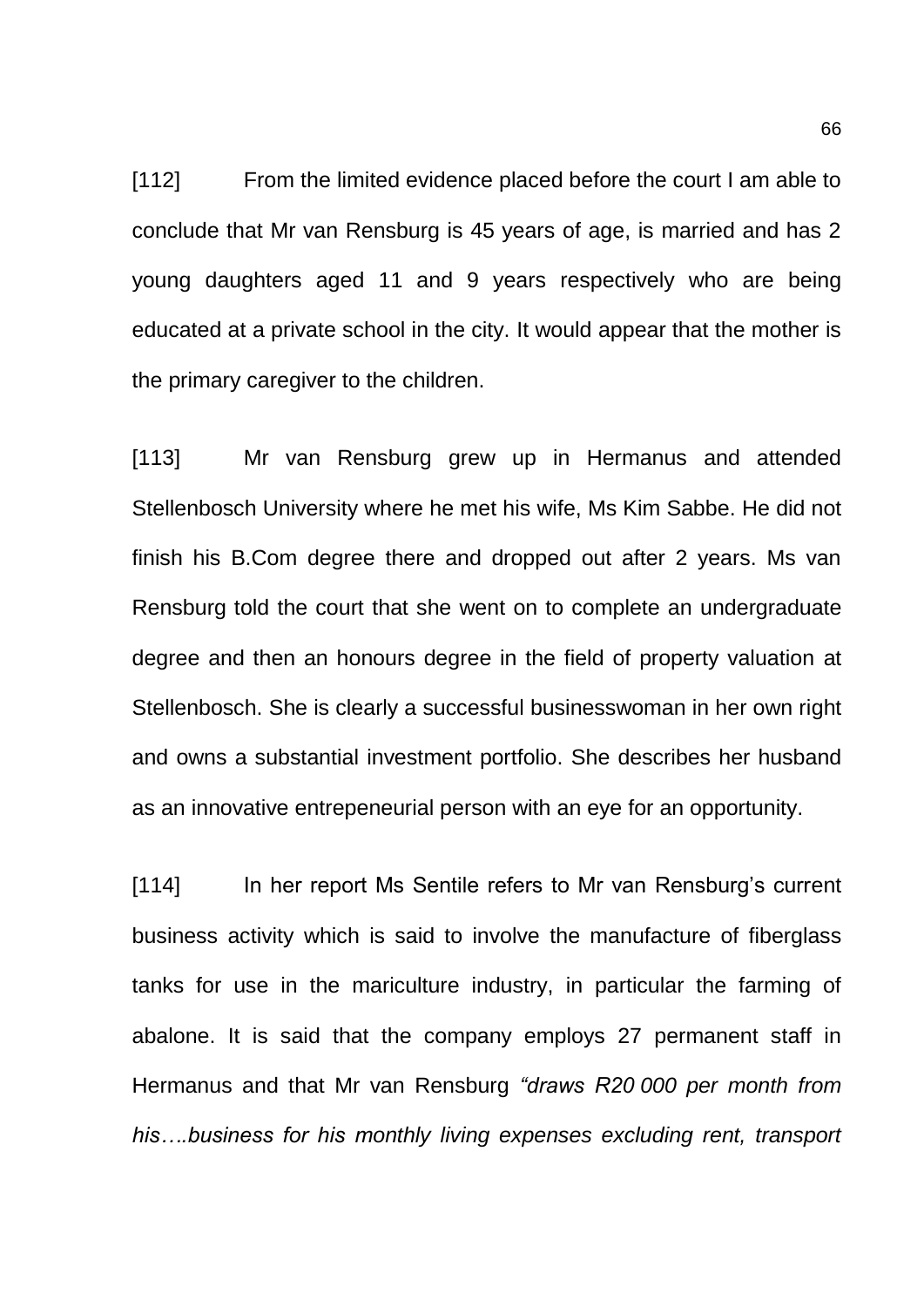[112] From the limited evidence placed before the court I am able to conclude that Mr van Rensburg is 45 years of age, is married and has 2 young daughters aged 11 and 9 years respectively who are being educated at a private school in the city. It would appear that the mother is the primary caregiver to the children.

[113] Mr van Rensburg grew up in Hermanus and attended Stellenbosch University where he met his wife, Ms Kim Sabbe. He did not finish his B.Com degree there and dropped out after 2 years. Ms van Rensburg told the court that she went on to complete an undergraduate degree and then an honours degree in the field of property valuation at Stellenbosch. She is clearly a successful businesswoman in her own right and owns a substantial investment portfolio. She describes her husband as an innovative entrepeneurial person with an eye for an opportunity.

[114] In her report Ms Sentile refers to Mr van Rensburg's current business activity which is said to involve the manufacture of fiberglass tanks for use in the mariculture industry, in particular the farming of abalone. It is said that the company employs 27 permanent staff in Hermanus and that Mr van Rensburg *"draws R20 000 per month from his….business for his monthly living expenses excluding rent, transport*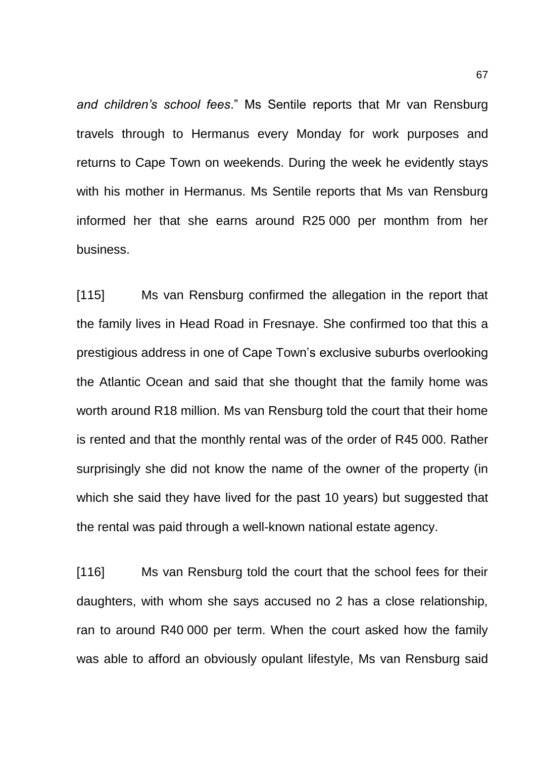*and children's school fees*." Ms Sentile reports that Mr van Rensburg travels through to Hermanus every Monday for work purposes and returns to Cape Town on weekends. During the week he evidently stays with his mother in Hermanus. Ms Sentile reports that Ms van Rensburg informed her that she earns around R25 000 per monthm from her business.

[115] Ms van Rensburg confirmed the allegation in the report that the family lives in Head Road in Fresnaye. She confirmed too that this a prestigious address in one of Cape Town's exclusive suburbs overlooking the Atlantic Ocean and said that she thought that the family home was worth around R18 million. Ms van Rensburg told the court that their home is rented and that the monthly rental was of the order of R45 000. Rather surprisingly she did not know the name of the owner of the property (in which she said they have lived for the past 10 years) but suggested that the rental was paid through a well-known national estate agency.

[116] Ms van Rensburg told the court that the school fees for their daughters, with whom she says accused no 2 has a close relationship, ran to around R40 000 per term. When the court asked how the family was able to afford an obviously opulant lifestyle, Ms van Rensburg said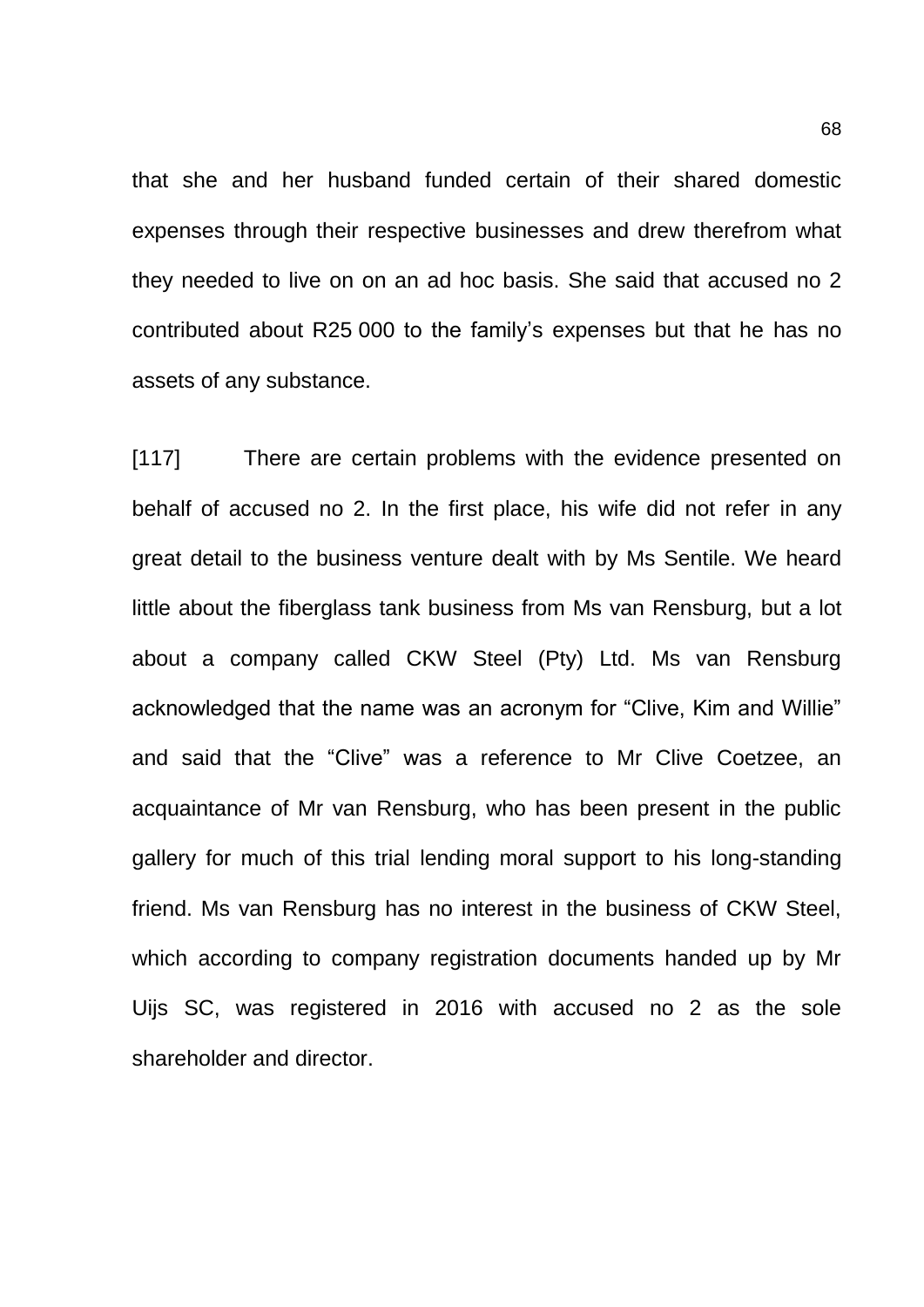that she and her husband funded certain of their shared domestic expenses through their respective businesses and drew therefrom what they needed to live on on an ad hoc basis. She said that accused no 2 contributed about R25 000 to the family's expenses but that he has no assets of any substance.

[117] There are certain problems with the evidence presented on behalf of accused no 2. In the first place, his wife did not refer in any great detail to the business venture dealt with by Ms Sentile. We heard little about the fiberglass tank business from Ms van Rensburg, but a lot about a company called CKW Steel (Pty) Ltd. Ms van Rensburg acknowledged that the name was an acronym for "Clive, Kim and Willie" and said that the "Clive" was a reference to Mr Clive Coetzee, an acquaintance of Mr van Rensburg, who has been present in the public gallery for much of this trial lending moral support to his long-standing friend. Ms van Rensburg has no interest in the business of CKW Steel, which according to company registration documents handed up by Mr Uijs SC, was registered in 2016 with accused no 2 as the sole shareholder and director.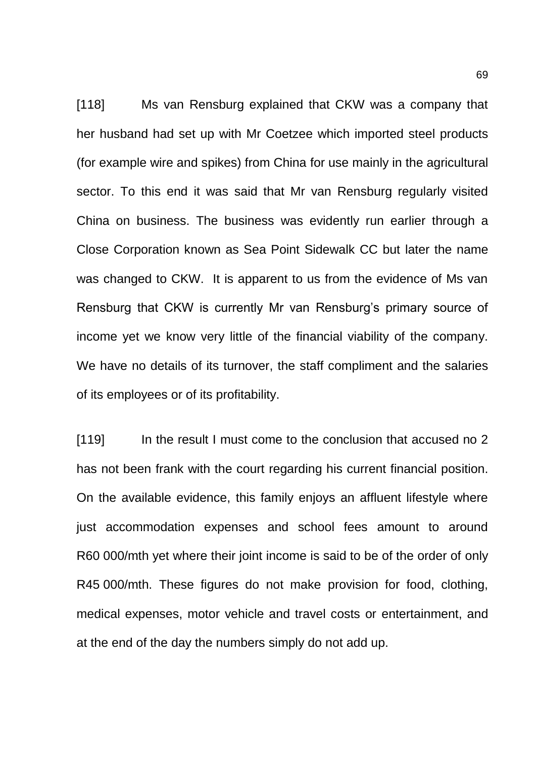[118] Ms van Rensburg explained that CKW was a company that her husband had set up with Mr Coetzee which imported steel products (for example wire and spikes) from China for use mainly in the agricultural sector. To this end it was said that Mr van Rensburg regularly visited China on business. The business was evidently run earlier through a Close Corporation known as Sea Point Sidewalk CC but later the name was changed to CKW. It is apparent to us from the evidence of Ms van Rensburg that CKW is currently Mr van Rensburg's primary source of income yet we know very little of the financial viability of the company. We have no details of its turnover, the staff compliment and the salaries of its employees or of its profitability.

[119] In the result I must come to the conclusion that accused no 2 has not been frank with the court regarding his current financial position. On the available evidence, this family enjoys an affluent lifestyle where just accommodation expenses and school fees amount to around R60 000/mth yet where their joint income is said to be of the order of only R45 000/mth. These figures do not make provision for food, clothing, medical expenses, motor vehicle and travel costs or entertainment, and at the end of the day the numbers simply do not add up.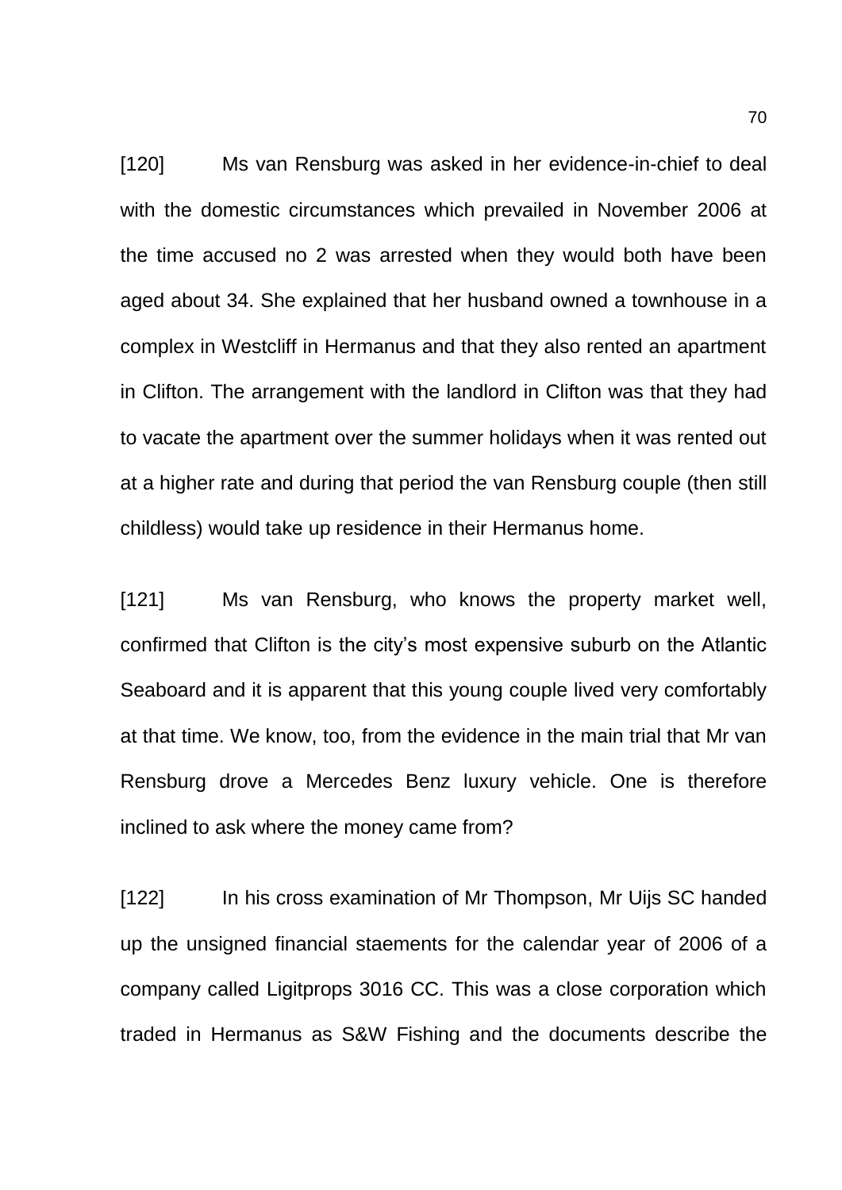[120] Ms van Rensburg was asked in her evidence-in-chief to deal with the domestic circumstances which prevailed in November 2006 at the time accused no 2 was arrested when they would both have been aged about 34. She explained that her husband owned a townhouse in a complex in Westcliff in Hermanus and that they also rented an apartment in Clifton. The arrangement with the landlord in Clifton was that they had to vacate the apartment over the summer holidays when it was rented out at a higher rate and during that period the van Rensburg couple (then still childless) would take up residence in their Hermanus home.

[121] Ms van Rensburg, who knows the property market well, confirmed that Clifton is the city's most expensive suburb on the Atlantic Seaboard and it is apparent that this young couple lived very comfortably at that time. We know, too, from the evidence in the main trial that Mr van Rensburg drove a Mercedes Benz luxury vehicle. One is therefore inclined to ask where the money came from?

[122] In his cross examination of Mr Thompson, Mr Uijs SC handed up the unsigned financial staements for the calendar year of 2006 of a company called Ligitprops 3016 CC. This was a close corporation which traded in Hermanus as S&W Fishing and the documents describe the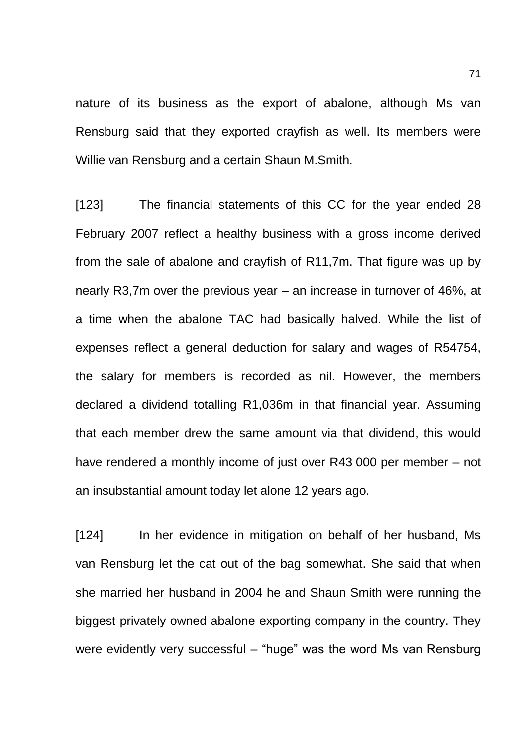nature of its business as the export of abalone, although Ms van Rensburg said that they exported crayfish as well. Its members were Willie van Rensburg and a certain Shaun M.Smith.

[123] The financial statements of this CC for the year ended 28 February 2007 reflect a healthy business with a gross income derived from the sale of abalone and crayfish of R11,7m. That figure was up by nearly R3,7m over the previous year – an increase in turnover of 46%, at a time when the abalone TAC had basically halved. While the list of expenses reflect a general deduction for salary and wages of R54754, the salary for members is recorded as nil. However, the members declared a dividend totalling R1,036m in that financial year. Assuming that each member drew the same amount via that dividend, this would have rendered a monthly income of just over R43 000 per member – not an insubstantial amount today let alone 12 years ago.

[124] In her evidence in mitigation on behalf of her husband, Ms van Rensburg let the cat out of the bag somewhat. She said that when she married her husband in 2004 he and Shaun Smith were running the biggest privately owned abalone exporting company in the country. They were evidently very successful – "huge" was the word Ms van Rensburg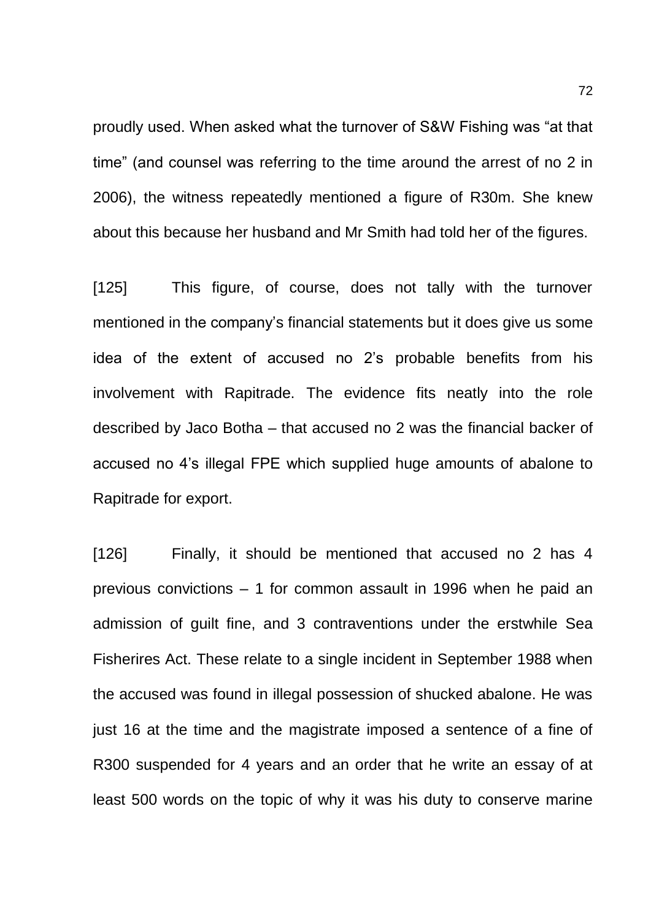proudly used. When asked what the turnover of S&W Fishing was "at that time" (and counsel was referring to the time around the arrest of no 2 in 2006), the witness repeatedly mentioned a figure of R30m. She knew about this because her husband and Mr Smith had told her of the figures.

[125] This figure, of course, does not tally with the turnover mentioned in the company's financial statements but it does give us some idea of the extent of accused no 2's probable benefits from his involvement with Rapitrade. The evidence fits neatly into the role described by Jaco Botha – that accused no 2 was the financial backer of accused no 4's illegal FPE which supplied huge amounts of abalone to Rapitrade for export.

[126] Finally, it should be mentioned that accused no 2 has 4 previous convictions – 1 for common assault in 1996 when he paid an admission of guilt fine, and 3 contraventions under the erstwhile Sea Fisherires Act. These relate to a single incident in September 1988 when the accused was found in illegal possession of shucked abalone. He was just 16 at the time and the magistrate imposed a sentence of a fine of R300 suspended for 4 years and an order that he write an essay of at least 500 words on the topic of why it was his duty to conserve marine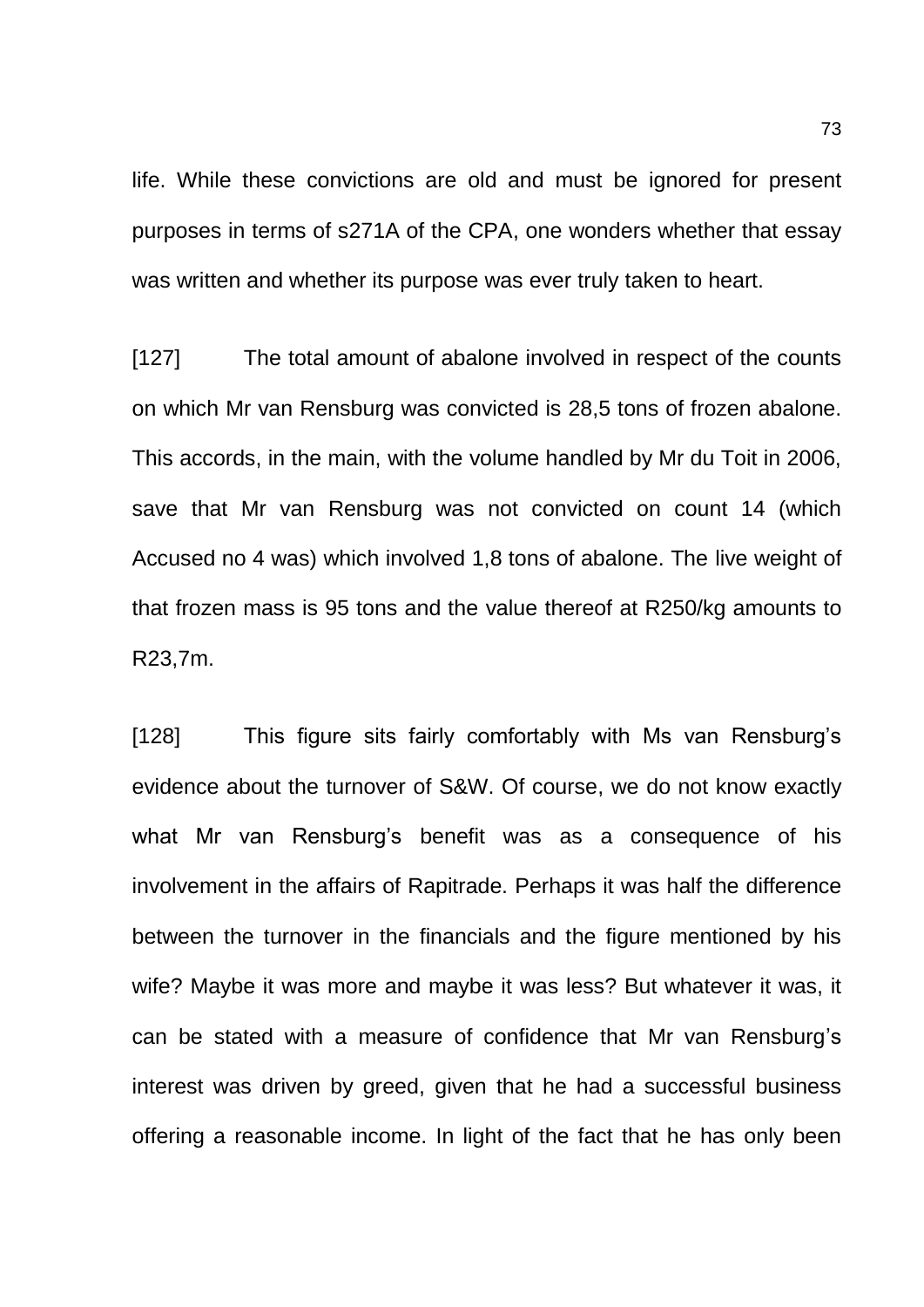life. While these convictions are old and must be ignored for present purposes in terms of s271A of the CPA, one wonders whether that essay was written and whether its purpose was ever truly taken to heart.

[127] The total amount of abalone involved in respect of the counts on which Mr van Rensburg was convicted is 28,5 tons of frozen abalone. This accords, in the main, with the volume handled by Mr du Toit in 2006, save that Mr van Rensburg was not convicted on count 14 (which Accused no 4 was) which involved 1,8 tons of abalone. The live weight of that frozen mass is 95 tons and the value thereof at R250/kg amounts to R23,7m.

[128] This figure sits fairly comfortably with Ms van Rensburg's evidence about the turnover of S&W. Of course, we do not know exactly what Mr van Rensburg's benefit was as a consequence of his involvement in the affairs of Rapitrade. Perhaps it was half the difference between the turnover in the financials and the figure mentioned by his wife? Maybe it was more and maybe it was less? But whatever it was, it can be stated with a measure of confidence that Mr van Rensburg's interest was driven by greed, given that he had a successful business offering a reasonable income. In light of the fact that he has only been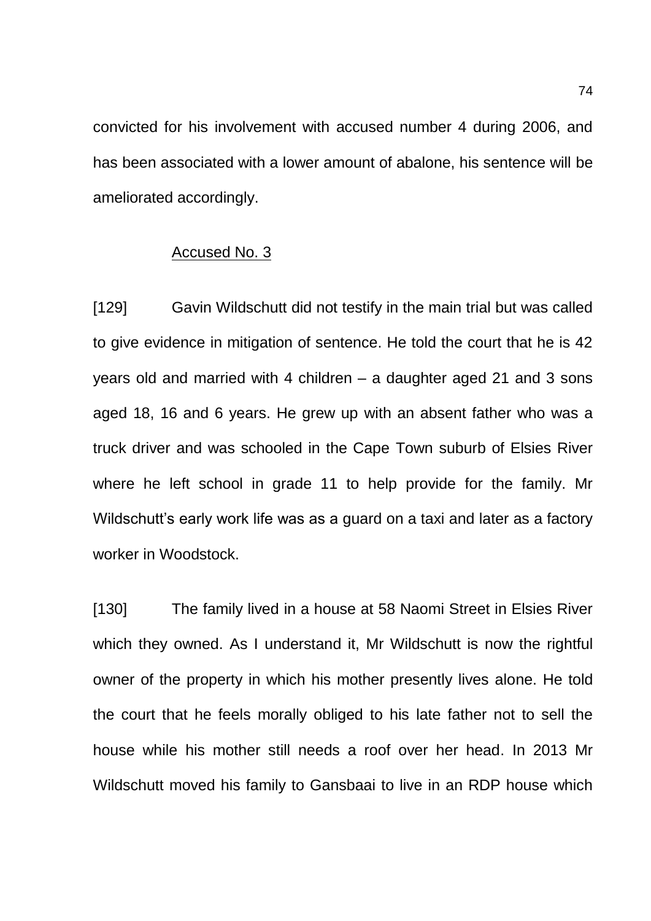convicted for his involvement with accused number 4 during 2006, and has been associated with a lower amount of abalone, his sentence will be ameliorated accordingly.

Accused No. 3

[129] Gavin Wildschutt did not testify in the main trial but was called to give evidence in mitigation of sentence. He told the court that he is 42 years old and married with 4 children – a daughter aged 21 and 3 sons aged 18, 16 and 6 years. He grew up with an absent father who was a truck driver and was schooled in the Cape Town suburb of Elsies River where he left school in grade 11 to help provide for the family. Mr Wildschutt's early work life was as a guard on a taxi and later as a factory worker in Woodstock.

[130] The family lived in a house at 58 Naomi Street in Elsies River which they owned. As I understand it, Mr Wildschutt is now the rightful owner of the property in which his mother presently lives alone. He told the court that he feels morally obliged to his late father not to sell the house while his mother still needs a roof over her head. In 2013 Mr Wildschutt moved his family to Gansbaai to live in an RDP house which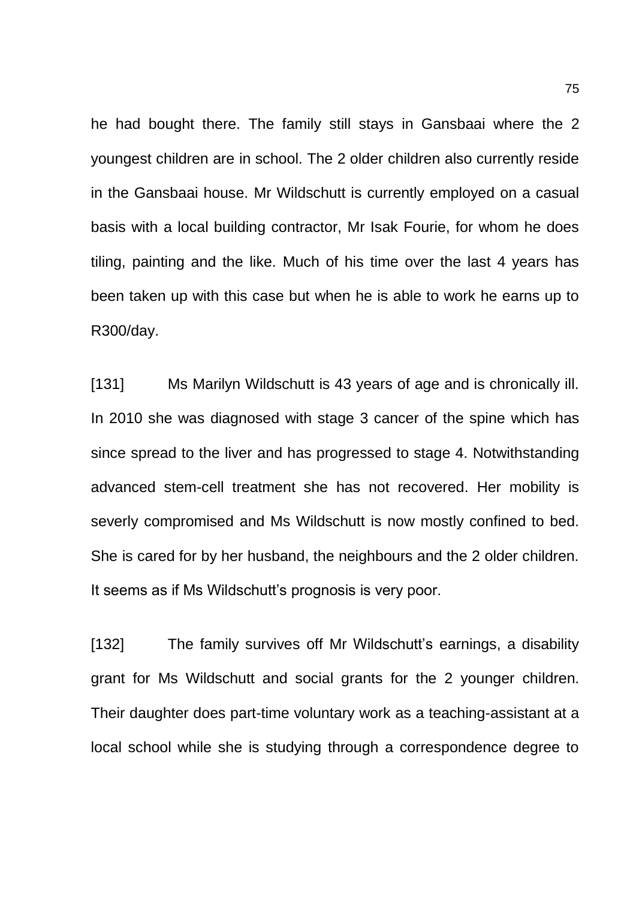he had bought there. The family still stays in Gansbaai where the 2 youngest children are in school. The 2 older children also currently reside in the Gansbaai house. Mr Wildschutt is currently employed on a casual basis with a local building contractor, Mr Isak Fourie, for whom he does tiling, painting and the like. Much of his time over the last 4 years has been taken up with this case but when he is able to work he earns up to R300/day.

[131] Ms Marilyn Wildschutt is 43 years of age and is chronically ill. In 2010 she was diagnosed with stage 3 cancer of the spine which has since spread to the liver and has progressed to stage 4. Notwithstanding advanced stem-cell treatment she has not recovered. Her mobility is severly compromised and Ms Wildschutt is now mostly confined to bed. She is cared for by her husband, the neighbours and the 2 older children. It seems as if Ms Wildschutt's prognosis is very poor.

[132] The family survives off Mr Wildschutt's earnings, a disability grant for Ms Wildschutt and social grants for the 2 younger children. Their daughter does part-time voluntary work as a teaching-assistant at a local school while she is studying through a correspondence degree to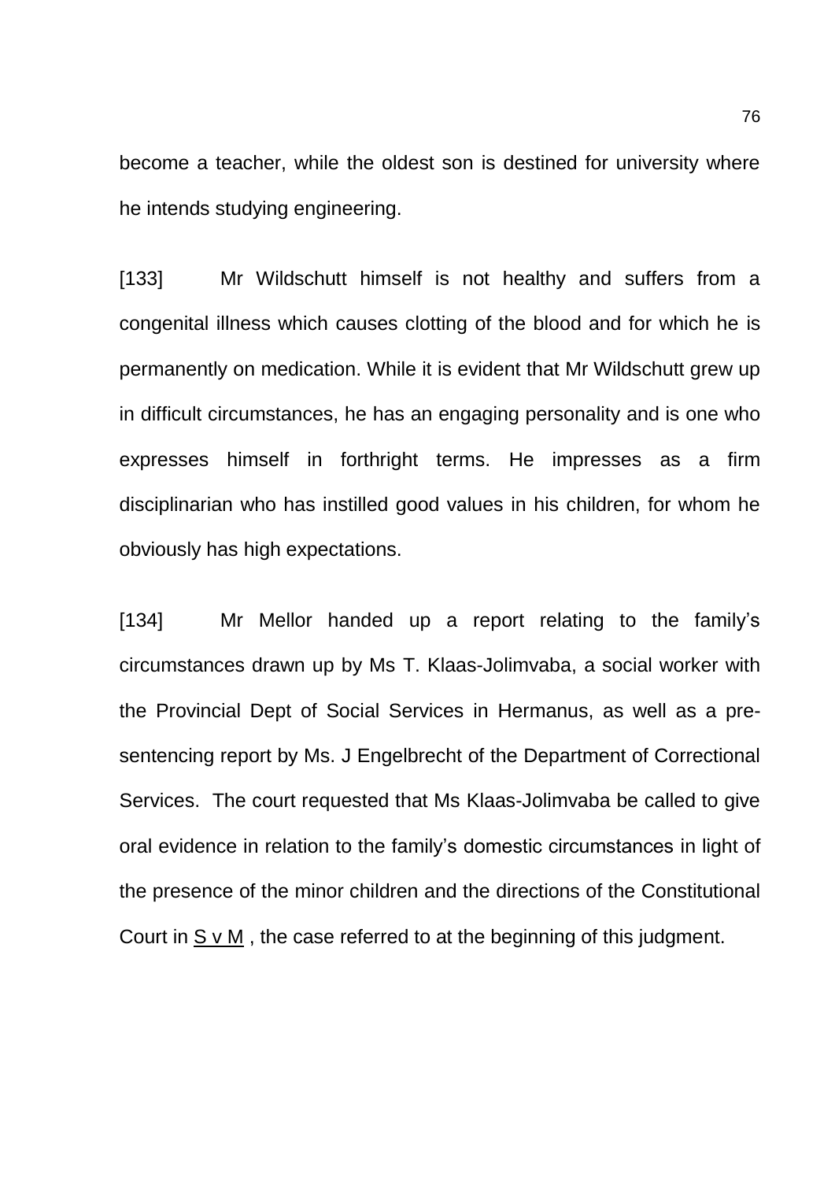become a teacher, while the oldest son is destined for university where he intends studying engineering.

[133] Mr Wildschutt himself is not healthy and suffers from a congenital illness which causes clotting of the blood and for which he is permanently on medication. While it is evident that Mr Wildschutt grew up in difficult circumstances, he has an engaging personality and is one who expresses himself in forthright terms. He impresses as a firm disciplinarian who has instilled good values in his children, for whom he obviously has high expectations.

[134] Mr Mellor handed up a report relating to the family's circumstances drawn up by Ms T. Klaas-Jolimvaba, a social worker with the Provincial Dept of Social Services in Hermanus, as well as a pre-sentencing report by Ms. J Engelbrecht of the Department of Correctional Services. The court requested that Ms Klaas-Jolimvaba be called to give oral evidence in relation to the family's domestic circumstances in light of the presence of the minor children and the directions of the Constitutional Court in S v M , the case referred to at the beginning of this judgment.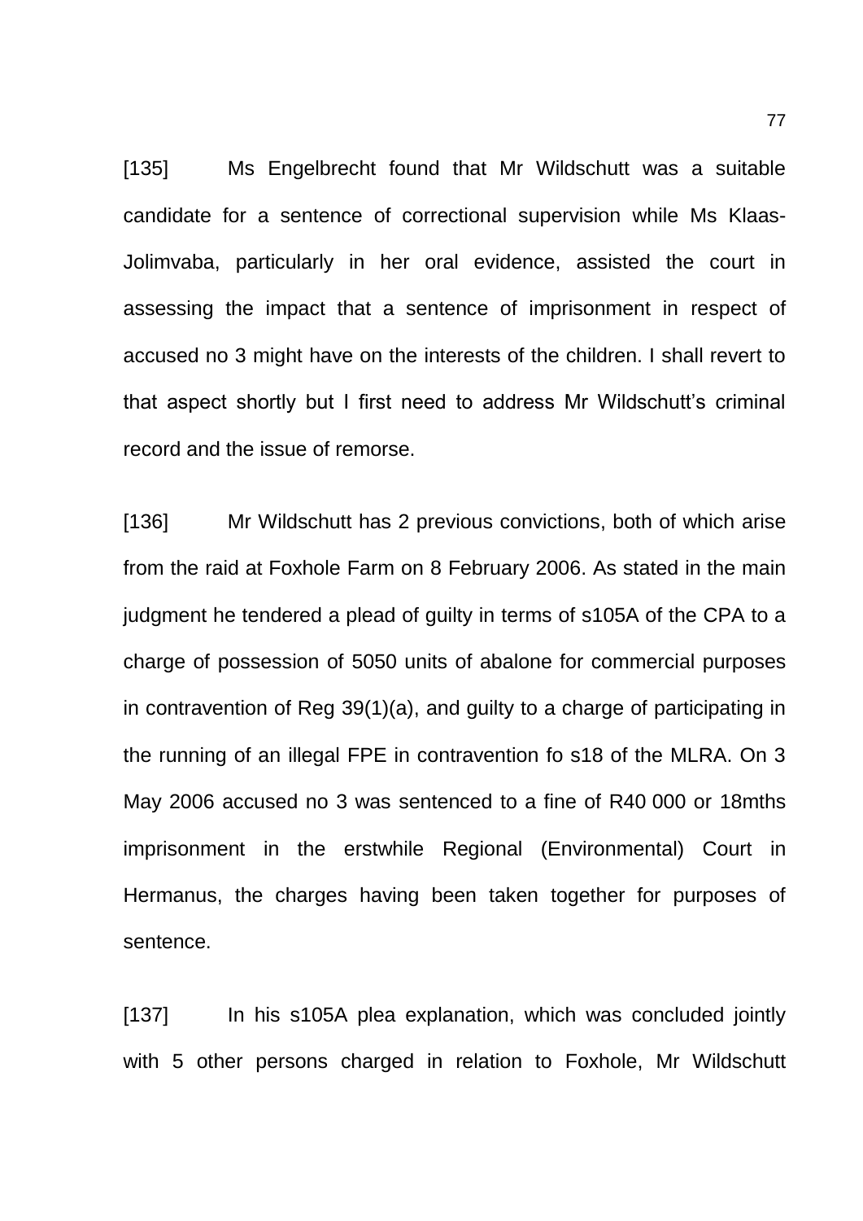[135] Ms Engelbrecht found that Mr Wildschutt was a suitable candidate for a sentence of correctional supervision while Ms Klaas-Jolimvaba, particularly in her oral evidence, assisted the court in assessing the impact that a sentence of imprisonment in respect of accused no 3 might have on the interests of the children. I shall revert to that aspect shortly but I first need to address Mr Wildschutt's criminal record and the issue of remorse.

[136] Mr Wildschutt has 2 previous convictions, both of which arise from the raid at Foxhole Farm on 8 February 2006. As stated in the main judgment he tendered a plead of guilty in terms of s105A of the CPA to a charge of possession of 5050 units of abalone for commercial purposes in contravention of Reg 39(1)(a), and guilty to a charge of participating in the running of an illegal FPE in contravention fo s18 of the MLRA. On 3 May 2006 accused no 3 was sentenced to a fine of R40 000 or 18mths imprisonment in the erstwhile Regional (Environmental) Court in Hermanus, the charges having been taken together for purposes of sentence.

[137] In his s105A plea explanation, which was concluded jointly with 5 other persons charged in relation to Foxhole, Mr Wildschutt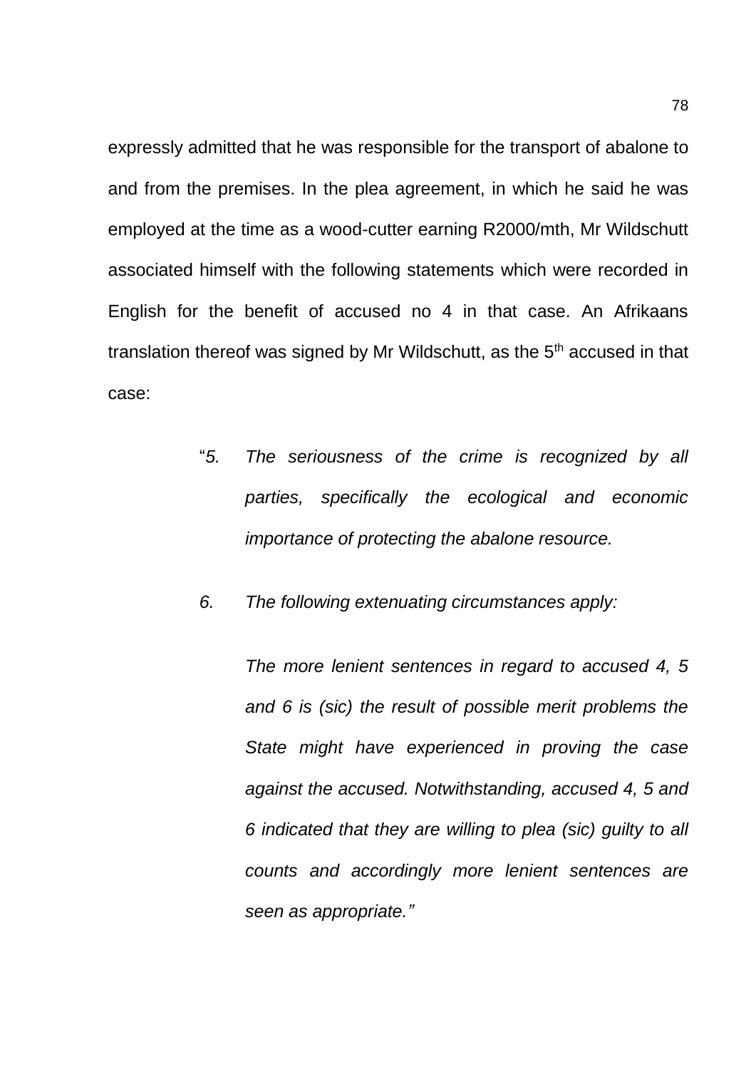expressly admitted that he was responsible for the transport of abalone to and from the premises. In the plea agreement, in which he said he was employed at the time as a wood-cutter earning R2000/mth, Mr Wildschutt associated himself with the following statements which were recorded in English for the benefit of accused no 4 in that case. An Afrikaans translation thereof was signed by Mr Wildschutt, as the 5th accused in that case:

> "*5. The seriousness of the crime is recognized by all parties, specifically the ecological and economic importance of protecting the abalone resource.*
>
> *6. The following extenuating circumstances apply:*
>
> *The more lenient sentences in regard to accused 4, 5 and 6 is (sic) the result of possible merit problems the State might have experienced in proving the case against the accused. Notwithstanding, accused 4, 5 and 6 indicated that they are willing to plea (sic) guilty to all counts and accordingly more lenient sentences are seen as appropriate."*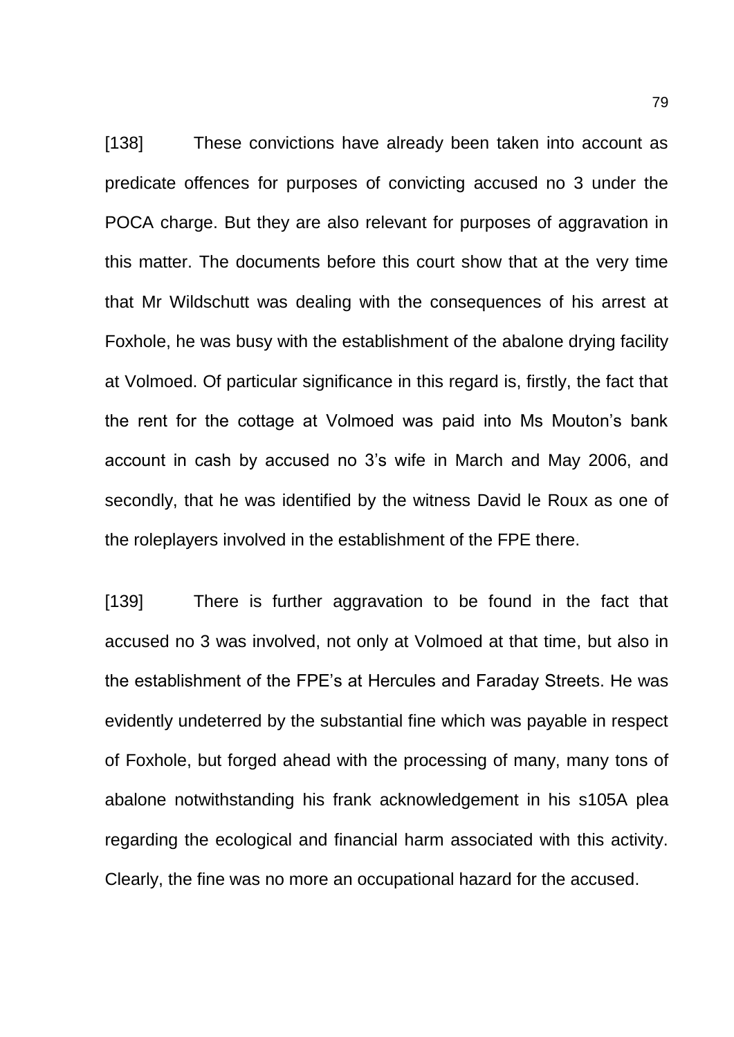[138] These convictions have already been taken into account as predicate offences for purposes of convicting accused no 3 under the POCA charge. But they are also relevant for purposes of aggravation in this matter. The documents before this court show that at the very time that Mr Wildschutt was dealing with the consequences of his arrest at Foxhole, he was busy with the establishment of the abalone drying facility at Volmoed. Of particular significance in this regard is, firstly, the fact that the rent for the cottage at Volmoed was paid into Ms Mouton's bank account in cash by accused no 3's wife in March and May 2006, and secondly, that he was identified by the witness David le Roux as one of the roleplayers involved in the establishment of the FPE there.

[139] There is further aggravation to be found in the fact that accused no 3 was involved, not only at Volmoed at that time, but also in the establishment of the FPE's at Hercules and Faraday Streets. He was evidently undeterred by the substantial fine which was payable in respect of Foxhole, but forged ahead with the processing of many, many tons of abalone notwithstanding his frank acknowledgement in his s105A plea regarding the ecological and financial harm associated with this activity. Clearly, the fine was no more an occupational hazard for the accused.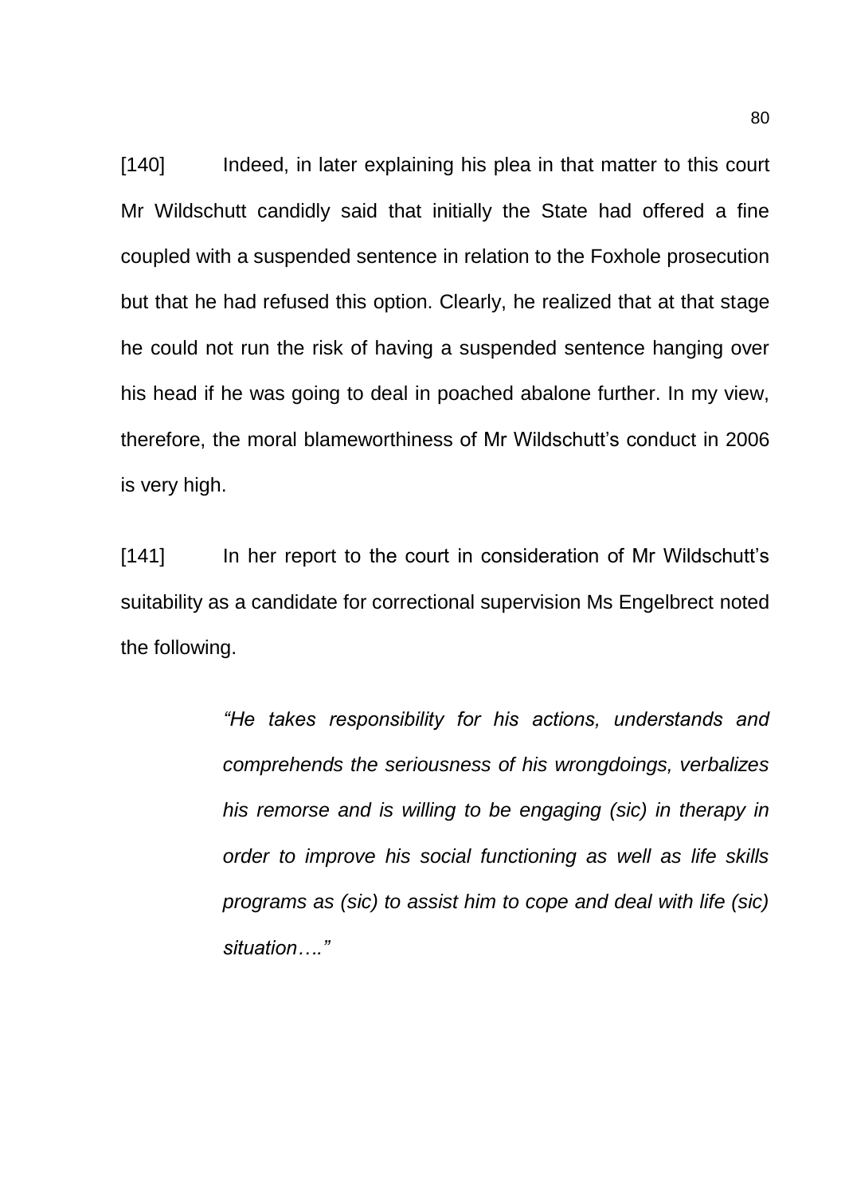[140] Indeed, in later explaining his plea in that matter to this court Mr Wildschutt candidly said that initially the State had offered a fine coupled with a suspended sentence in relation to the Foxhole prosecution but that he had refused this option. Clearly, he realized that at that stage he could not run the risk of having a suspended sentence hanging over his head if he was going to deal in poached abalone further. In my view, therefore, the moral blameworthiness of Mr Wildschutt's conduct in 2006 is very high.

[141] In her report to the court in consideration of Mr Wildschutt's suitability as a candidate for correctional supervision Ms Engelbrect noted the following.

> *"He takes responsibility for his actions, understands and comprehends the seriousness of his wrongdoings, verbalizes his remorse and is willing to be engaging (sic) in therapy in order to improve his social functioning as well as life skills programs as (sic) to assist him to cope and deal with life (sic) situation…."*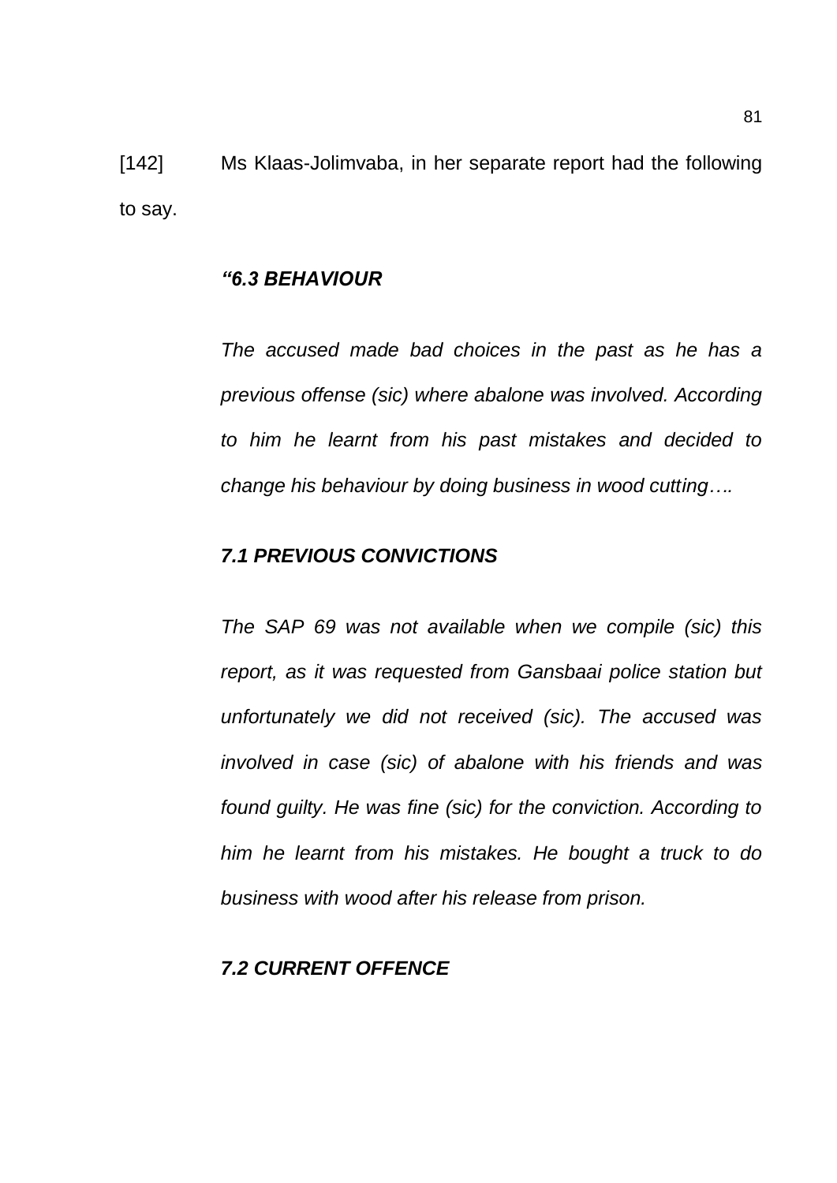[142] Ms Klaas-Jolimvaba, in her separate report had the following to say.

> ***"6.3 BEHAVIOUR***
>
> *The accused made bad choices in the past as he has a previous offense (sic) where abalone was involved. According to him he learnt from his past mistakes and decided to change his behaviour by doing business in wood cutting….*
>
> ***7.1 PREVIOUS CONVICTIONS***
>
> *The SAP 69 was not available when we compile (sic) this report, as it was requested from Gansbaai police station but unfortunately we did not received (sic). The accused was involved in case (sic) of abalone with his friends and was found guilty. He was fine (sic) for the conviction. According to him he learnt from his mistakes. He bought a truck to do business with wood after his release from prison.*
>
> ***7.2 CURRENT OFFENCE***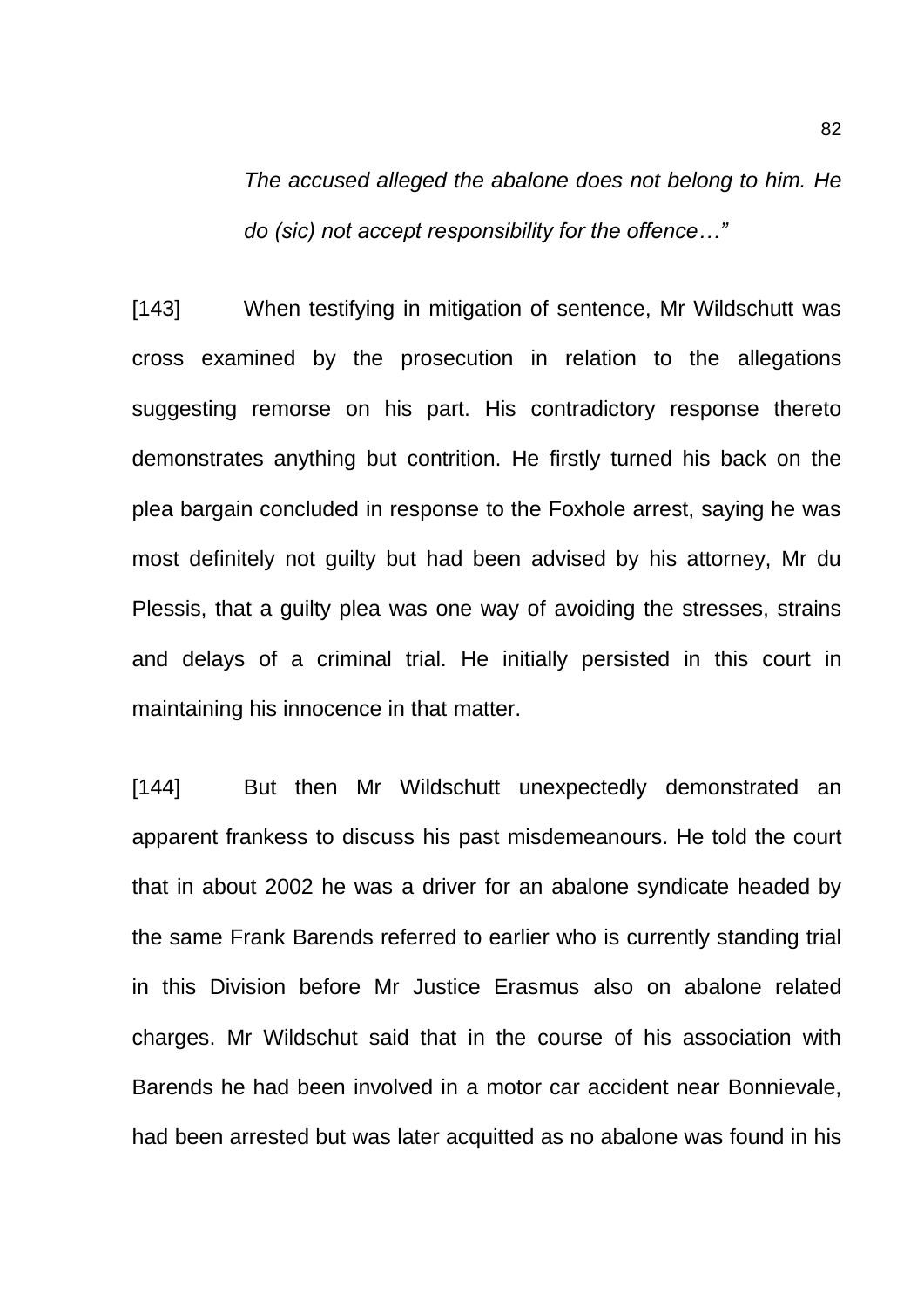> *The accused alleged the abalone does not belong to him. He do (sic) not accept responsibility for the offence…"*

[143] When testifying in mitigation of sentence, Mr Wildschutt was cross examined by the prosecution in relation to the allegations suggesting remorse on his part. His contradictory response thereto demonstrates anything but contrition. He firstly turned his back on the plea bargain concluded in response to the Foxhole arrest, saying he was most definitely not guilty but had been advised by his attorney, Mr du Plessis, that a guilty plea was one way of avoiding the stresses, strains and delays of a criminal trial. He initially persisted in this court in maintaining his innocence in that matter.

[144] But then Mr Wildschutt unexpectedly demonstrated an apparent frankess to discuss his past misdemeanours. He told the court that in about 2002 he was a driver for an abalone syndicate headed by the same Frank Barends referred to earlier who is currently standing trial in this Division before Mr Justice Erasmus also on abalone related charges. Mr Wildschut said that in the course of his association with Barends he had been involved in a motor car accident near Bonnievale, had been arrested but was later acquitted as no abalone was found in his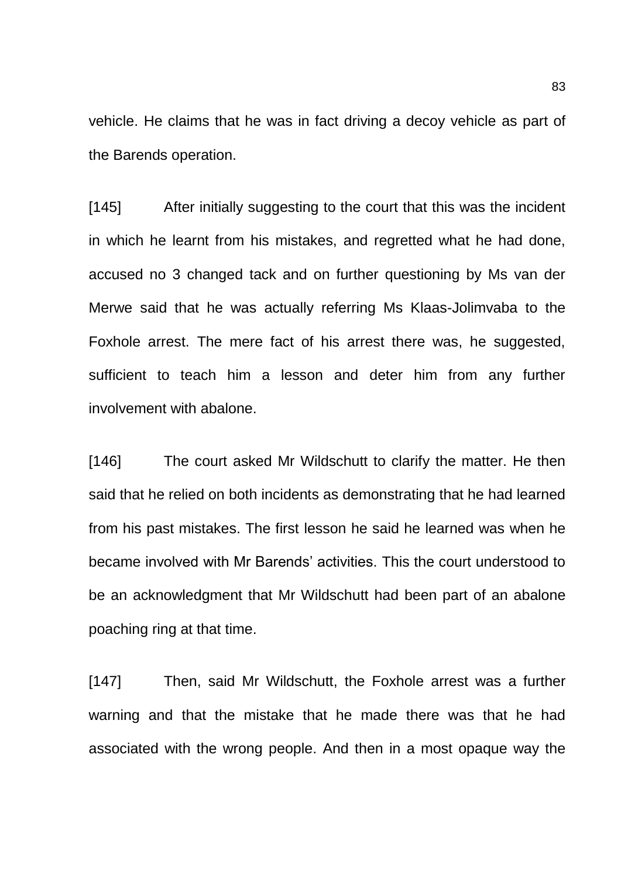vehicle. He claims that he was in fact driving a decoy vehicle as part of the Barends operation.

[145] After initially suggesting to the court that this was the incident in which he learnt from his mistakes, and regretted what he had done, accused no 3 changed tack and on further questioning by Ms van der Merwe said that he was actually referring Ms Klaas-Jolimvaba to the Foxhole arrest. The mere fact of his arrest there was, he suggested, sufficient to teach him a lesson and deter him from any further involvement with abalone.

[146] The court asked Mr Wildschutt to clarify the matter. He then said that he relied on both incidents as demonstrating that he had learned from his past mistakes. The first lesson he said he learned was when he became involved with Mr Barends' activities. This the court understood to be an acknowledgment that Mr Wildschutt had been part of an abalone poaching ring at that time.

[147] Then, said Mr Wildschutt, the Foxhole arrest was a further warning and that the mistake that he made there was that he had associated with the wrong people. And then in a most opaque way the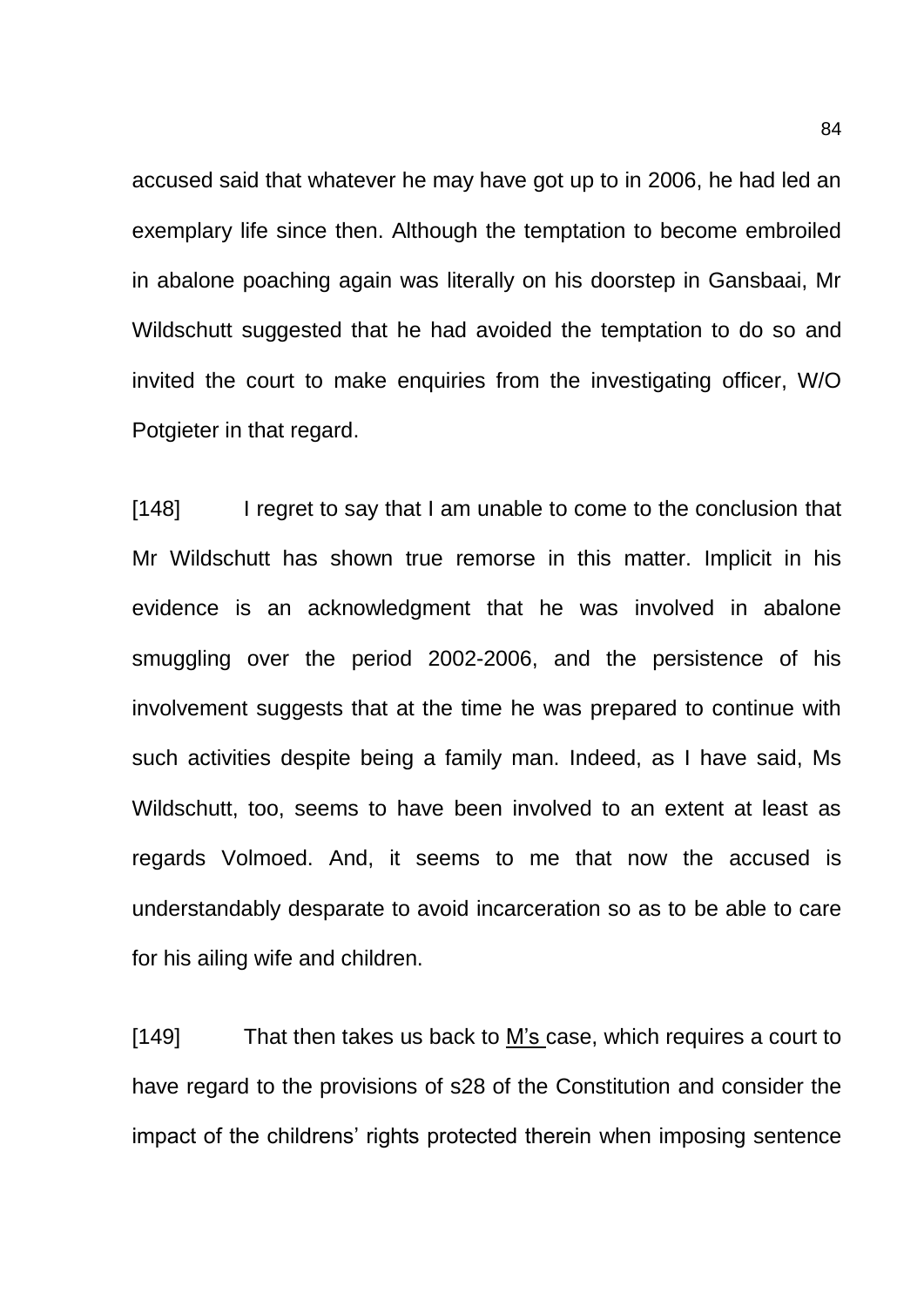accused said that whatever he may have got up to in 2006, he had led an exemplary life since then. Although the temptation to become embroiled in abalone poaching again was literally on his doorstep in Gansbaai, Mr Wildschutt suggested that he had avoided the temptation to do so and invited the court to make enquiries from the investigating officer, W/O Potgieter in that regard.

[148] I regret to say that I am unable to come to the conclusion that Mr Wildschutt has shown true remorse in this matter. Implicit in his evidence is an acknowledgment that he was involved in abalone smuggling over the period 2002-2006, and the persistence of his involvement suggests that at the time he was prepared to continue with such activities despite being a family man. Indeed, as I have said, Ms Wildschutt, too, seems to have been involved to an extent at least as regards Volmoed. And, it seems to me that now the accused is understandably desparate to avoid incarceration so as to be able to care for his ailing wife and children.

[149] That then takes us back to <u>M's</u> case, which requires a court to have regard to the provisions of s28 of the Constitution and consider the impact of the childrens' rights protected therein when imposing sentence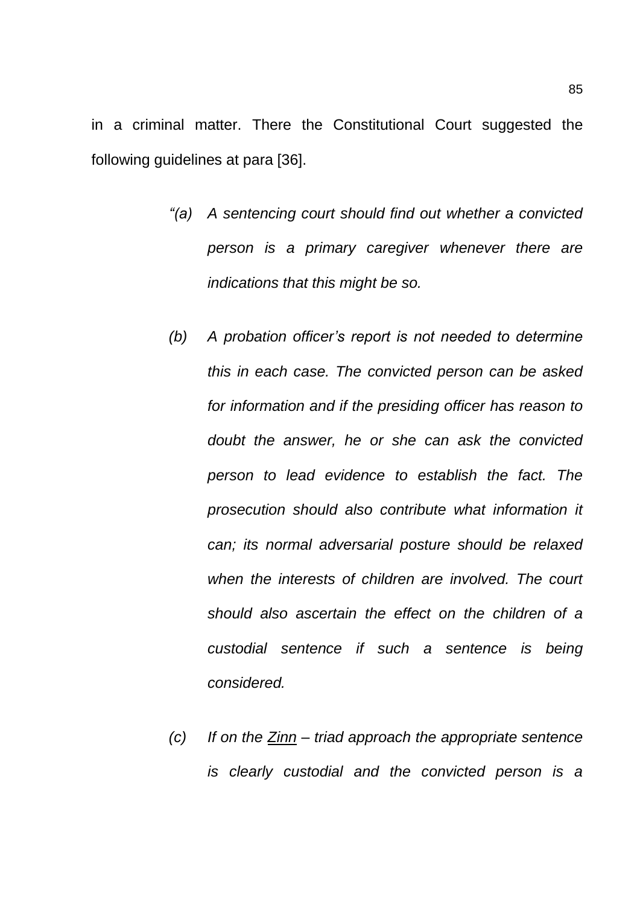in a criminal matter. There the Constitutional Court suggested the following guidelines at para [36].

> *"(a) A sentencing court should find out whether a convicted person is a primary caregiver whenever there are indications that this might be so.*
>
> *(b) A probation officer's report is not needed to determine this in each case. The convicted person can be asked for information and if the presiding officer has reason to doubt the answer, he or she can ask the convicted person to lead evidence to establish the fact. The prosecution should also contribute what information it can; its normal adversarial posture should be relaxed when the interests of children are involved. The court should also ascertain the effect on the children of a custodial sentence if such a sentence is being considered.*
>
> *(c) If on the <u>Zinn</u> – triad approach the appropriate sentence is clearly custodial and the convicted person is a*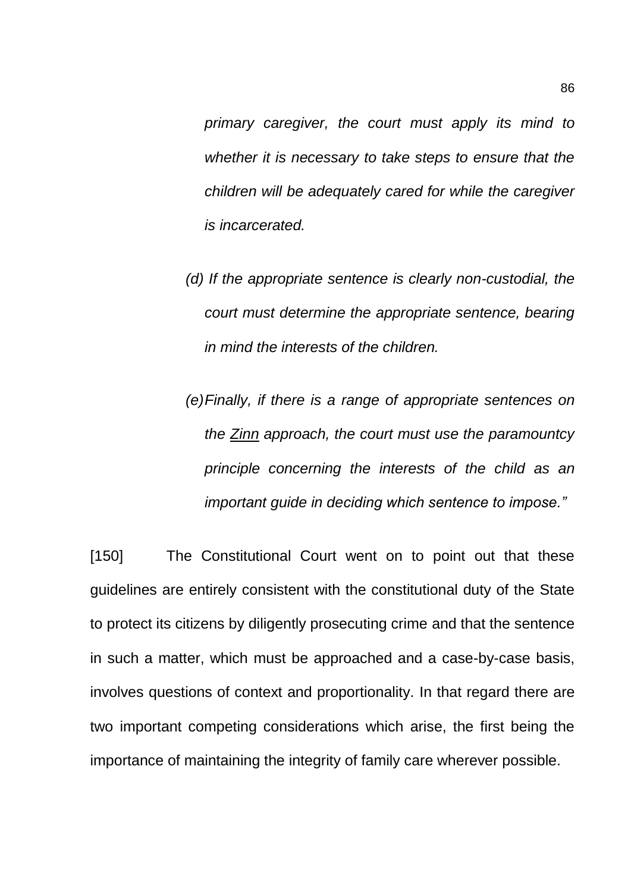*primary caregiver, the court must apply its mind to whether it is necessary to take steps to ensure that the children will be adequately cared for while the caregiver is incarcerated.*

*(d) If the appropriate sentence is clearly non-custodial, the court must determine the appropriate sentence, bearing in mind the interests of the children.*

*(e) Finally, if there is a range of appropriate sentences on the <u>Zinn</u> approach, the court must use the paramountcy principle concerning the interests of the child as an important guide in deciding which sentence to impose."*

[150] The Constitutional Court went on to point out that these guidelines are entirely consistent with the constitutional duty of the State to protect its citizens by diligently prosecuting crime and that the sentence in such a matter, which must be approached and a case-by-case basis, involves questions of context and proportionality. In that regard there are two important competing considerations which arise, the first being the importance of maintaining the integrity of family care wherever possible.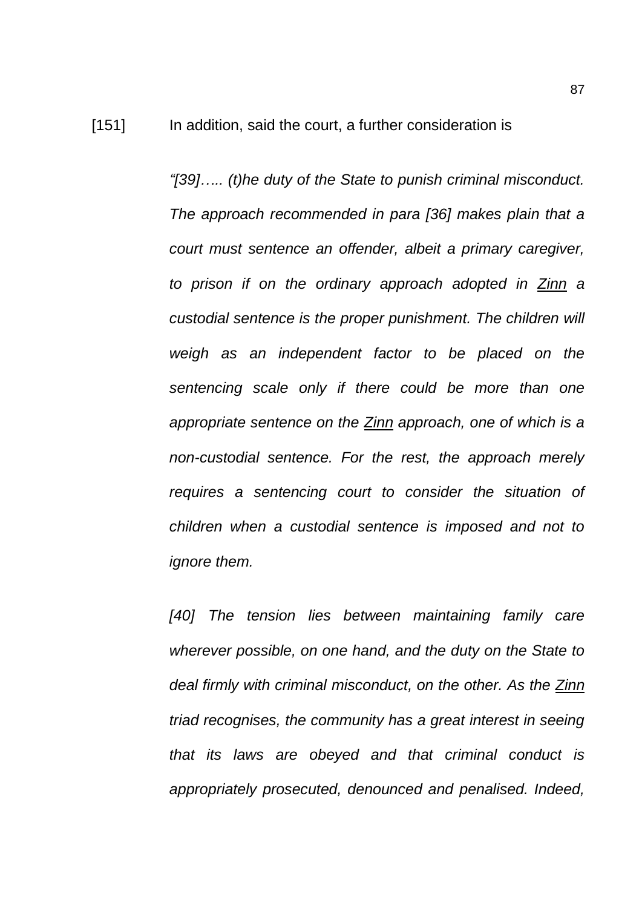[151] In addition, said the court, a further consideration is

> *"[39]….. (t)he duty of the State to punish criminal misconduct. The approach recommended in para [36] makes plain that a court must sentence an offender, albeit a primary caregiver, to prison if on the ordinary approach adopted in Zinn a custodial sentence is the proper punishment. The children will weigh as an independent factor to be placed on the sentencing scale only if there could be more than one appropriate sentence on the Zinn approach, one of which is a non-custodial sentence. For the rest, the approach merely requires a sentencing court to consider the situation of children when a custodial sentence is imposed and not to ignore them.*
>
> *[40] The tension lies between maintaining family care wherever possible, on one hand, and the duty on the State to deal firmly with criminal misconduct, on the other. As the Zinn triad recognises, the community has a great interest in seeing that its laws are obeyed and that criminal conduct is appropriately prosecuted, denounced and penalised. Indeed,*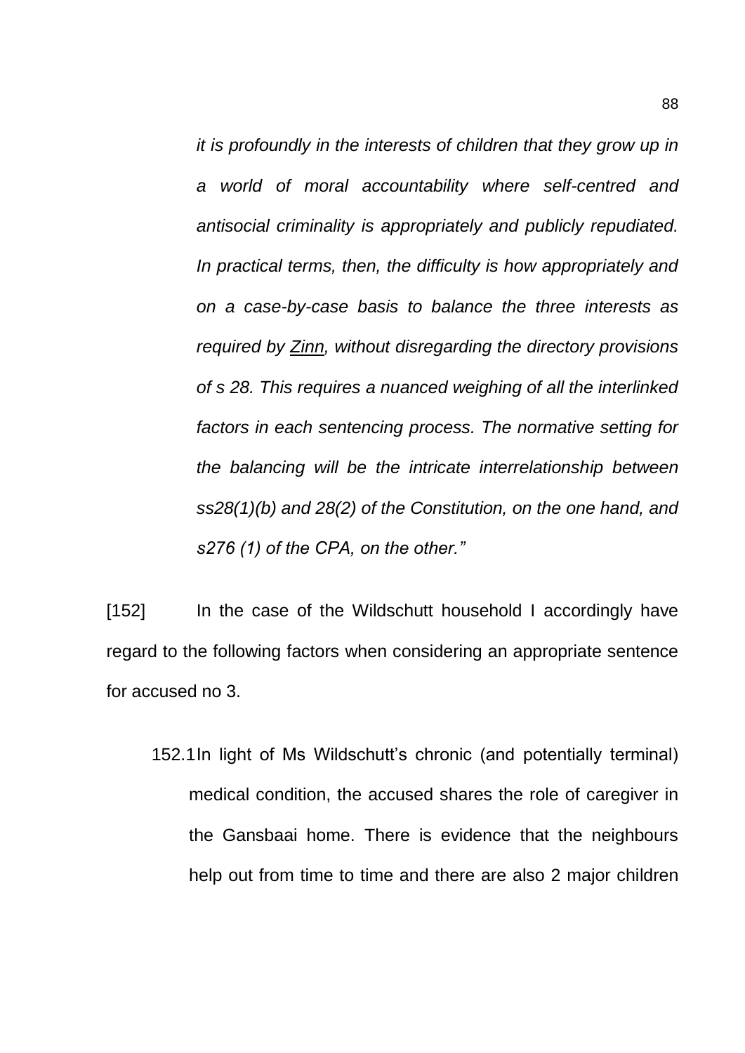*it is profoundly in the interests of children that they grow up in a world of moral accountability where self-centred and antisocial criminality is appropriately and publicly repudiated. In practical terms, then, the difficulty is how appropriately and on a case-by-case basis to balance the three interests as required by Zinn, without disregarding the directory provisions of s 28. This requires a nuanced weighing of all the interlinked factors in each sentencing process. The normative setting for the balancing will be the intricate interrelationship between ss28(1)(b) and 28(2) of the Constitution, on the one hand, and s276 (1) of the CPA, on the other."*

[152] In the case of the Wildschutt household I accordingly have regard to the following factors when considering an appropriate sentence for accused no 3.

152.1 In light of Ms Wildschutt's chronic (and potentially terminal) medical condition, the accused shares the role of caregiver in the Gansbaai home. There is evidence that the neighbours help out from time to time and there are also 2 major children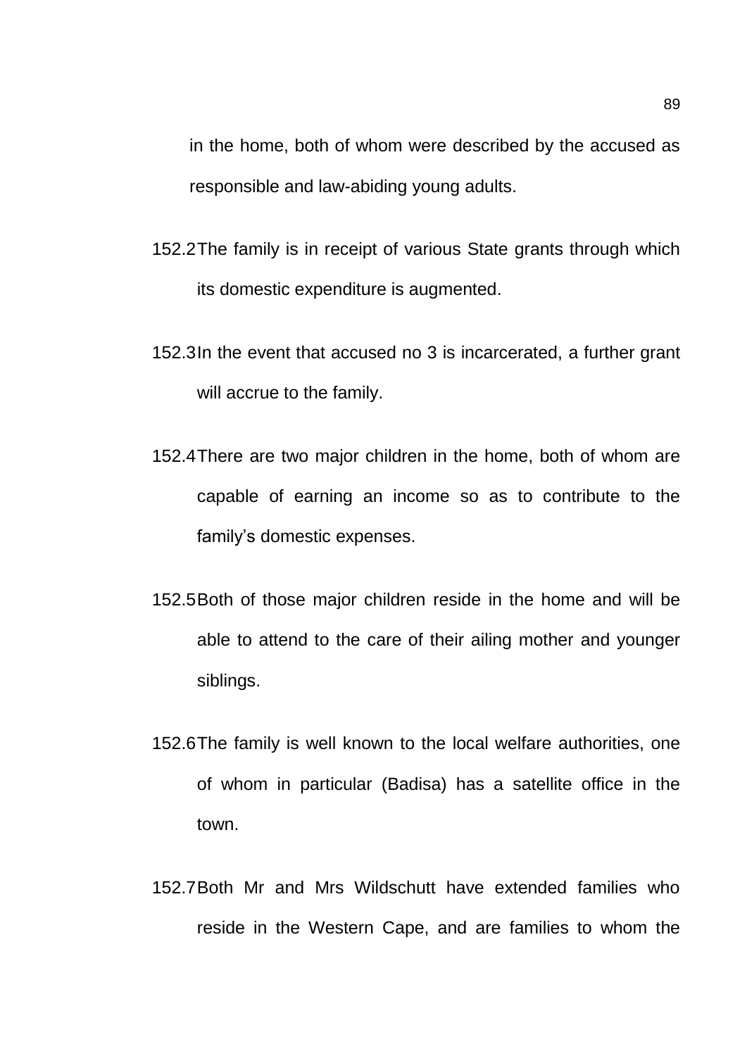in the home, both of whom were described by the accused as responsible and law-abiding young adults.

152.2 The family is in receipt of various State grants through which its domestic expenditure is augmented.

152.3 In the event that accused no 3 is incarcerated, a further grant will accrue to the family.

152.4 There are two major children in the home, both of whom are capable of earning an income so as to contribute to the family's domestic expenses.

152.5 Both of those major children reside in the home and will be able to attend to the care of their ailing mother and younger siblings.

152.6 The family is well known to the local welfare authorities, one of whom in particular (Badisa) has a satellite office in the town.

152.7 Both Mr and Mrs Wildschutt have extended families who reside in the Western Cape, and are families to whom the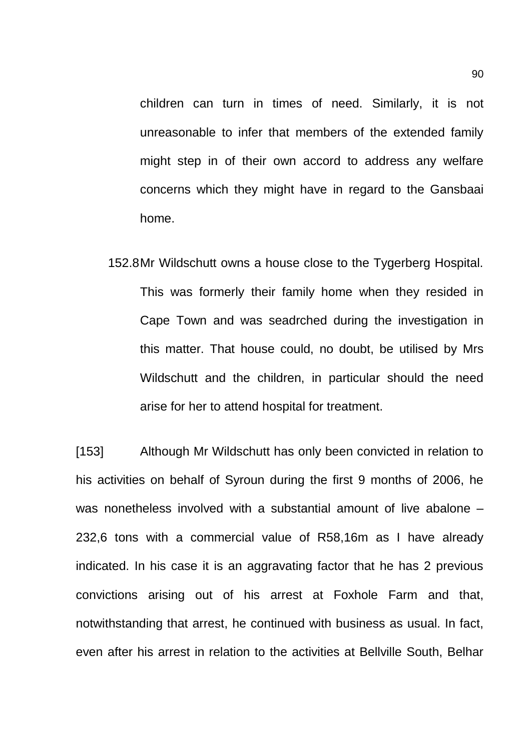children can turn in times of need. Similarly, it is not unreasonable to infer that members of the extended family might step in of their own accord to address any welfare concerns which they might have in regard to the Gansbaai home.

152.8 Mr Wildschutt owns a house close to the Tygerberg Hospital. This was formerly their family home when they resided in Cape Town and was seadrched during the investigation in this matter. That house could, no doubt, be utilised by Mrs Wildschutt and the children, in particular should the need arise for her to attend hospital for treatment.

[153] Although Mr Wildschutt has only been convicted in relation to his activities on behalf of Syroun during the first 9 months of 2006, he was nonetheless involved with a substantial amount of live abalone – 232,6 tons with a commercial value of R58,16m as I have already indicated. In his case it is an aggravating factor that he has 2 previous convictions arising out of his arrest at Foxhole Farm and that, notwithstanding that arrest, he continued with business as usual. In fact, even after his arrest in relation to the activities at Bellville South, Belhar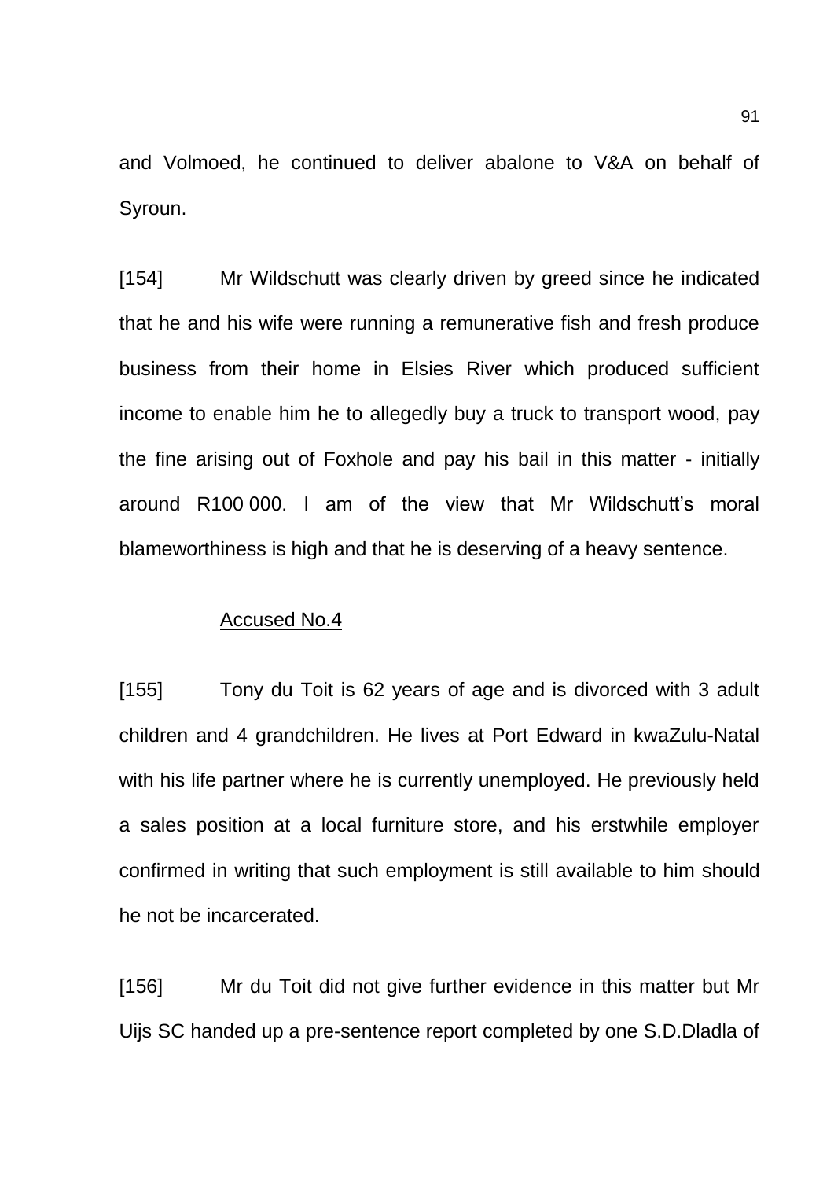and Volmoed, he continued to deliver abalone to V&A on behalf of Syroun.

[154] Mr Wildschutt was clearly driven by greed since he indicated that he and his wife were running a remunerative fish and fresh produce business from their home in Elsies River which produced sufficient income to enable him he to allegedly buy a truck to transport wood, pay the fine arising out of Foxhole and pay his bail in this matter - initially around R100 000. I am of the view that Mr Wildschutt's moral blameworthiness is high and that he is deserving of a heavy sentence.

Accused No.4

[155] Tony du Toit is 62 years of age and is divorced with 3 adult children and 4 grandchildren. He lives at Port Edward in kwaZulu-Natal with his life partner where he is currently unemployed. He previously held a sales position at a local furniture store, and his erstwhile employer confirmed in writing that such employment is still available to him should he not be incarcerated.

[156] Mr du Toit did not give further evidence in this matter but Mr Uijs SC handed up a pre-sentence report completed by one S.D.Dladla of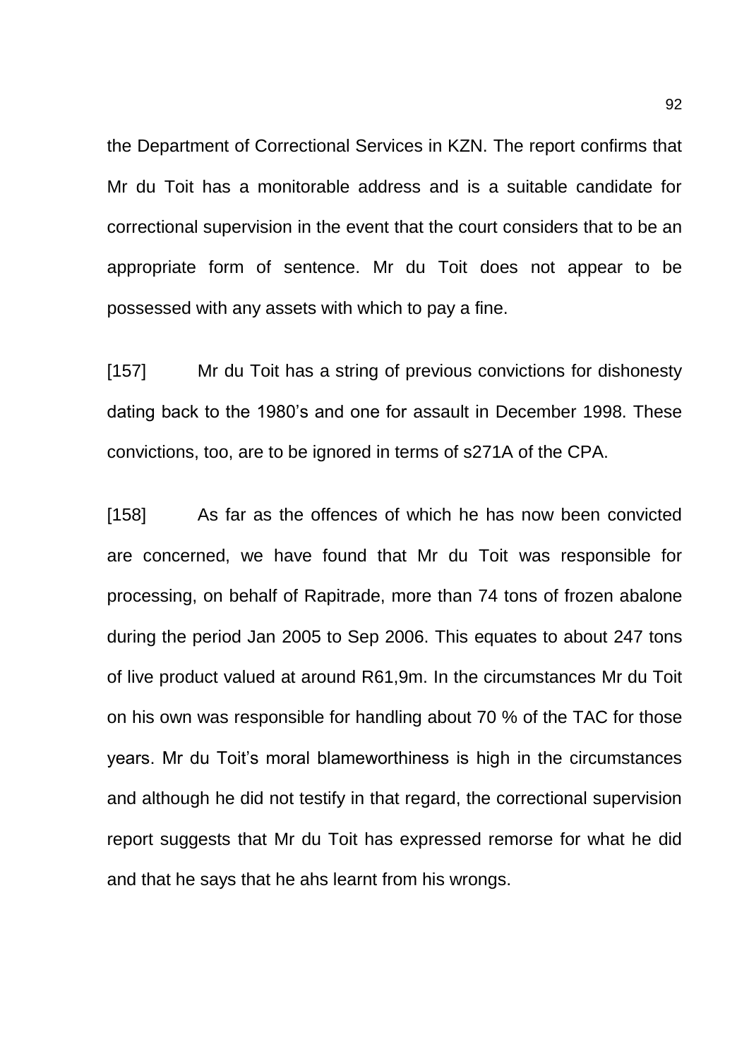the Department of Correctional Services in KZN. The report confirms that Mr du Toit has a monitorable address and is a suitable candidate for correctional supervision in the event that the court considers that to be an appropriate form of sentence. Mr du Toit does not appear to be possessed with any assets with which to pay a fine.

[157] Mr du Toit has a string of previous convictions for dishonesty dating back to the 1980's and one for assault in December 1998. These convictions, too, are to be ignored in terms of s271A of the CPA.

[158] As far as the offences of which he has now been convicted are concerned, we have found that Mr du Toit was responsible for processing, on behalf of Rapitrade, more than 74 tons of frozen abalone during the period Jan 2005 to Sep 2006. This equates to about 247 tons of live product valued at around R61,9m. In the circumstances Mr du Toit on his own was responsible for handling about 70 % of the TAC for those years. Mr du Toit's moral blameworthiness is high in the circumstances and although he did not testify in that regard, the correctional supervision report suggests that Mr du Toit has expressed remorse for what he did and that he says that he ahs learnt from his wrongs.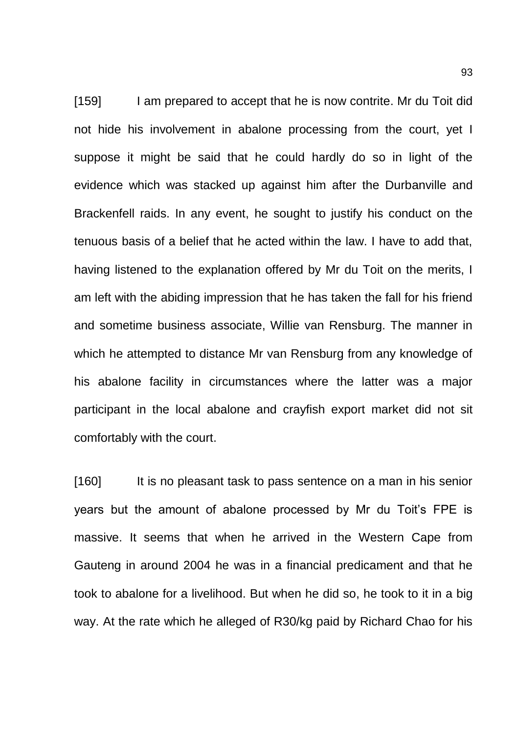[159] I am prepared to accept that he is now contrite. Mr du Toit did not hide his involvement in abalone processing from the court, yet I suppose it might be said that he could hardly do so in light of the evidence which was stacked up against him after the Durbanville and Brackenfell raids. In any event, he sought to justify his conduct on the tenuous basis of a belief that he acted within the law. I have to add that, having listened to the explanation offered by Mr du Toit on the merits, I am left with the abiding impression that he has taken the fall for his friend and sometime business associate, Willie van Rensburg. The manner in which he attempted to distance Mr van Rensburg from any knowledge of his abalone facility in circumstances where the latter was a major participant in the local abalone and crayfish export market did not sit comfortably with the court.

[160] It is no pleasant task to pass sentence on a man in his senior years but the amount of abalone processed by Mr du Toit's FPE is massive. It seems that when he arrived in the Western Cape from Gauteng in around 2004 he was in a financial predicament and that he took to abalone for a livelihood. But when he did so, he took to it in a big way. At the rate which he alleged of R30/kg paid by Richard Chao for his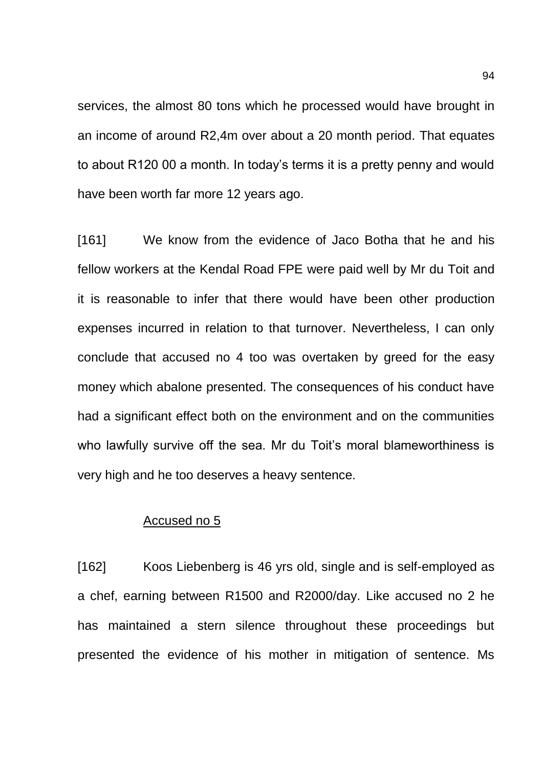services, the almost 80 tons which he processed would have brought in an income of around R2,4m over about a 20 month period. That equates to about R120 00 a month. In today's terms it is a pretty penny and would have been worth far more 12 years ago.

[161] We know from the evidence of Jaco Botha that he and his fellow workers at the Kendal Road FPE were paid well by Mr du Toit and it is reasonable to infer that there would have been other production expenses incurred in relation to that turnover. Nevertheless, I can only conclude that accused no 4 too was overtaken by greed for the easy money which abalone presented. The consequences of his conduct have had a significant effect both on the environment and on the communities who lawfully survive off the sea. Mr du Toit's moral blameworthiness is very high and he too deserves a heavy sentence.

Accused no 5

[162] Koos Liebenberg is 46 yrs old, single and is self-employed as a chef, earning between R1500 and R2000/day. Like accused no 2 he has maintained a stern silence throughout these proceedings but presented the evidence of his mother in mitigation of sentence. Ms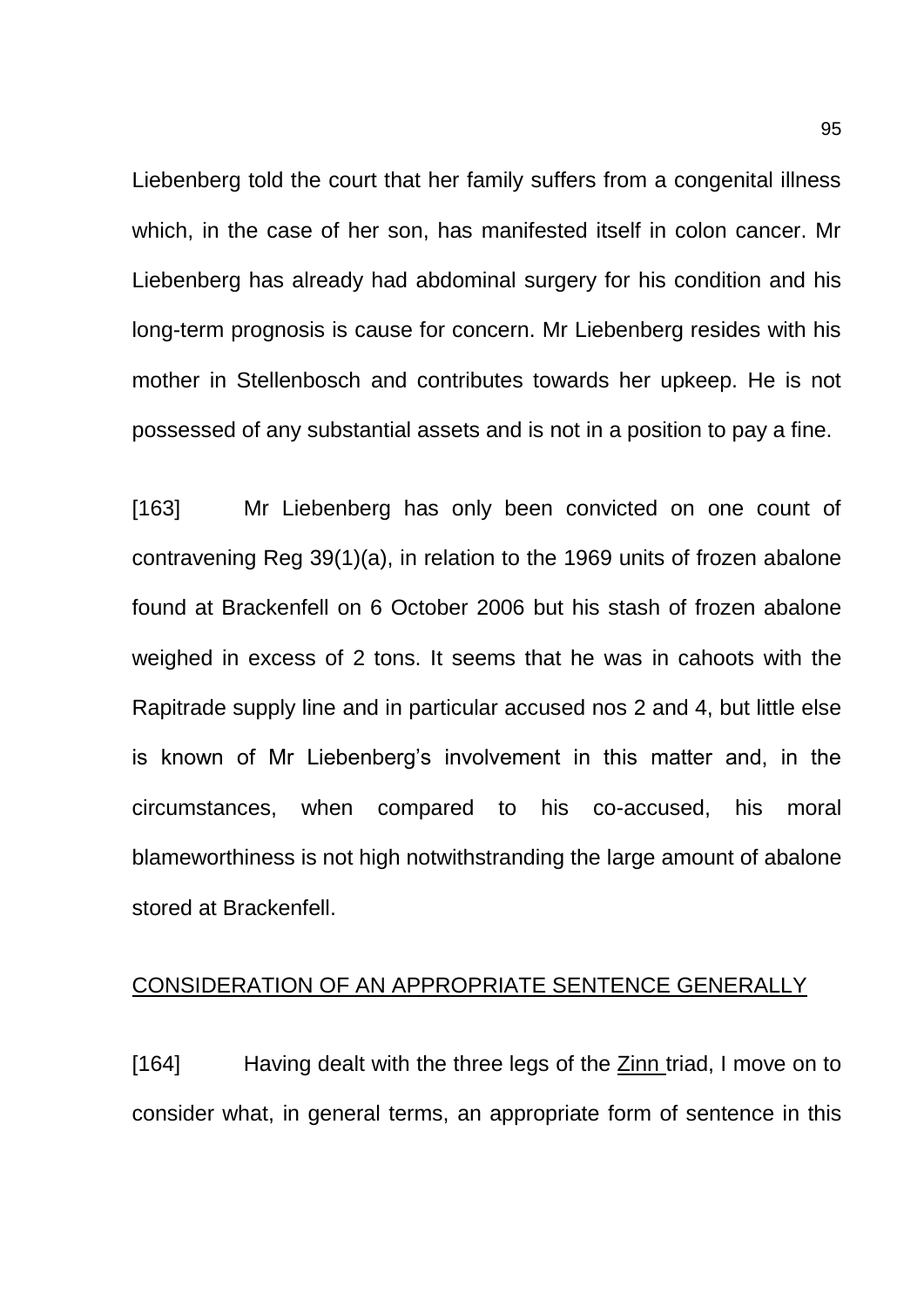Liebenberg told the court that her family suffers from a congenital illness which, in the case of her son, has manifested itself in colon cancer. Mr Liebenberg has already had abdominal surgery for his condition and his long-term prognosis is cause for concern. Mr Liebenberg resides with his mother in Stellenbosch and contributes towards her upkeep. He is not possessed of any substantial assets and is not in a position to pay a fine.

[163] Mr Liebenberg has only been convicted on one count of contravening Reg 39(1)(a), in relation to the 1969 units of frozen abalone found at Brackenfell on 6 October 2006 but his stash of frozen abalone weighed in excess of 2 tons. It seems that he was in cahoots with the Rapitrade supply line and in particular accused nos 2 and 4, but little else is known of Mr Liebenberg's involvement in this matter and, in the circumstances, when compared to his co-accused, his moral blameworthiness is not high notwithstranding the large amount of abalone stored at Brackenfell.

## CONSIDERATION OF AN APPROPRIATE SENTENCE GENERALLY

[164] Having dealt with the three legs of the Zinn triad, I move on to consider what, in general terms, an appropriate form of sentence in this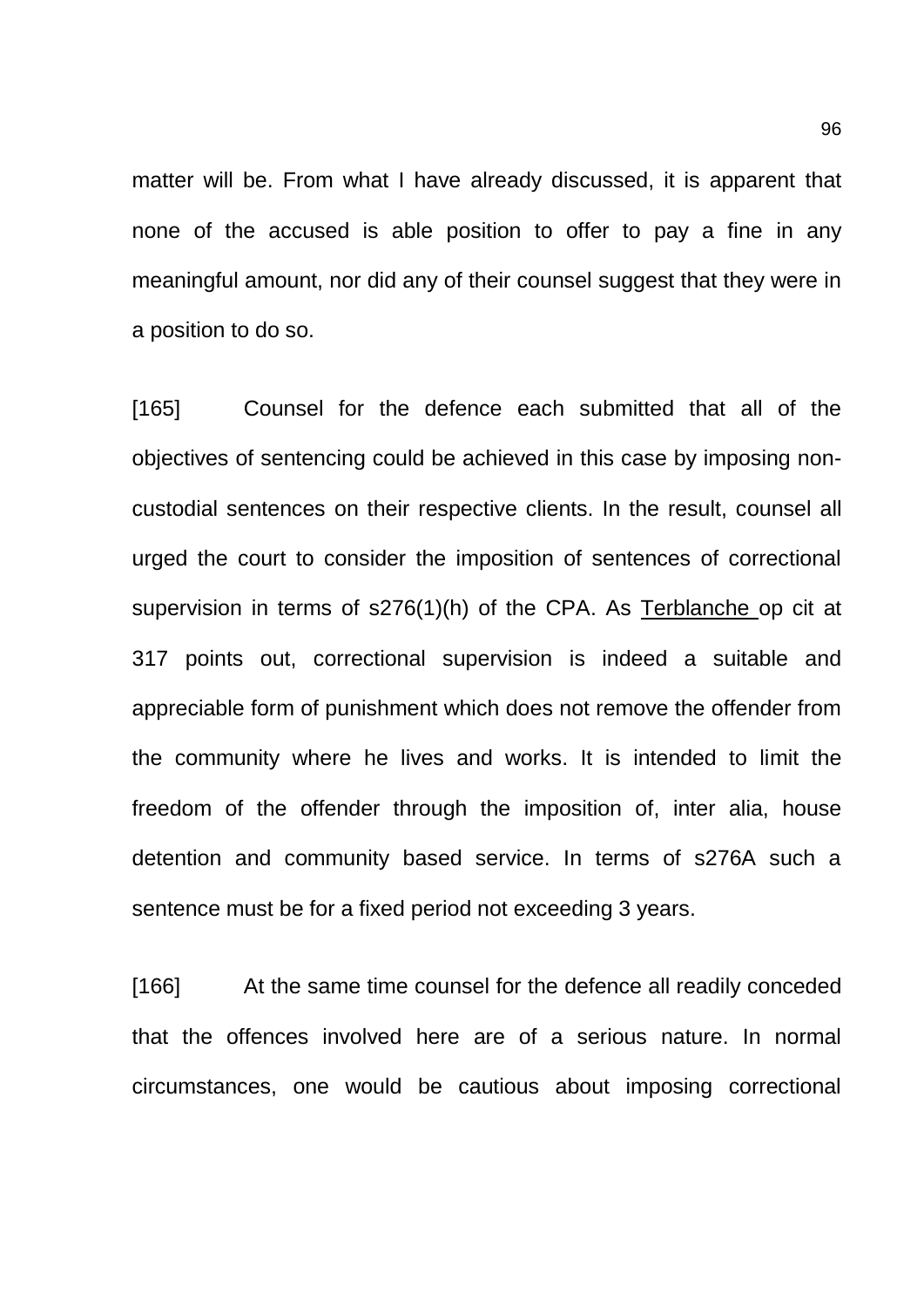matter will be. From what I have already discussed, it is apparent that none of the accused is able position to offer to pay a fine in any meaningful amount, nor did any of their counsel suggest that they were in a position to do so.

[165] Counsel for the defence each submitted that all of the objectives of sentencing could be achieved in this case by imposing non-custodial sentences on their respective clients. In the result, counsel all urged the court to consider the imposition of sentences of correctional supervision in terms of s276(1)(h) of the CPA. As Terblanche op cit at 317 points out, correctional supervision is indeed a suitable and appreciable form of punishment which does not remove the offender from the community where he lives and works. It is intended to limit the freedom of the offender through the imposition of, inter alia, house detention and community based service. In terms of s276A such a sentence must be for a fixed period not exceeding 3 years.

[166] At the same time counsel for the defence all readily conceded that the offences involved here are of a serious nature. In normal circumstances, one would be cautious about imposing correctional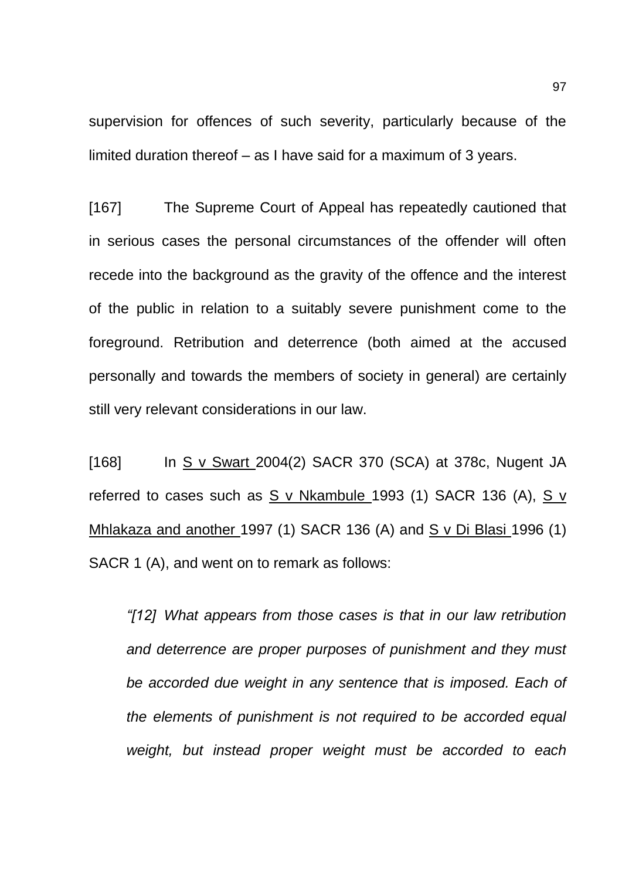supervision for offences of such severity, particularly because of the limited duration thereof – as I have said for a maximum of 3 years.

[167] The Supreme Court of Appeal has repeatedly cautioned that in serious cases the personal circumstances of the offender will often recede into the background as the gravity of the offence and the interest of the public in relation to a suitably severe punishment come to the foreground. Retribution and deterrence (both aimed at the accused personally and towards the members of society in general) are certainly still very relevant considerations in our law.

[168] In S v Swart 2004(2) SACR 370 (SCA) at 378c, Nugent JA referred to cases such as S v Nkambule 1993 (1) SACR 136 (A), S v Mhlakaza and another 1997 (1) SACR 136 (A) and S v Di Blasi 1996 (1) SACR 1 (A), and went on to remark as follows:

> *"[12] What appears from those cases is that in our law retribution and deterrence are proper purposes of punishment and they must be accorded due weight in any sentence that is imposed. Each of the elements of punishment is not required to be accorded equal weight, but instead proper weight must be accorded to each*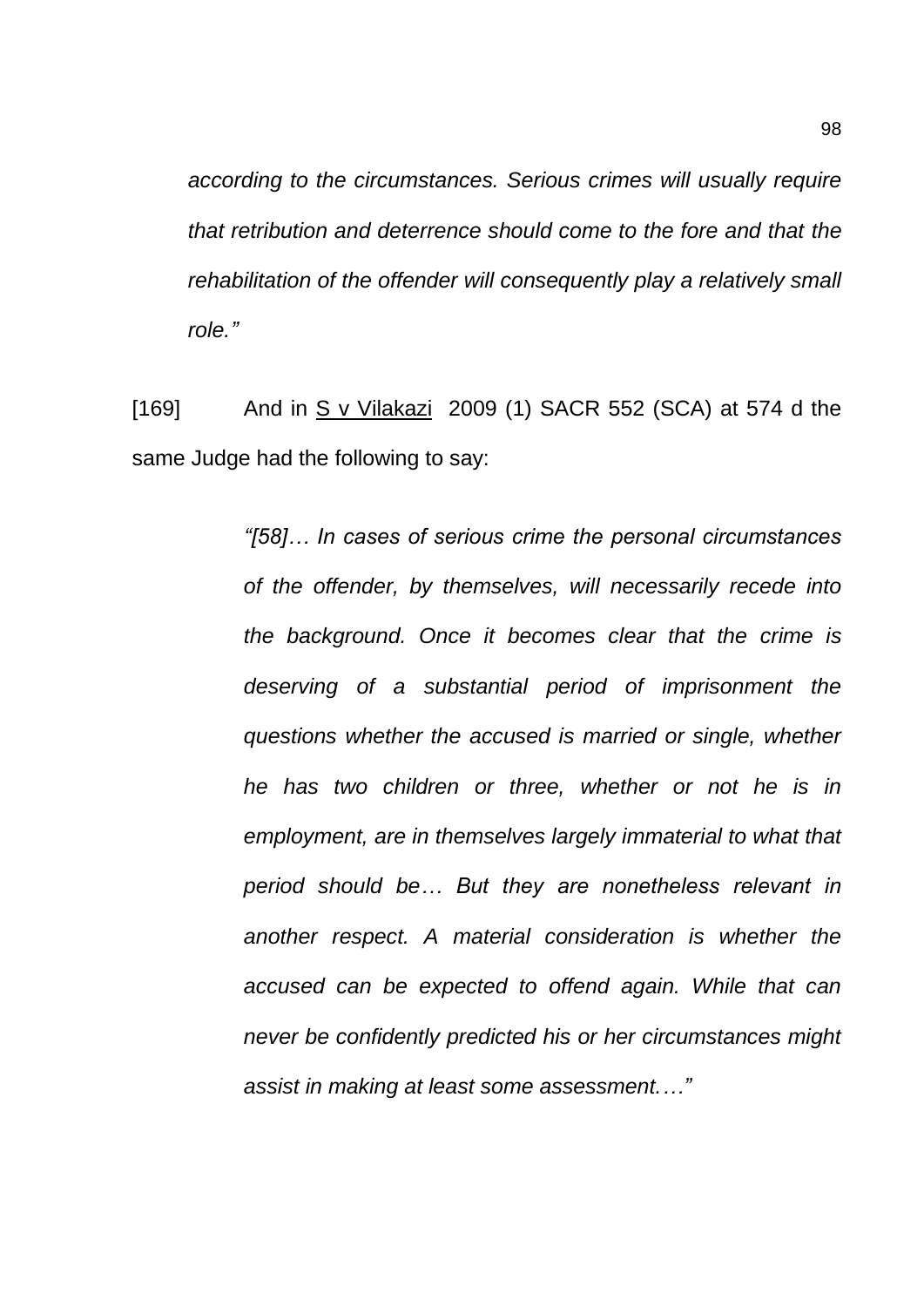> *according to the circumstances. Serious crimes will usually require that retribution and deterrence should come to the fore and that the rehabilitation of the offender will consequently play a relatively small role."*

[169] And in S v Vilakazi 2009 (1) SACR 552 (SCA) at 574 d the same Judge had the following to say:

> *"[58]… In cases of serious crime the personal circumstances of the offender, by themselves, will necessarily recede into the background. Once it becomes clear that the crime is deserving of a substantial period of imprisonment the questions whether the accused is married or single, whether he has two children or three, whether or not he is in employment, are in themselves largely immaterial to what that period should be… But they are nonetheless relevant in another respect. A material consideration is whether the accused can be expected to offend again. While that can never be confidently predicted his or her circumstances might assist in making at least some assessment.…"*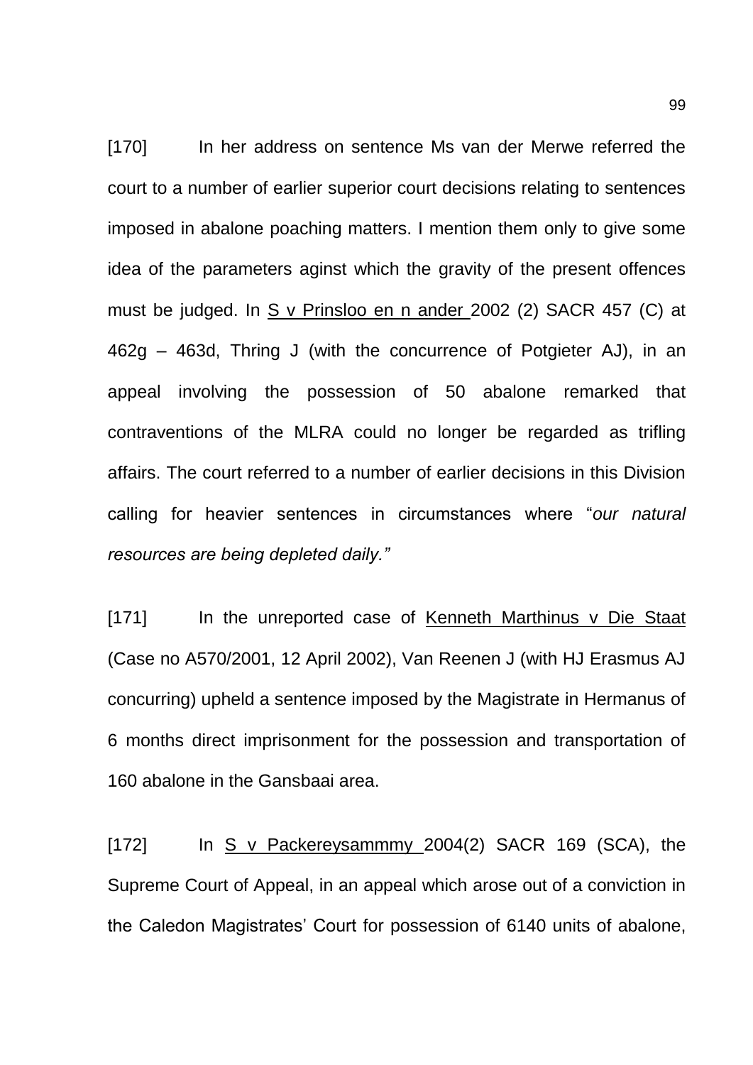[170] In her address on sentence Ms van der Merwe referred the court to a number of earlier superior court decisions relating to sentences imposed in abalone poaching matters. I mention them only to give some idea of the parameters aginst which the gravity of the present offences must be judged. In <u>S v Prinsloo en n ander</u> 2002 (2) SACR 457 (C) at 462g – 463d, Thring J (with the concurrence of Potgieter AJ), in an appeal involving the possession of 50 abalone remarked that contraventions of the MLRA could no longer be regarded as trifling affairs. The court referred to a number of earlier decisions in this Division calling for heavier sentences in circumstances where "*our natural resources are being depleted daily.*"

[171] In the unreported case of <u>Kenneth Marthinus v Die Staat</u> (Case no A570/2001, 12 April 2002), Van Reenen J (with HJ Erasmus AJ concurring) upheld a sentence imposed by the Magistrate in Hermanus of 6 months direct imprisonment for the possession and transportation of 160 abalone in the Gansbaai area.

[172] In <u>S v Packereysammmy</u> 2004(2) SACR 169 (SCA), the Supreme Court of Appeal, in an appeal which arose out of a conviction in the Caledon Magistrates' Court for possession of 6140 units of abalone,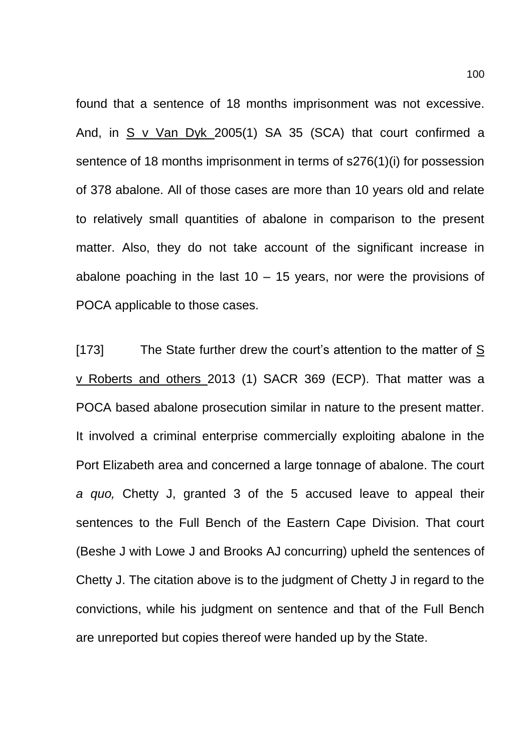found that a sentence of 18 months imprisonment was not excessive. And, in S v Van Dyk 2005(1) SA 35 (SCA) that court confirmed a sentence of 18 months imprisonment in terms of s276(1)(i) for possession of 378 abalone. All of those cases are more than 10 years old and relate to relatively small quantities of abalone in comparison to the present matter. Also, they do not take account of the significant increase in abalone poaching in the last 10 – 15 years, nor were the provisions of POCA applicable to those cases.

[173] The State further drew the court's attention to the matter of S v Roberts and others 2013 (1) SACR 369 (ECP). That matter was a POCA based abalone prosecution similar in nature to the present matter. It involved a criminal enterprise commercially exploiting abalone in the Port Elizabeth area and concerned a large tonnage of abalone. The court *a quo,* Chetty J, granted 3 of the 5 accused leave to appeal their sentences to the Full Bench of the Eastern Cape Division. That court (Beshe J with Lowe J and Brooks AJ concurring) upheld the sentences of Chetty J. The citation above is to the judgment of Chetty J in regard to the convictions, while his judgment on sentence and that of the Full Bench are unreported but copies thereof were handed up by the State.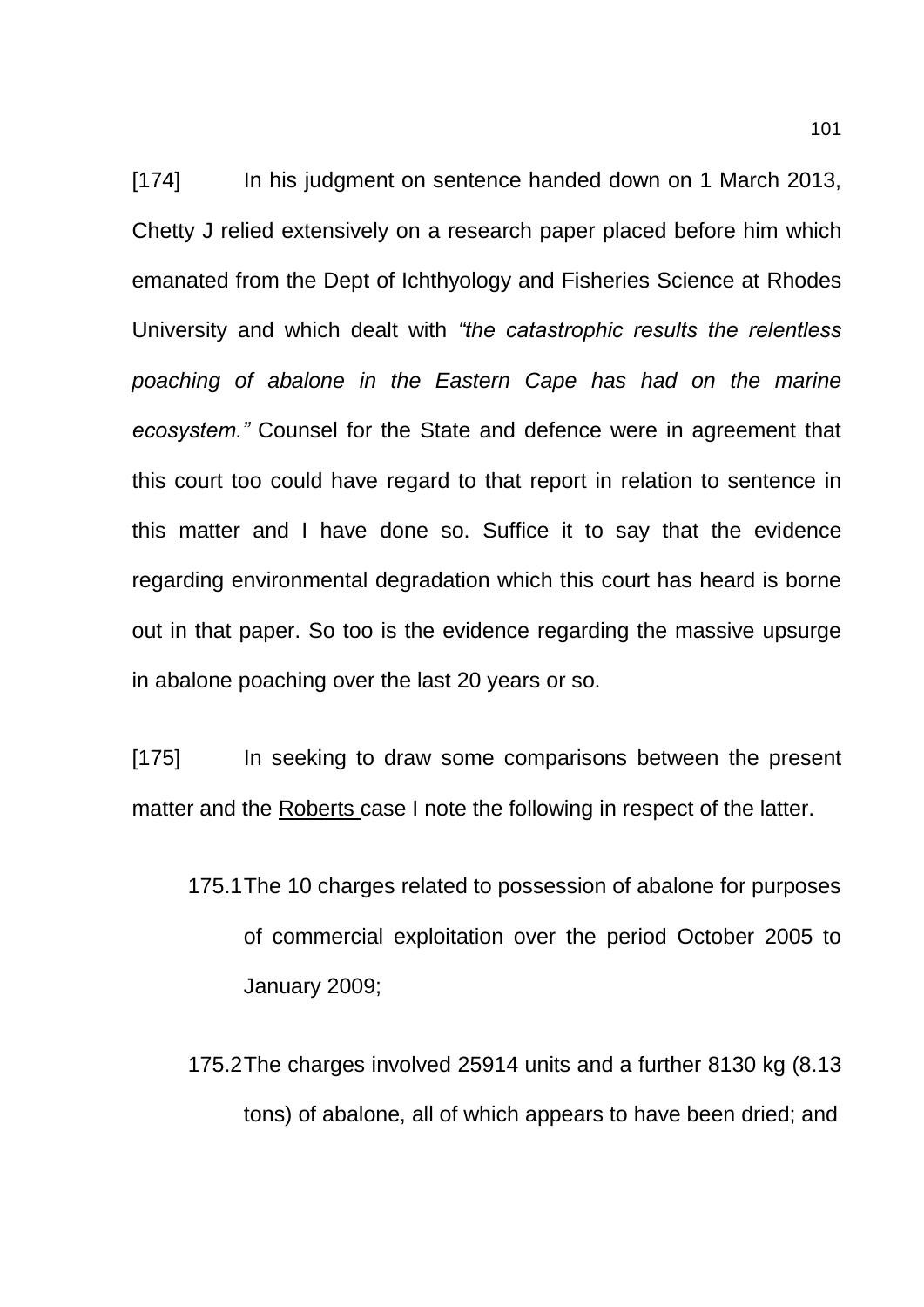[174] In his judgment on sentence handed down on 1 March 2013, Chetty J relied extensively on a research paper placed before him which emanated from the Dept of Ichthyology and Fisheries Science at Rhodes University and which dealt with *"the catastrophic results the relentless poaching of abalone in the Eastern Cape has had on the marine ecosystem."* Counsel for the State and defence were in agreement that this court too could have regard to that report in relation to sentence in this matter and I have done so. Suffice it to say that the evidence regarding environmental degradation which this court has heard is borne out in that paper. So too is the evidence regarding the massive upsurge in abalone poaching over the last 20 years or so.

[175] In seeking to draw some comparisons between the present matter and the <u>Roberts</u> case I note the following in respect of the latter.

175.1 The 10 charges related to possession of abalone for purposes of commercial exploitation over the period October 2005 to January 2009;

175.2 The charges involved 25914 units and a further 8130 kg (8.13 tons) of abalone, all of which appears to have been dried; and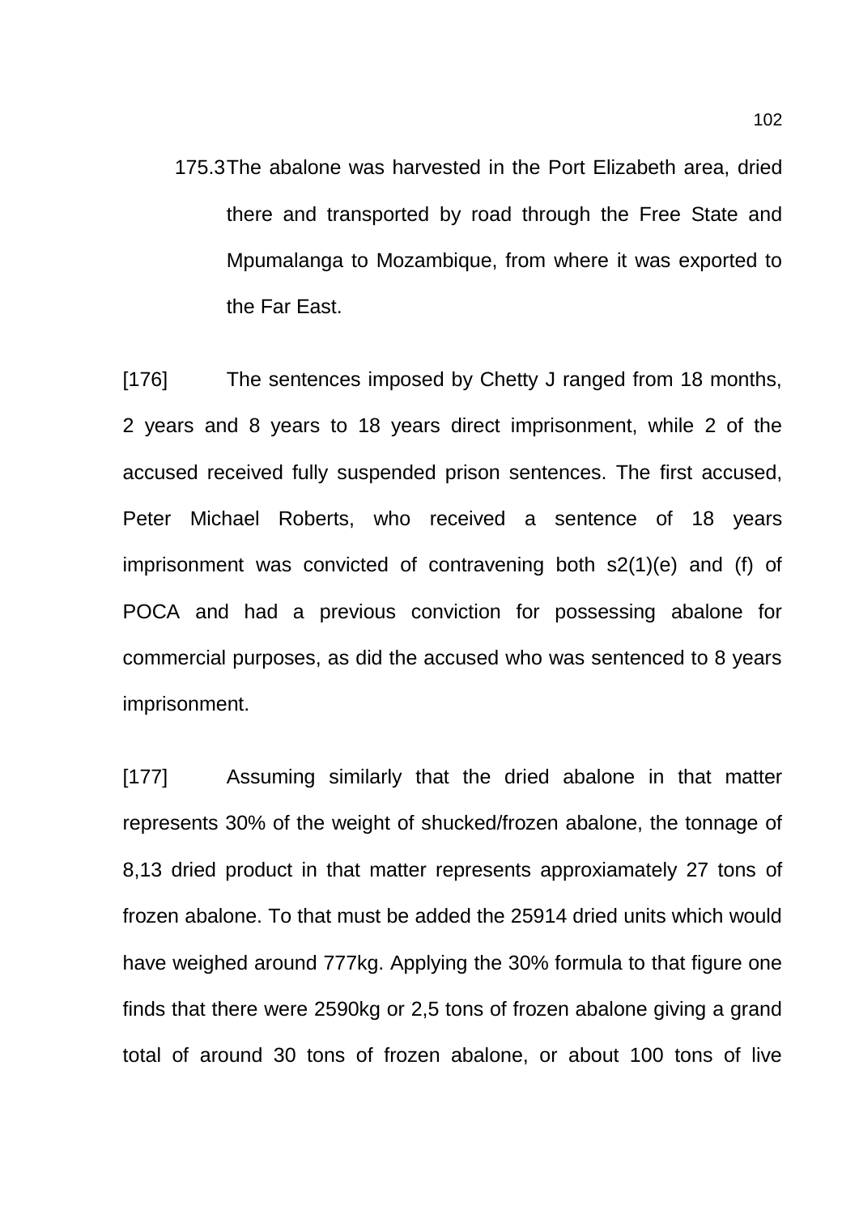175.3 The abalone was harvested in the Port Elizabeth area, dried there and transported by road through the Free State and Mpumalanga to Mozambique, from where it was exported to the Far East.

[176] The sentences imposed by Chetty J ranged from 18 months, 2 years and 8 years to 18 years direct imprisonment, while 2 of the accused received fully suspended prison sentences. The first accused, Peter Michael Roberts, who received a sentence of 18 years imprisonment was convicted of contravening both s2(1)(e) and (f) of POCA and had a previous conviction for possessing abalone for commercial purposes, as did the accused who was sentenced to 8 years imprisonment.

[177] Assuming similarly that the dried abalone in that matter represents 30% of the weight of shucked/frozen abalone, the tonnage of 8,13 dried product in that matter represents approxiamately 27 tons of frozen abalone. To that must be added the 25914 dried units which would have weighed around 777kg. Applying the 30% formula to that figure one finds that there were 2590kg or 2,5 tons of frozen abalone giving a grand total of around 30 tons of frozen abalone, or about 100 tons of live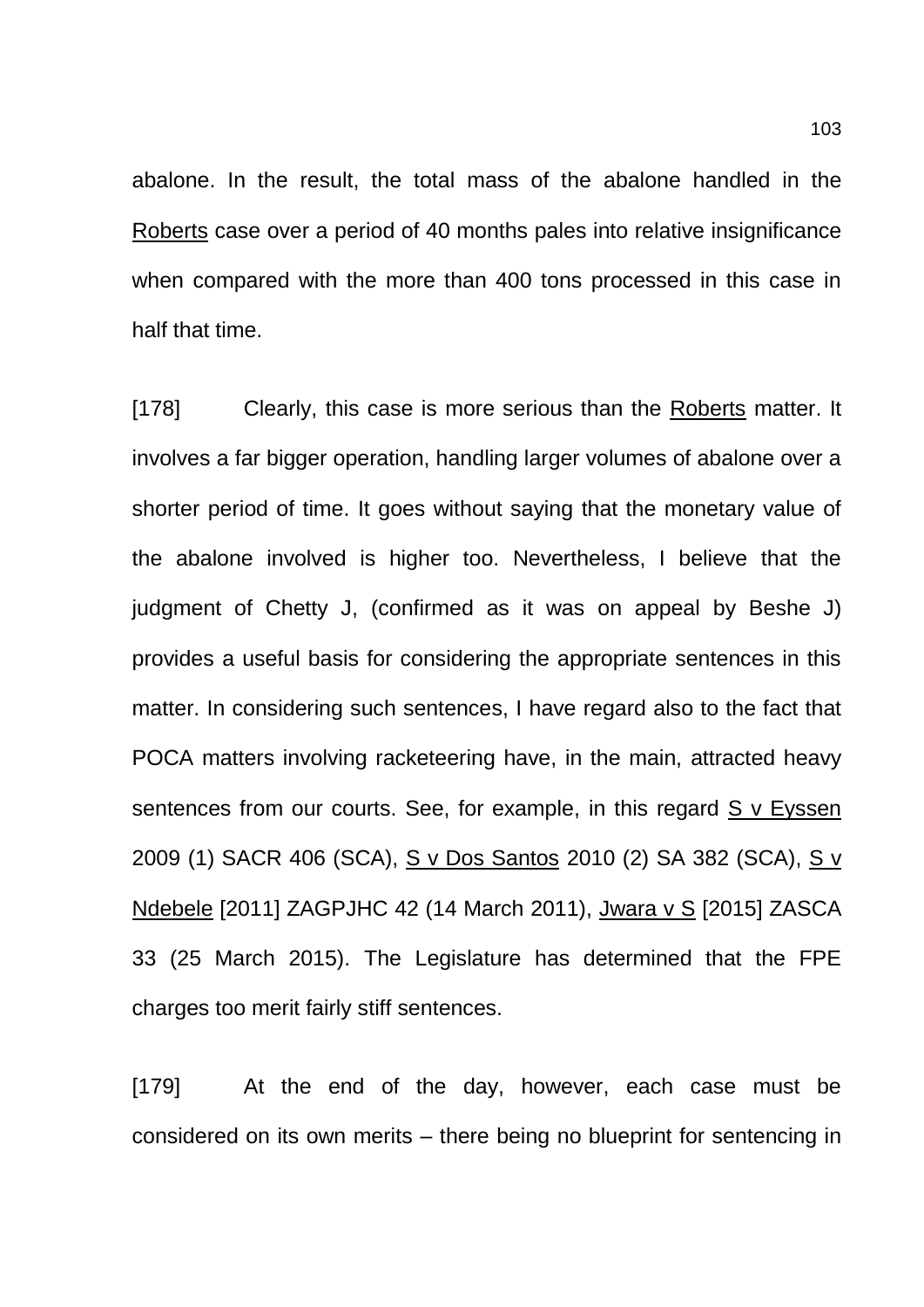abalone. In the result, the total mass of the abalone handled in the Roberts case over a period of 40 months pales into relative insignificance when compared with the more than 400 tons processed in this case in half that time.

[178] Clearly, this case is more serious than the Roberts matter. It involves a far bigger operation, handling larger volumes of abalone over a shorter period of time. It goes without saying that the monetary value of the abalone involved is higher too. Nevertheless, I believe that the judgment of Chetty J, (confirmed as it was on appeal by Beshe J) provides a useful basis for considering the appropriate sentences in this matter. In considering such sentences, I have regard also to the fact that POCA matters involving racketeering have, in the main, attracted heavy sentences from our courts. See, for example, in this regard S v Eyssen 2009 (1) SACR 406 (SCA), S v Dos Santos 2010 (2) SA 382 (SCA), S v Ndebele [2011] ZAGPJHC 42 (14 March 2011), Jwara v S [2015] ZASCA 33 (25 March 2015). The Legislature has determined that the FPE charges too merit fairly stiff sentences.

[179] At the end of the day, however, each case must be considered on its own merits – there being no blueprint for sentencing in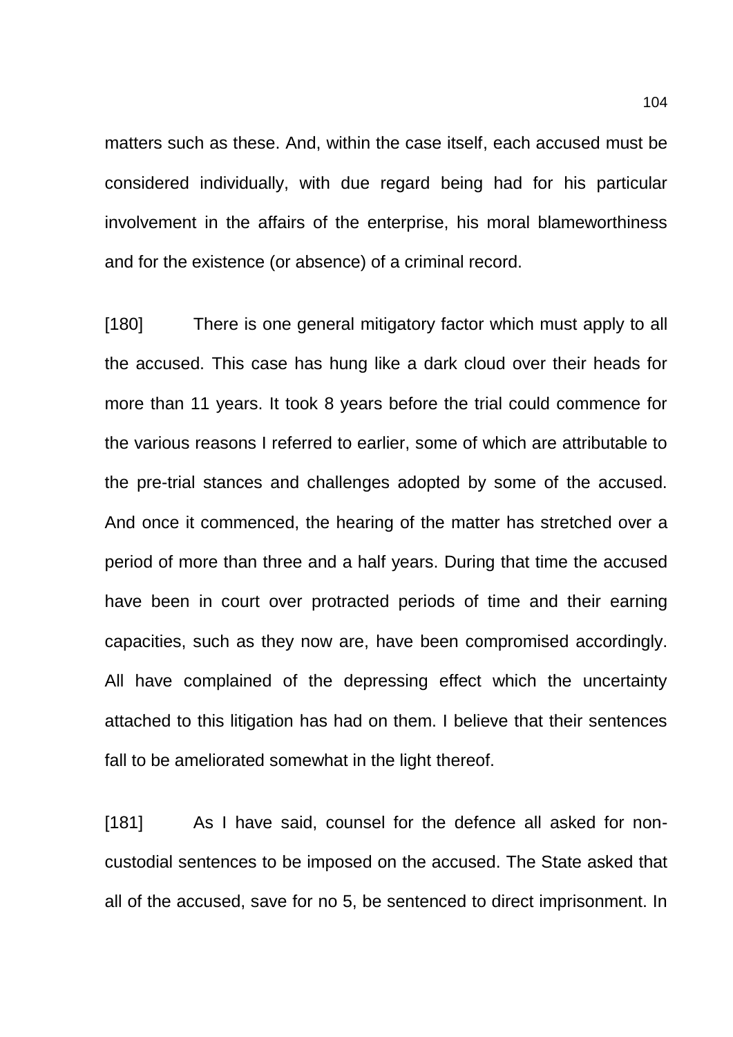matters such as these. And, within the case itself, each accused must be considered individually, with due regard being had for his particular involvement in the affairs of the enterprise, his moral blameworthiness and for the existence (or absence) of a criminal record.

[180] There is one general mitigatory factor which must apply to all the accused. This case has hung like a dark cloud over their heads for more than 11 years. It took 8 years before the trial could commence for the various reasons I referred to earlier, some of which are attributable to the pre-trial stances and challenges adopted by some of the accused. And once it commenced, the hearing of the matter has stretched over a period of more than three and a half years. During that time the accused have been in court over protracted periods of time and their earning capacities, such as they now are, have been compromised accordingly. All have complained of the depressing effect which the uncertainty attached to this litigation has had on them. I believe that their sentences fall to be ameliorated somewhat in the light thereof.

[181] As I have said, counsel for the defence all asked for non-custodial sentences to be imposed on the accused. The State asked that all of the accused, save for no 5, be sentenced to direct imprisonment. In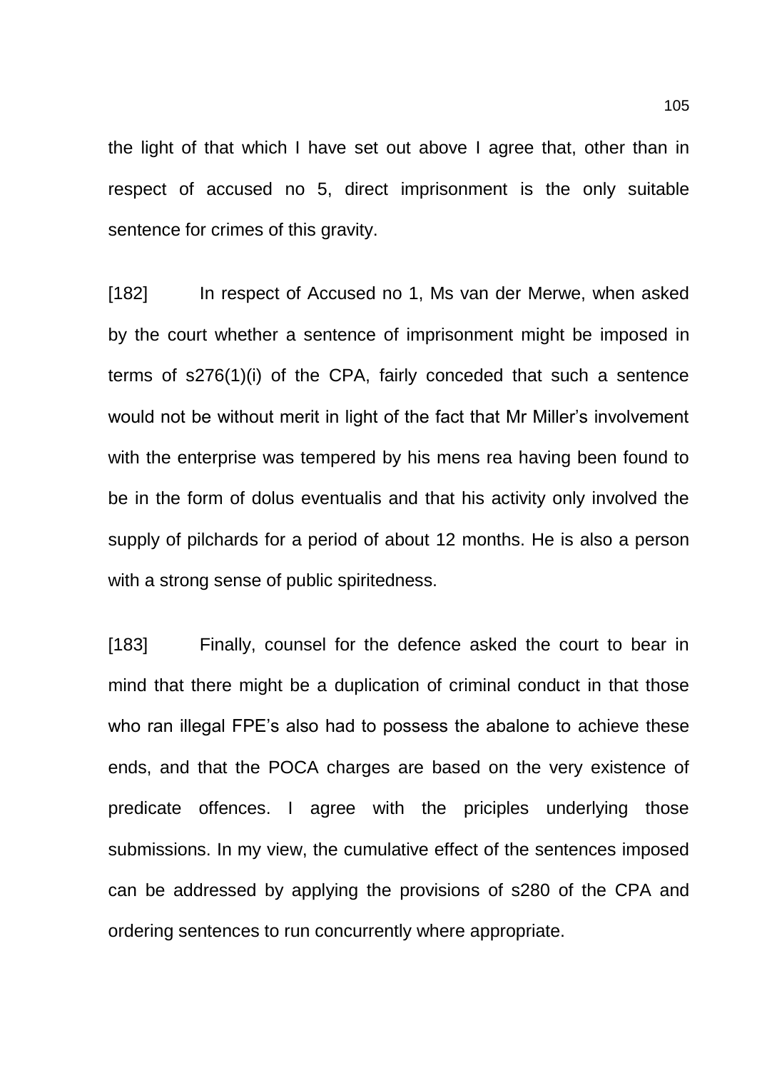the light of that which I have set out above I agree that, other than in respect of accused no 5, direct imprisonment is the only suitable sentence for crimes of this gravity.

[182] In respect of Accused no 1, Ms van der Merwe, when asked by the court whether a sentence of imprisonment might be imposed in terms of s276(1)(i) of the CPA, fairly conceded that such a sentence would not be without merit in light of the fact that Mr Miller's involvement with the enterprise was tempered by his mens rea having been found to be in the form of dolus eventualis and that his activity only involved the supply of pilchards for a period of about 12 months. He is also a person with a strong sense of public spiritedness.

[183] Finally, counsel for the defence asked the court to bear in mind that there might be a duplication of criminal conduct in that those who ran illegal FPE's also had to possess the abalone to achieve these ends, and that the POCA charges are based on the very existence of predicate offences. I agree with the priciples underlying those submissions. In my view, the cumulative effect of the sentences imposed can be addressed by applying the provisions of s280 of the CPA and ordering sentences to run concurrently where appropriate.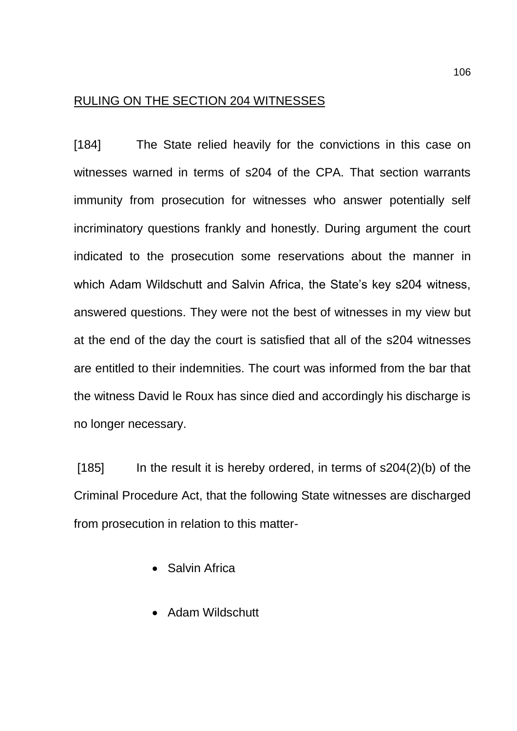RULING ON THE SECTION 204 WITNESSES

[184] The State relied heavily for the convictions in this case on witnesses warned in terms of s204 of the CPA. That section warrants immunity from prosecution for witnesses who answer potentially self incriminatory questions frankly and honestly. During argument the court indicated to the prosecution some reservations about the manner in which Adam Wildschutt and Salvin Africa, the State's key s204 witness, answered questions. They were not the best of witnesses in my view but at the end of the day the court is satisfied that all of the s204 witnesses are entitled to their indemnities. The court was informed from the bar that the witness David le Roux has since died and accordingly his discharge is no longer necessary.

[185] In the result it is hereby ordered, in terms of s204(2)(b) of the Criminal Procedure Act, that the following State witnesses are discharged from prosecution in relation to this matter-

- Salvin Africa
- Adam Wildschutt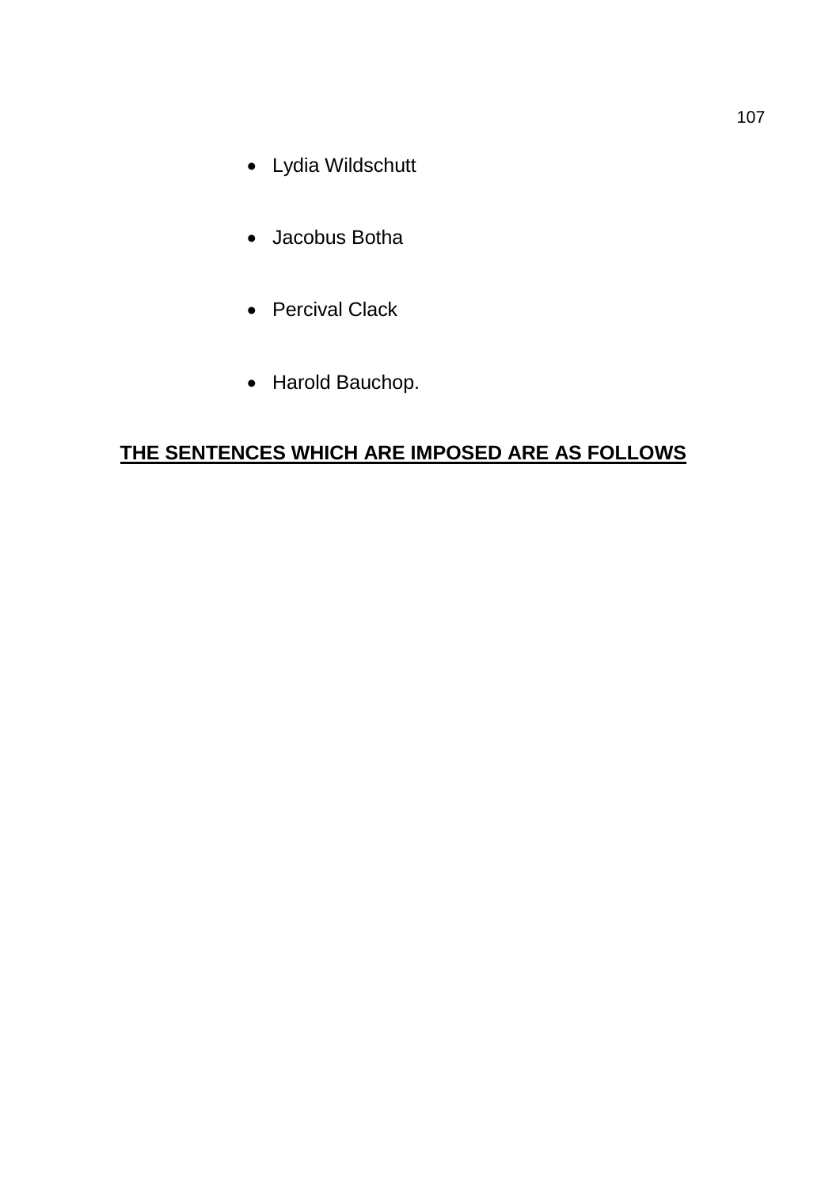- Lydia Wildschutt
- Jacobus Botha
- Percival Clack
- Harold Bauchop.

**<u>THE SENTENCES WHICH ARE IMPOSED ARE AS FOLLOWS</u>**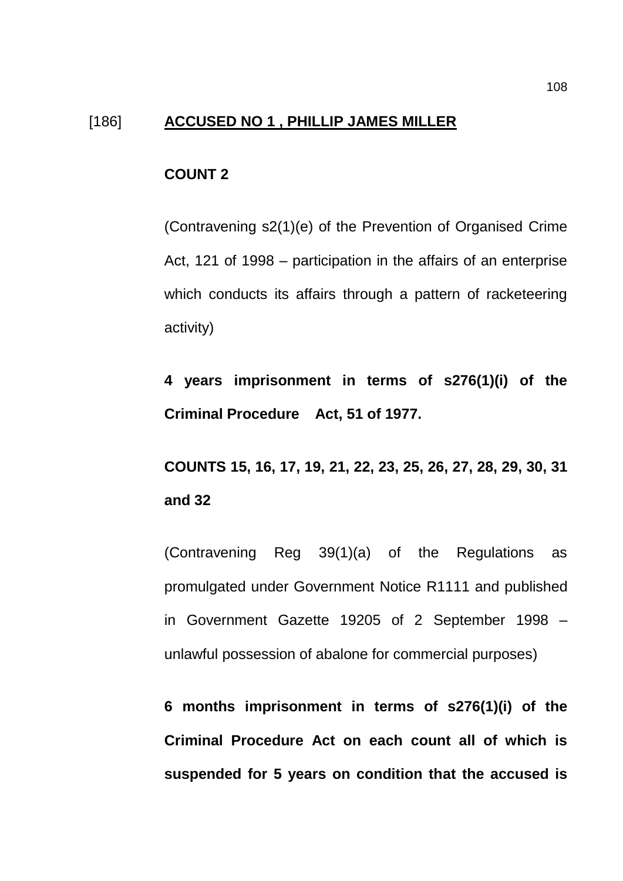[186] **<u>ACCUSED NO 1 , PHILLIP JAMES MILLER</u>**

**COUNT 2**

(Contravening s2(1)(e) of the Prevention of Organised Crime Act, 121 of 1998 – participation in the affairs of an enterprise which conducts its affairs through a pattern of racketeering activity)

**4 years imprisonment in terms of s276(1)(i) of the Criminal Procedure Act, 51 of 1977.**

**COUNTS 15, 16, 17, 19, 21, 22, 23, 25, 26, 27, 28, 29, 30, 31 and 32**

(Contravening Reg 39(1)(a) of the Regulations as promulgated under Government Notice R1111 and published in Government Gazette 19205 of 2 September 1998 – unlawful possession of abalone for commercial purposes)

**6 months imprisonment in terms of s276(1)(i) of the Criminal Procedure Act on each count all of which is suspended for 5 years on condition that the accused is**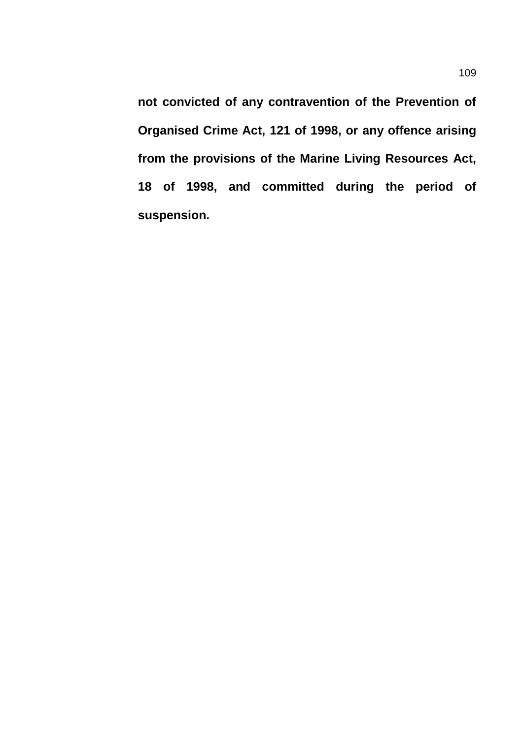**not convicted of any contravention of the Prevention of Organised Crime Act, 121 of 1998, or any offence arising from the provisions of the Marine Living Resources Act, 18 of 1998, and committed during the period of suspension.**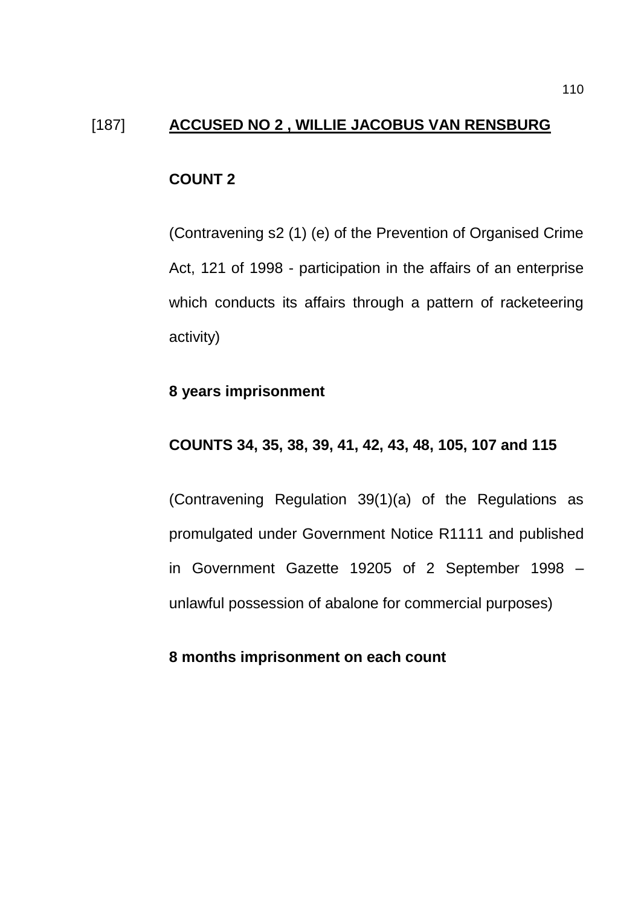[187] **<u>ACCUSED NO 2 , WILLIE JACOBUS VAN RENSBURG</u>**

**COUNT 2**

(Contravening s2 (1) (e) of the Prevention of Organised Crime Act, 121 of 1998 - participation in the affairs of an enterprise which conducts its affairs through a pattern of racketeering activity)

**8 years imprisonment**

**COUNTS 34, 35, 38, 39, 41, 42, 43, 48, 105, 107 and 115**

(Contravening Regulation 39(1)(a) of the Regulations as promulgated under Government Notice R1111 and published in Government Gazette 19205 of 2 September 1998 – unlawful possession of abalone for commercial purposes)

**8 months imprisonment on each count**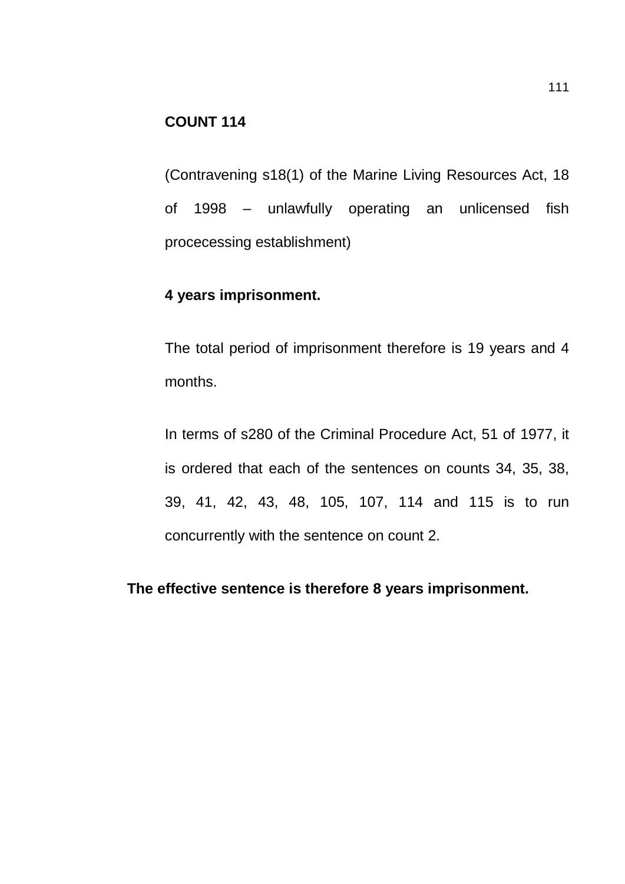**COUNT 114**

(Contravening s18(1) of the Marine Living Resources Act, 18 of 1998 – unlawfully operating an unlicensed fish prococessing establishment)

**4 years imprisonment.**

The total period of imprisonment therefore is 19 years and 4 months.

In terms of s280 of the Criminal Procedure Act, 51 of 1977, it is ordered that each of the sentences on counts 34, 35, 38, 39, 41, 42, 43, 48, 105, 107, 114 and 115 is to run concurrently with the sentence on count 2.

**The effective sentence is therefore 8 years imprisonment.**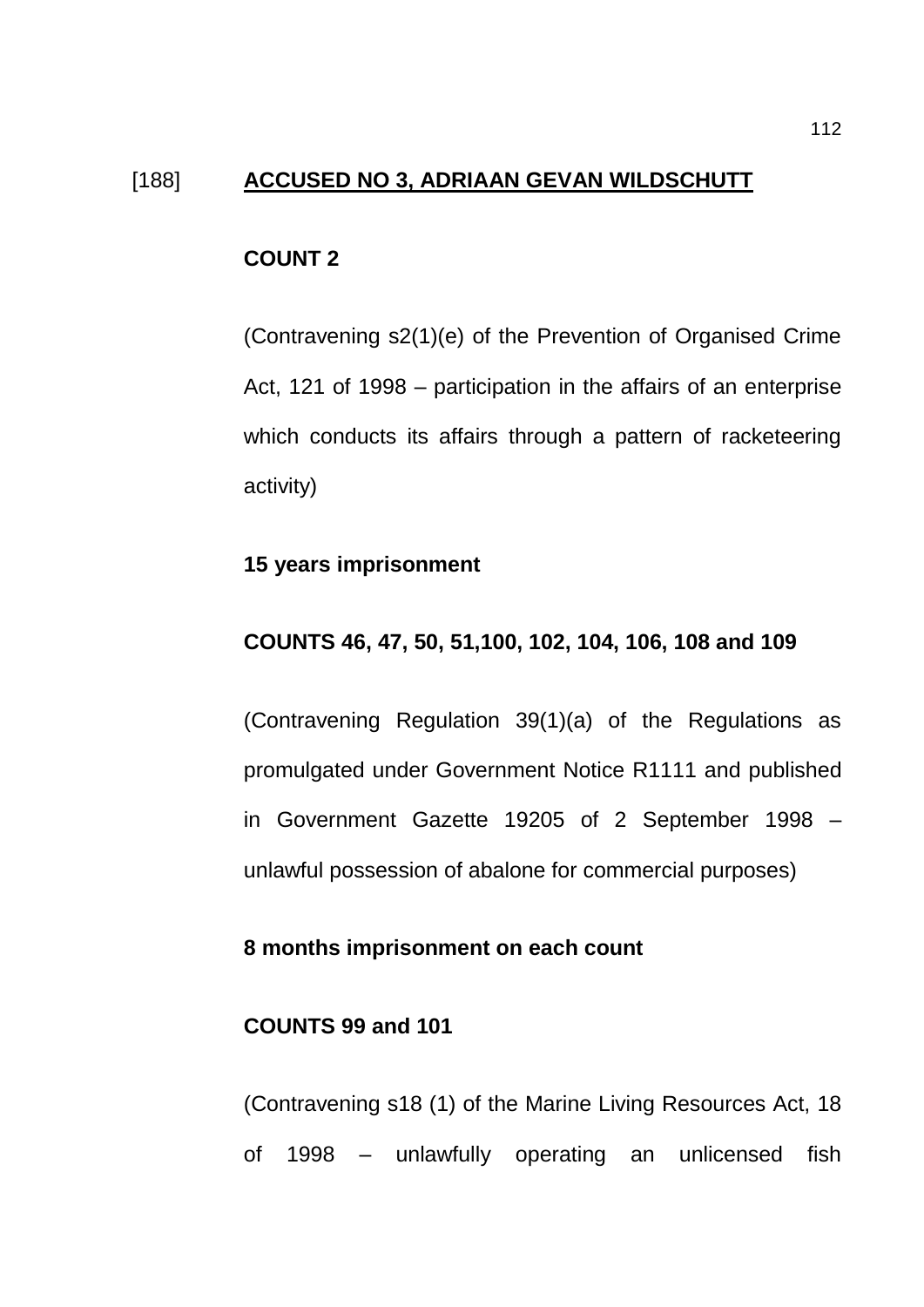[188] **<u>ACCUSED NO 3, ADRIAAN GEVAN WILDSCHUTT</u>**

**COUNT 2**

(Contravening s2(1)(e) of the Prevention of Organised Crime Act, 121 of 1998 – participation in the affairs of an enterprise which conducts its affairs through a pattern of racketeering activity)

**15 years imprisonment**

**COUNTS 46, 47, 50, 51,100, 102, 104, 106, 108 and 109**

(Contravening Regulation 39(1)(a) of the Regulations as promulgated under Government Notice R1111 and published in Government Gazette 19205 of 2 September 1998 – unlawful possession of abalone for commercial purposes)

**8 months imprisonment on each count**

**COUNTS 99 and 101**

(Contravening s18 (1) of the Marine Living Resources Act, 18 of 1998 – unlawfully operating an unlicensed fish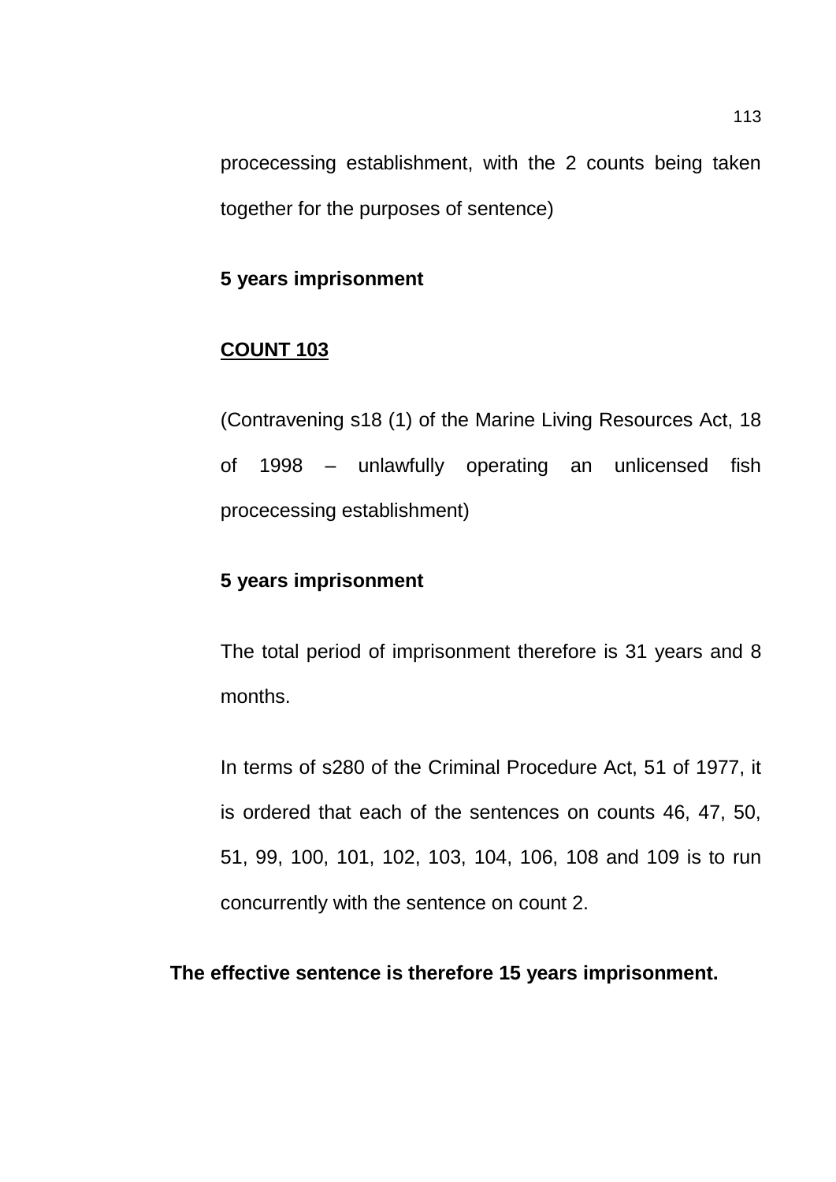prococessing establishment, with the 2 counts being taken together for the purposes of sentence)

**5 years imprisonment**

**<u>COUNT 103</u>**

(Contravening s18 (1) of the Marine Living Resources Act, 18 of 1998 – unlawfully operating an unlicensed fish prococessing establishment)

**5 years imprisonment**

The total period of imprisonment therefore is 31 years and 8 months.

In terms of s280 of the Criminal Procedure Act, 51 of 1977, it is ordered that each of the sentences on counts 46, 47, 50, 51, 99, 100, 101, 102, 103, 104, 106, 108 and 109 is to run concurrently with the sentence on count 2.

**The effective sentence is therefore 15 years imprisonment.**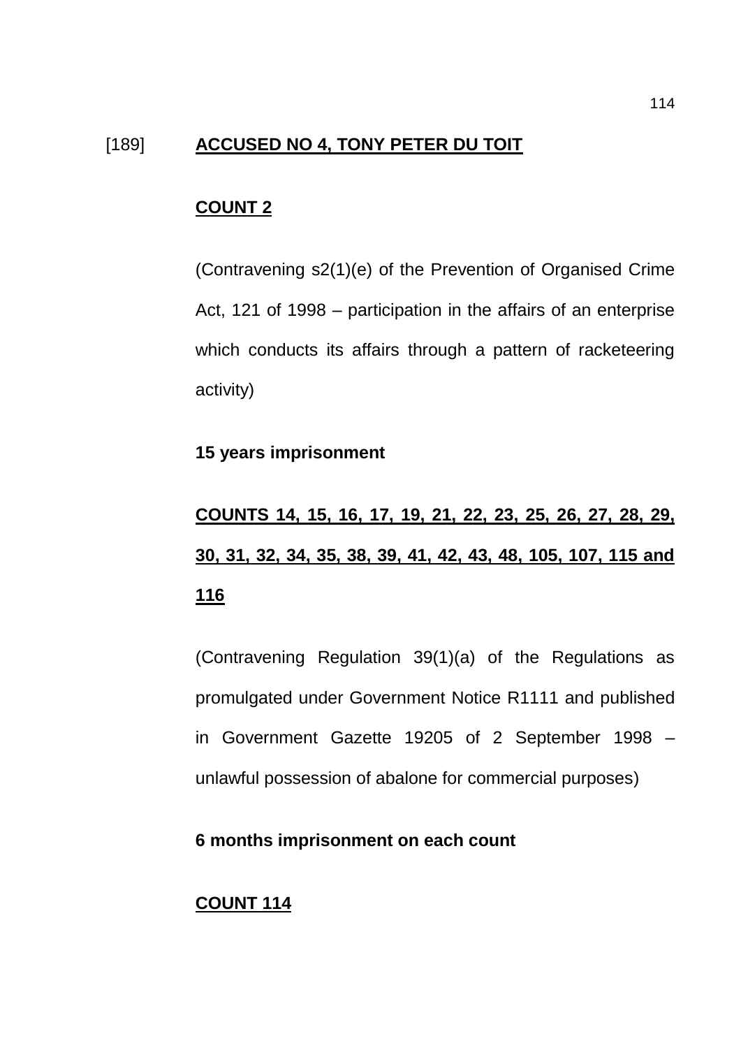[189] **<u>ACCUSED NO 4, TONY PETER DU TOIT</u>**

**<u>COUNT 2</u>**

(Contravening s2(1)(e) of the Prevention of Organised Crime Act, 121 of 1998 – participation in the affairs of an enterprise which conducts its affairs through a pattern of racketeering activity)

**15 years imprisonment**

**<u>COUNTS 14, 15, 16, 17, 19, 21, 22, 23, 25, 26, 27, 28, 29, 30, 31, 32, 34, 35, 38, 39, 41, 42, 43, 48, 105, 107, 115 and 116</u>**

(Contravening Regulation 39(1)(a) of the Regulations as promulgated under Government Notice R1111 and published in Government Gazette 19205 of 2 September 1998 – unlawful possession of abalone for commercial purposes)

**6 months imprisonment on each count**

**<u>COUNT 114</u>**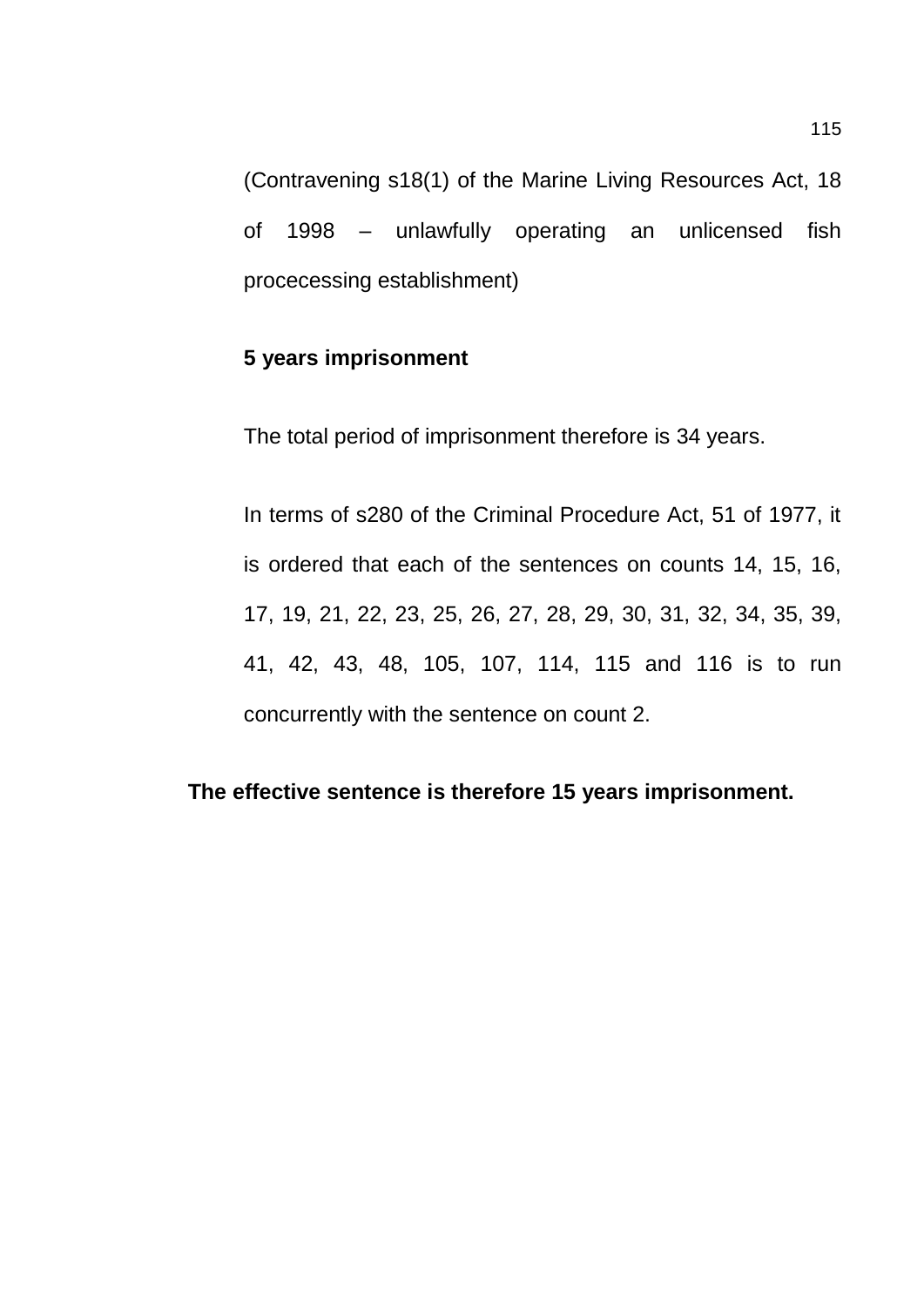(Contravening s18(1) of the Marine Living Resources Act, 18 of 1998 – unlawfully operating an unlicensed fish prococessing establishment)

**5 years imprisonment**

The total period of imprisonment therefore is 34 years.

In terms of s280 of the Criminal Procedure Act, 51 of 1977, it is ordered that each of the sentences on counts 14, 15, 16, 17, 19, 21, 22, 23, 25, 26, 27, 28, 29, 30, 31, 32, 34, 35, 39, 41, 42, 43, 48, 105, 107, 114, 115 and 116 is to run concurrently with the sentence on count 2.

**The effective sentence is therefore 15 years imprisonment.**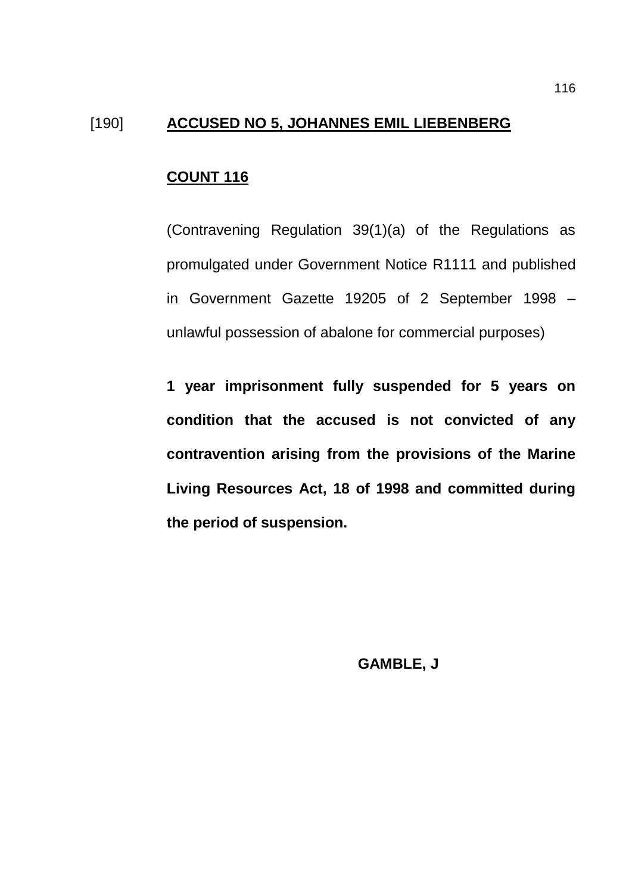[190] **ACCUSED NO 5, JOHANNES EMIL LIEBENBERG**

**COUNT 116**

(Contravening Regulation 39(1)(a) of the Regulations as promulgated under Government Notice R1111 and published in Government Gazette 19205 of 2 September 1998 – unlawful possession of abalone for commercial purposes)

**1 year imprisonment fully suspended for 5 years on condition that the accused is not convicted of any contravention arising from the provisions of the Marine Living Resources Act, 18 of 1998 and committed during the period of suspension.**

**GAMBLE, J**